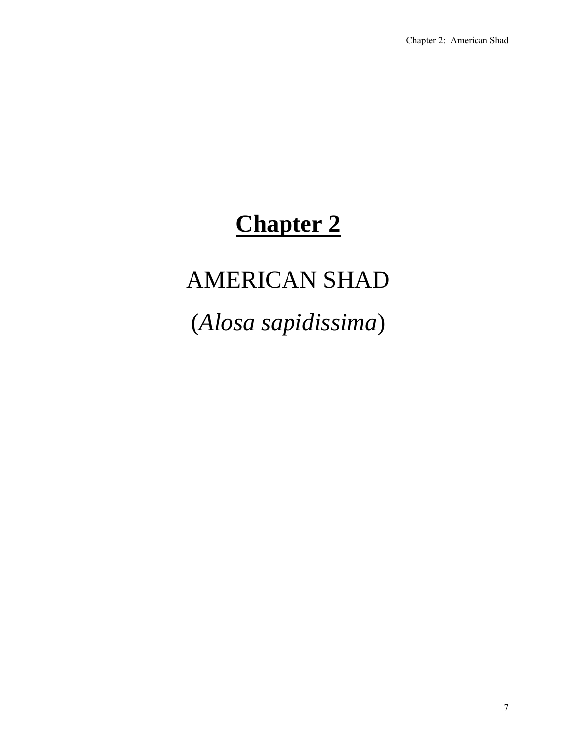# Chapter 2

## AMERICAN SHAD

## (*Alosa sapidissima*)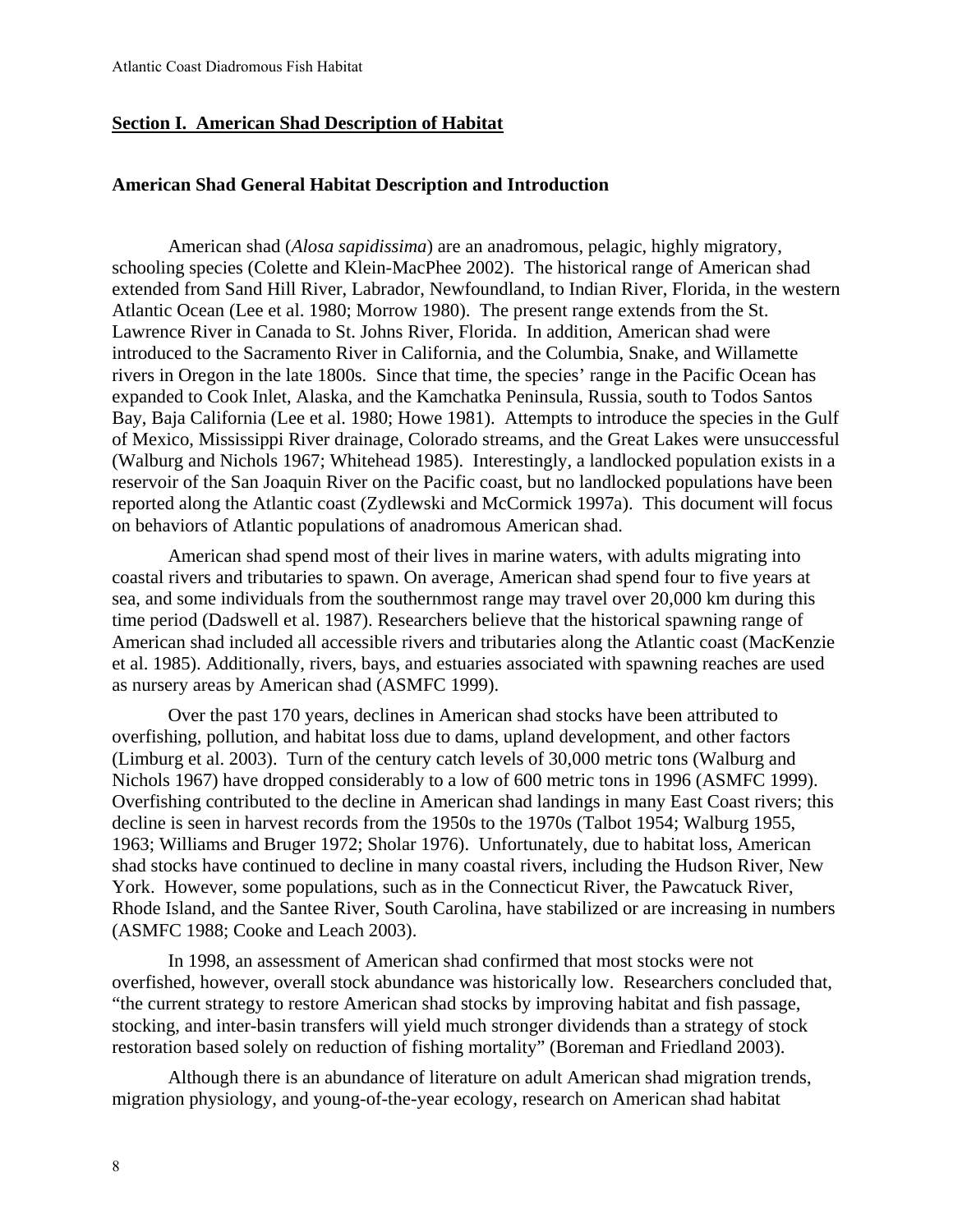## Section I. American Shad Description of Habitat

### American Shad General Habitat Description and Introduction

American shad (*Alosa sapidissima*) are an anadromous, pelagic, highly migratory, schooling species (Colette and Klein-MacPhee 2002). The historical range of American shad extended from Sand Hill River, Labrador, Newfoundland, to Indian River, Florida, in the western Atlantic Ocean (Lee et al. 1980; Morrow 1980). The present range extends from the St. Lawrence River in Canada to St. Johns River, Florida. In addition, American shad were introduced to the Sacramento River in California, and the Columbia, Snake, and Willamette rivers in Oregon in the late 1800s. Since that time, the species' range in the Pacific Ocean has expanded to Cook Inlet, Alaska, and the Kamchatka Peninsula, Russia, south to Todos Santos Bay, Baja California (Lee et al. 1980; Howe 1981). Attempts to introduce the species in the Gulf of Mexico, Mississippi River drainage, Colorado streams, and the Great Lakes were unsuccessful (Walburg and Nichols 1967; Whitehead 1985). Interestingly, a landlocked population exists in a reservoir of the San Joaquin River on the Pacific coast, but no landlocked populations have been reported along the Atlantic coast (Zydlewski and McCormick 1997a). This document will focus on behaviors of Atlantic populations of anadromous American shad.

American shad spend most of their lives in marine waters, with adults migrating into coastal rivers and tributaries to spawn. On average, American shad spend four to five years at sea, and some individuals from the southernmost range may travel over 20,000 km during this time period (Dadswell et al. 1987). Researchers believe that the historical spawning range of American shad included all accessible rivers and tributaries along the Atlantic coast (MacKenzie et al. 1985). Additionally, rivers, bays, and estuaries associated with spawning reaches are used as nursery areas by American shad (ASMFC 1999).

Over the past 170 years, declines in American shad stocks have been attributed to overfishing, pollution, and habitat loss due to dams, upland development, and other factors (Limburg et al. 2003). Turn of the century catch levels of 30,000 metric tons (Walburg and Nichols 1967) have dropped considerably to a low of 600 metric tons in 1996 (ASMFC 1999). Overfishing contributed to the decline in American shad landings in many East Coast rivers; this decline is seen in harvest records from the 1950s to the 1970s (Talbot 1954; Walburg 1955, 1963; Williams and Bruger 1972; Sholar 1976). Unfortunately, due to habitat loss, American shad stocks have continued to decline in many coastal rivers, including the Hudson River, New York. However, some populations, such as in the Connecticut River, the Pawcatuck River, Rhode Island, and the Santee River, South Carolina, have stabilized or are increasing in numbers (ASMFC 1988; Cooke and Leach 2003).

In 1998, an assessment of American shad confirmed that most stocks were not overfished, however, overall stock abundance was historically low. Researchers concluded that, "the current strategy to restore American shad stocks by improving habitat and fish passage, stocking, and inter-basin transfers will yield much stronger dividends than a strategy of stock restoration based solely on reduction of fishing mortality" (Boreman and Friedland 2003).

Although there is an abundance of literature on adult American shad migration trends, migration physiology, and young-of-the-year ecology, research on American shad habitat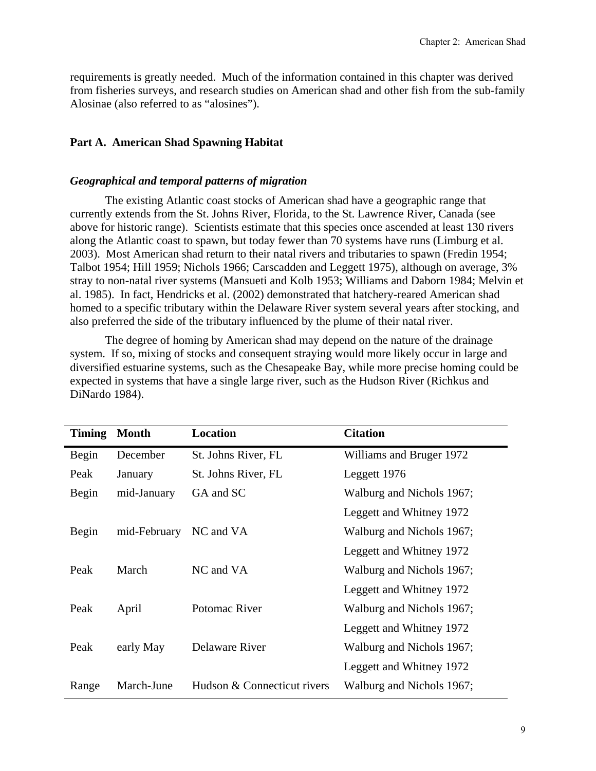requirements is greatly needed. Much of the information contained in this chapter was derived from fisheries surveys, and research studies on American shad and other fish from the sub-family Alosinae (also referred to as "alosines").

## Part A. American Shad Spawning Habitat

### *Geographical and temporal patterns of migration*

The existing Atlantic coast stocks of American shad have a geographic range that currently extends from the St. Johns River, Florida, to the St. Lawrence River, Canada (see above for historic range). Scientists estimate that this species once ascended at least 130 rivers along the Atlantic coast to spawn, but today fewer than 70 systems have runs (Limburg et al. 2003). Most American shad return to their natal rivers and tributaries to spawn (Fredin 1954; Talbot 1954; Hill 1959; Nichols 1966; Carscadden and Leggett 1975), although on average, 3% stray to non-natal river systems (Mansueti and Kolb 1953; Williams and Daborn 1984; Melvin et al. 1985). In fact, Hendricks et al. (2002) demonstrated that hatchery-reared American shad homed to a specific tributary within the Delaware River system several years after stocking, and also preferred the side of the tributary influenced by the plume of their natal river.

The degree of homing by American shad may depend on the nature of the drainage system. If so, mixing of stocks and consequent straying would more likely occur in large and diversified estuarine systems, such as the Chesapeake Bay, while more precise homing could be expected in systems that have a single large river, such as the Hudson River (Richkus and DiNardo 1984).

| Timing | Month | Location | Citation |
|---|---|---|---|
| Begin | December | St. Johns River, FL | Williams and Bruger 1972 |
| Peak | January | St. Johns River, FL | Leggett 1976 |
| Begin | mid-January | GA and SC | Walburg and Nichols 1967; Leggett and Whitney 1972 |
| Begin | mid-February | NC and VA | Walburg and Nichols 1967; Leggett and Whitney 1972 |
| Peak | March | NC and VA | Walburg and Nichols 1967; Leggett and Whitney 1972 |
| Peak | April | Potomac River | Walburg and Nichols 1967; Leggett and Whitney 1972 |
| Peak | early May | Delaware River | Walburg and Nichols 1967; Leggett and Whitney 1972 |
| Range | March-June | Hudson & Connecticut rivers | Walburg and Nichols 1967; |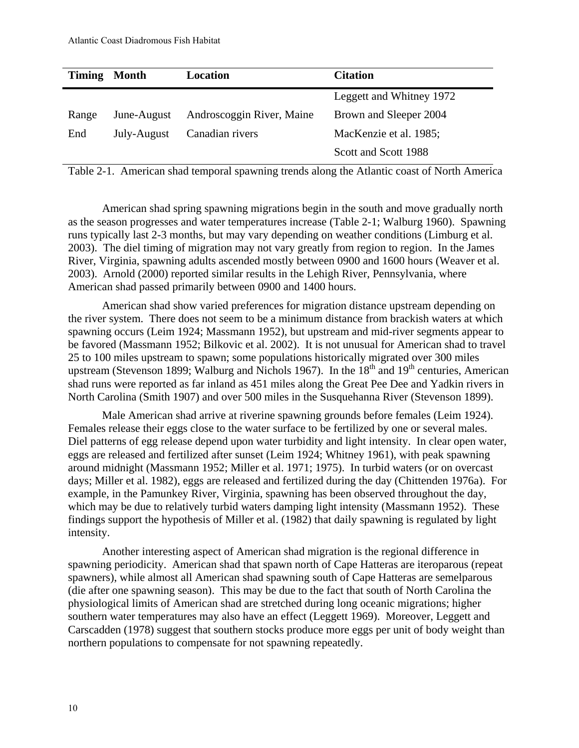| Timing | Month | Location | Citation |
|---|---|---|---|
| | | | Leggett and Whitney 1972 |
| Range | June-August | Androscoggin River, Maine | Brown and Sleeper 2004 |
| End | July-August | Canadian rivers | MacKenzie et al. 1985; Scott and Scott 1988 |

Table 2-1. American shad temporal spawning trends along the Atlantic coast of North America

American shad spring spawning migrations begin in the south and move gradually north as the season progresses and water temperatures increase (Table 2-1; Walburg 1960). Spawning runs typically last 2-3 months, but may vary depending on weather conditions (Limburg et al. 2003). The diel timing of migration may not vary greatly from region to region. In the James River, Virginia, spawning adults ascended mostly between 0900 and 1600 hours (Weaver et al. 2003). Arnold (2000) reported similar results in the Lehigh River, Pennsylvania, where American shad passed primarily between 0900 and 1400 hours.

American shad show varied preferences for migration distance upstream depending on the river system. There does not seem to be a minimum distance from brackish waters at which spawning occurs (Leim 1924; Massmann 1952), but upstream and mid-river segments appear to be favored (Massmann 1952; Bilkovic et al. 2002). It is not unusual for American shad to travel 25 to 100 miles upstream to spawn; some populations historically migrated over 300 miles upstream (Stevenson 1899; Walburg and Nichols 1967). In the 18th and 19th centuries, American shad runs were reported as far inland as 451 miles along the Great Pee Dee and Yadkin rivers in North Carolina (Smith 1907) and over 500 miles in the Susquehanna River (Stevenson 1899).

Male American shad arrive at riverine spawning grounds before females (Leim 1924). Females release their eggs close to the water surface to be fertilized by one or several males. Diel patterns of egg release depend upon water turbidity and light intensity. In clear open water, eggs are released and fertilized after sunset (Leim 1924; Whitney 1961), with peak spawning around midnight (Massmann 1952; Miller et al. 1971; 1975). In turbid waters (or on overcast days; Miller et al. 1982), eggs are released and fertilized during the day (Chittenden 1976a). For example, in the Pamunkey River, Virginia, spawning has been observed throughout the day, which may be due to relatively turbid waters damping light intensity (Massmann 1952). These findings support the hypothesis of Miller et al. (1982) that daily spawning is regulated by light intensity.

Another interesting aspect of American shad migration is the regional difference in spawning periodicity. American shad that spawn north of Cape Hatteras are iteroparous (repeat spawners), while almost all American shad spawning south of Cape Hatteras are semelparous (die after one spawning season). This may be due to the fact that south of North Carolina the physiological limits of American shad are stretched during long oceanic migrations; higher southern water temperatures may also have an effect (Leggett 1969). Moreover, Leggett and Carscadden (1978) suggest that southern stocks produce more eggs per unit of body weight than northern populations to compensate for not spawning repeatedly.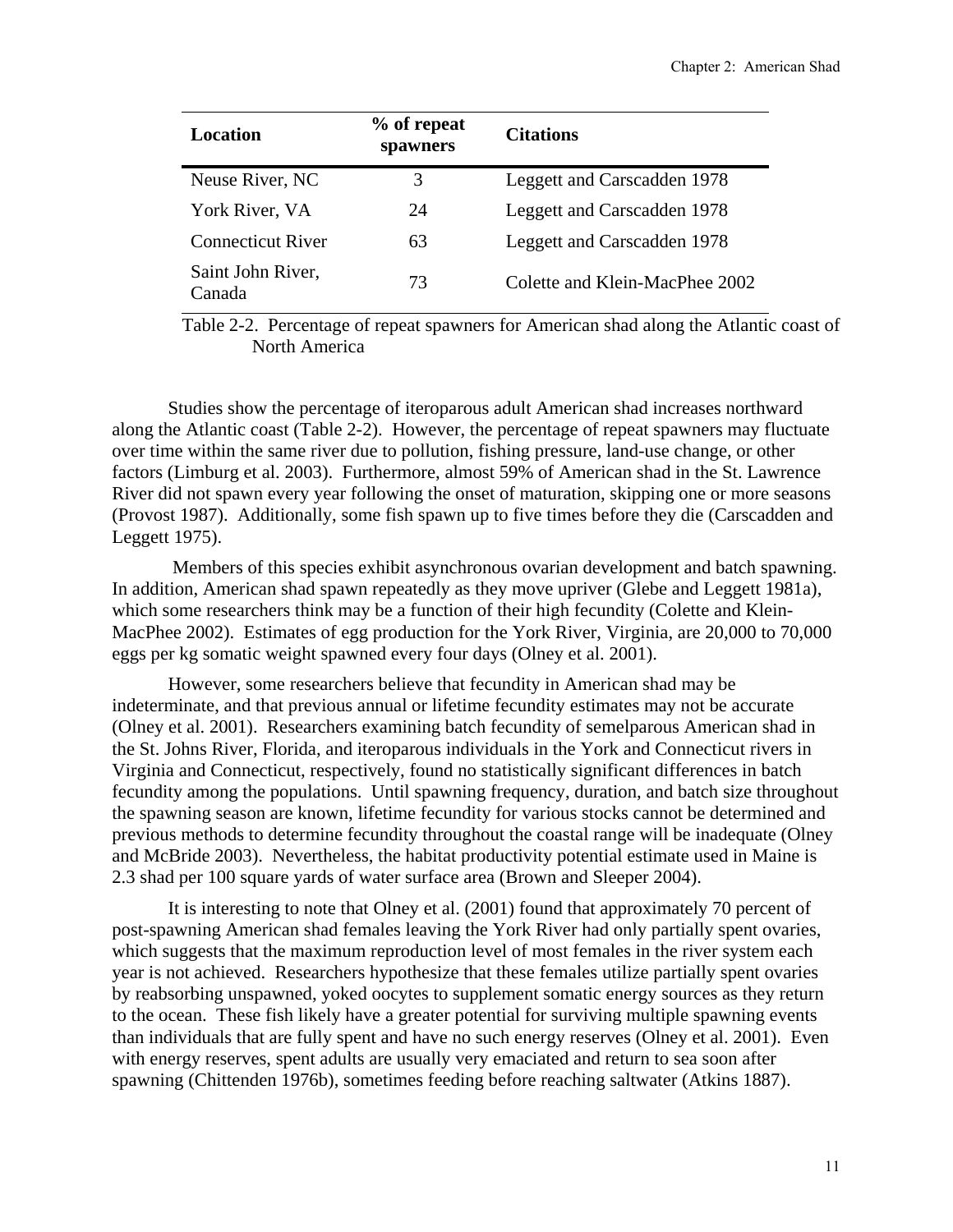| Location | % of repeat spawners | Citations |
| --- | --- | --- |
| Neuse River, NC | 3 | Leggett and Carscadden 1978 |
| York River, VA | 24 | Leggett and Carscadden 1978 |
| Connecticut River | 63 | Leggett and Carscadden 1978 |
| Saint John River, Canada | 73 | Colette and Klein-MacPhee 2002 |

Table 2-2. Percentage of repeat spawners for American shad along the Atlantic coast of North America

Studies show the percentage of iteroparous adult American shad increases northward along the Atlantic coast (Table 2-2). However, the percentage of repeat spawners may fluctuate over time within the same river due to pollution, fishing pressure, land-use change, or other factors (Limburg et al. 2003). Furthermore, almost 59% of American shad in the St. Lawrence River did not spawn every year following the onset of maturation, skipping one or more seasons (Provost 1987). Additionally, some fish spawn up to five times before they die (Carscadden and Leggett 1975).

Members of this species exhibit asynchronous ovarian development and batch spawning. In addition, American shad spawn repeatedly as they move upriver (Glebe and Leggett 1981a), which some researchers think may be a function of their high fecundity (Colette and Klein-MacPhee 2002). Estimates of egg production for the York River, Virginia, are 20,000 to 70,000 eggs per kg somatic weight spawned every four days (Olney et al. 2001).

However, some researchers believe that fecundity in American shad may be indeterminate, and that previous annual or lifetime fecundity estimates may not be accurate (Olney et al. 2001). Researchers examining batch fecundity of semelparous American shad in the St. Johns River, Florida, and iteroparous individuals in the York and Connecticut rivers in Virginia and Connecticut, respectively, found no statistically significant differences in batch fecundity among the populations. Until spawning frequency, duration, and batch size throughout the spawning season are known, lifetime fecundity for various stocks cannot be determined and previous methods to determine fecundity throughout the coastal range will be inadequate (Olney and McBride 2003). Nevertheless, the habitat productivity potential estimate used in Maine is 2.3 shad per 100 square yards of water surface area (Brown and Sleeper 2004).

It is interesting to note that Olney et al. (2001) found that approximately 70 percent of post-spawning American shad females leaving the York River had only partially spent ovaries, which suggests that the maximum reproduction level of most females in the river system each year is not achieved. Researchers hypothesize that these females utilize partially spent ovaries by reabsorbing unspawned, yoked oocytes to supplement somatic energy sources as they return to the ocean. These fish likely have a greater potential for surviving multiple spawning events than individuals that are fully spent and have no such energy reserves (Olney et al. 2001). Even with energy reserves, spent adults are usually very emaciated and return to sea soon after spawning (Chittenden 1976b), sometimes feeding before reaching saltwater (Atkins 1887).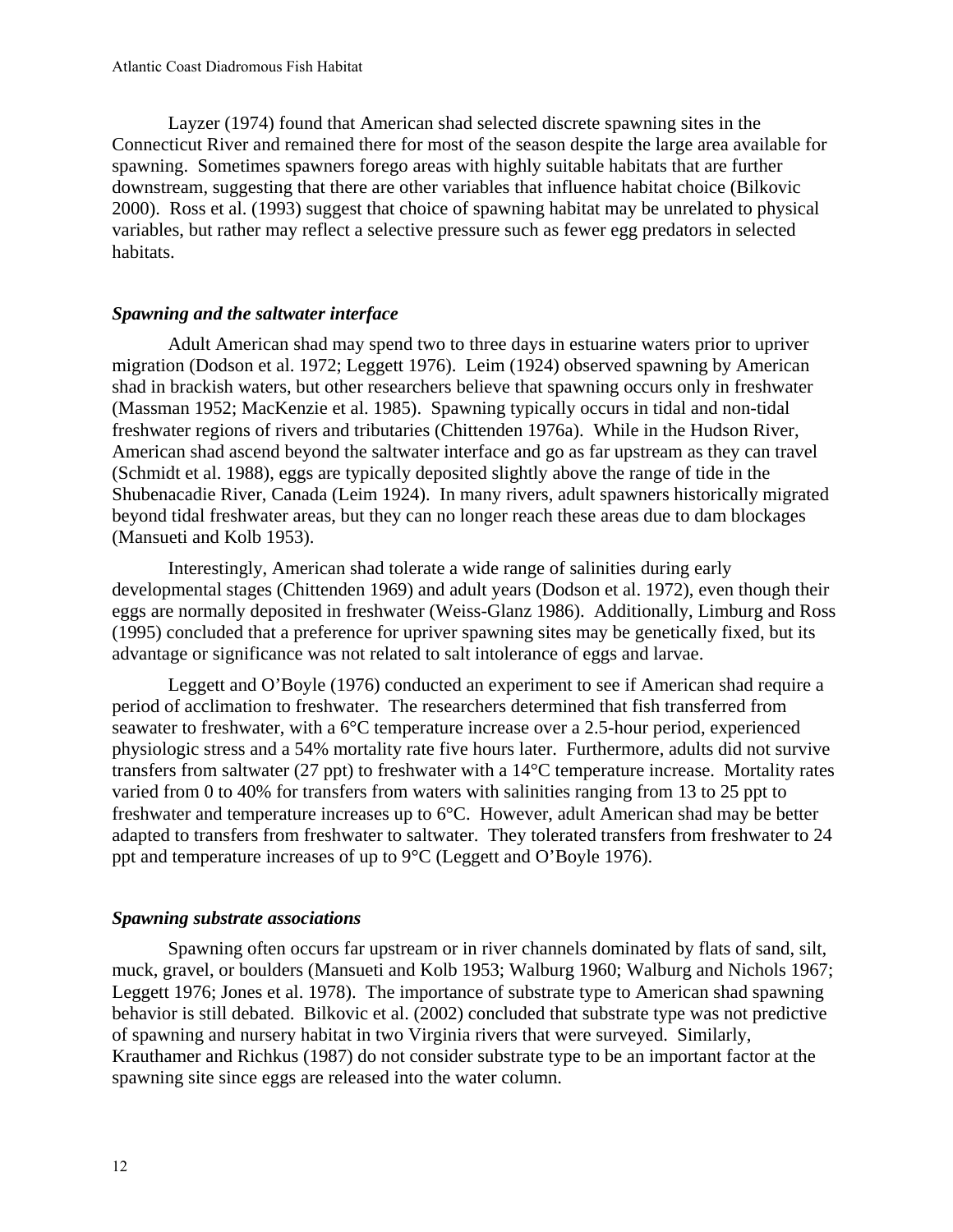Layzer (1974) found that American shad selected discrete spawning sites in the Connecticut River and remained there for most of the season despite the large area available for spawning. Sometimes spawners forego areas with highly suitable habitats that are further downstream, suggesting that there are other variables that influence habitat choice (Bilkovic 2000). Ross et al. (1993) suggest that choice of spawning habitat may be unrelated to physical variables, but rather may reflect a selective pressure such as fewer egg predators in selected habitats.

### *Spawning and the saltwater interface*

Adult American shad may spend two to three days in estuarine waters prior to upriver migration (Dodson et al. 1972; Leggett 1976). Leim (1924) observed spawning by American shad in brackish waters, but other researchers believe that spawning occurs only in freshwater (Massman 1952; MacKenzie et al. 1985). Spawning typically occurs in tidal and non-tidal freshwater regions of rivers and tributaries (Chittenden 1976a). While in the Hudson River, American shad ascend beyond the saltwater interface and go as far upstream as they can travel (Schmidt et al. 1988), eggs are typically deposited slightly above the range of tide in the Shubenacadie River, Canada (Leim 1924). In many rivers, adult spawners historically migrated beyond tidal freshwater areas, but they can no longer reach these areas due to dam blockages (Mansueti and Kolb 1953).

Interestingly, American shad tolerate a wide range of salinities during early developmental stages (Chittenden 1969) and adult years (Dodson et al. 1972), even though their eggs are normally deposited in freshwater (Weiss-Glanz 1986). Additionally, Limburg and Ross (1995) concluded that a preference for upriver spawning sites may be genetically fixed, but its advantage or significance was not related to salt intolerance of eggs and larvae.

Leggett and O'Boyle (1976) conducted an experiment to see if American shad require a period of acclimation to freshwater. The researchers determined that fish transferred from seawater to freshwater, with a 6°C temperature increase over a 2.5-hour period, experienced physiologic stress and a 54% mortality rate five hours later. Furthermore, adults did not survive transfers from saltwater (27 ppt) to freshwater with a 14°C temperature increase. Mortality rates varied from 0 to 40% for transfers from waters with salinities ranging from 13 to 25 ppt to freshwater and temperature increases up to 6°C. However, adult American shad may be better adapted to transfers from freshwater to saltwater. They tolerated transfers from freshwater to 24 ppt and temperature increases of up to 9°C (Leggett and O'Boyle 1976).

### *Spawning substrate associations*

Spawning often occurs far upstream or in river channels dominated by flats of sand, silt, muck, gravel, or boulders (Mansueti and Kolb 1953; Walburg 1960; Walburg and Nichols 1967; Leggett 1976; Jones et al. 1978). The importance of substrate type to American shad spawning behavior is still debated. Bilkovic et al. (2002) concluded that substrate type was not predictive of spawning and nursery habitat in two Virginia rivers that were surveyed. Similarly, Krauthamer and Richkus (1987) do not consider substrate type to be an important factor at the spawning site since eggs are released into the water column.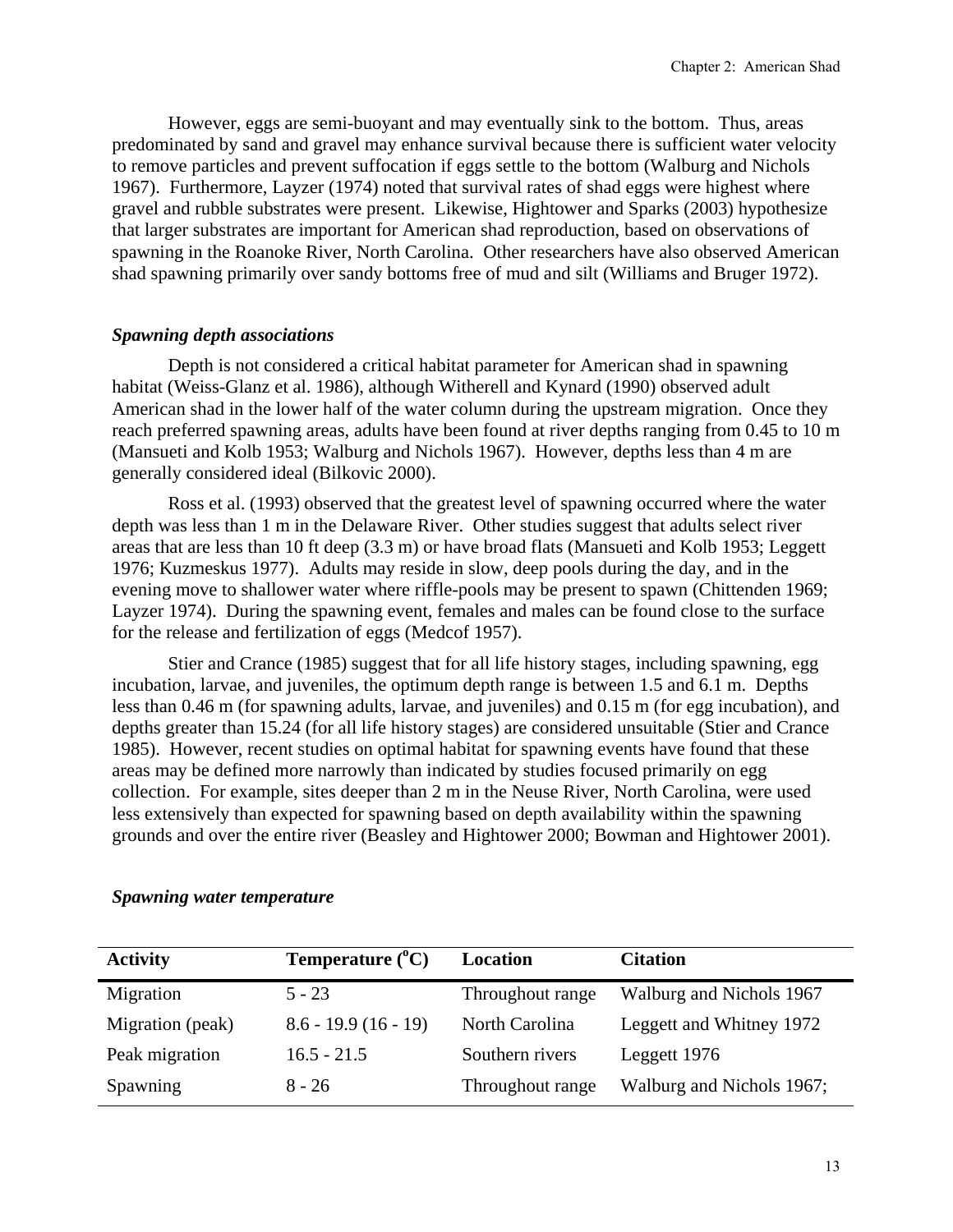However, eggs are semi-buoyant and may eventually sink to the bottom. Thus, areas predominated by sand and gravel may enhance survival because there is sufficient water velocity to remove particles and prevent suffocation if eggs settle to the bottom (Walburg and Nichols 1967). Furthermore, Layzer (1974) noted that survival rates of shad eggs were highest where gravel and rubble substrates were present. Likewise, Hightower and Sparks (2003) hypothesize that larger substrates are important for American shad reproduction, based on observations of spawning in the Roanoke River, North Carolina. Other researchers have also observed American shad spawning primarily over sandy bottoms free of mud and silt (Williams and Bruger 1972).

### *Spawning depth associations*

Depth is not considered a critical habitat parameter for American shad in spawning habitat (Weiss-Glanz et al. 1986), although Witherell and Kynard (1990) observed adult American shad in the lower half of the water column during the upstream migration. Once they reach preferred spawning areas, adults have been found at river depths ranging from 0.45 to 10 m (Mansueti and Kolb 1953; Walburg and Nichols 1967). However, depths less than 4 m are generally considered ideal (Bilkovic 2000).

Ross et al. (1993) observed that the greatest level of spawning occurred where the water depth was less than 1 m in the Delaware River. Other studies suggest that adults select river areas that are less than 10 ft deep (3.3 m) or have broad flats (Mansueti and Kolb 1953; Leggett 1976; Kuzmeskus 1977). Adults may reside in slow, deep pools during the day, and in the evening move to shallower water where riffle-pools may be present to spawn (Chittenden 1969; Layzer 1974). During the spawning event, females and males can be found close to the surface for the release and fertilization of eggs (Medcof 1957).

Stier and Crance (1985) suggest that for all life history stages, including spawning, egg incubation, larvae, and juveniles, the optimum depth range is between 1.5 and 6.1 m. Depths less than 0.46 m (for spawning adults, larvae, and juveniles) and 0.15 m (for egg incubation), and depths greater than 15.24 (for all life history stages) are considered unsuitable (Stier and Crance 1985). However, recent studies on optimal habitat for spawning events have found that these areas may be defined more narrowly than indicated by studies focused primarily on egg collection. For example, sites deeper than 2 m in the Neuse River, North Carolina, were used less extensively than expected for spawning based on depth availability within the spawning grounds and over the entire river (Beasley and Hightower 2000; Bowman and Hightower 2001).

### *Spawning water temperature*

| Activity | Temperature ($^{o}$C) | Location | Citation |
|---|---|---|---|
| Migration | 5 - 23 | Throughout range | Walburg and Nichols 1967 |
| Migration (peak) | 8.6 - 19.9 (16 - 19) | North Carolina | Leggett and Whitney 1972 |
| Peak migration | 16.5 - 21.5 | Southern rivers | Leggett 1976 |
| Spawning | 8 - 26 | Throughout range | Walburg and Nichols 1967; |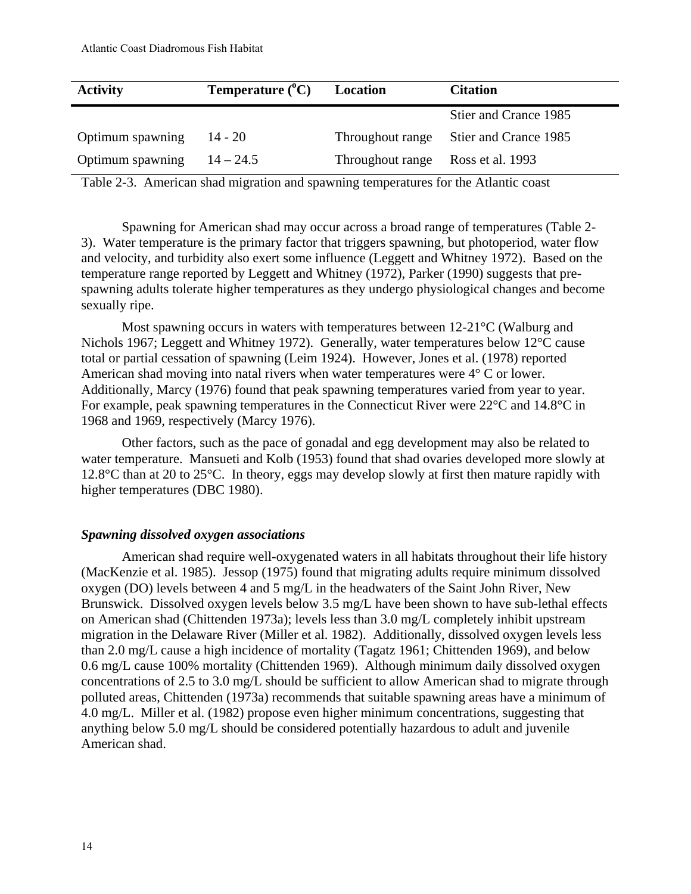| Activity | Temperature (°C) | Location | Citation |
|---|---|---|---|
| | | | Stier and Crance 1985 |
| Optimum spawning | 14 - 20 | Throughout range | Stier and Crance 1985 |
| Optimum spawning | 14 – 24.5 | Throughout range | Ross et al. 1993 |

Table 2-3. American shad migration and spawning temperatures for the Atlantic coast

Spawning for American shad may occur across a broad range of temperatures (Table 2-3). Water temperature is the primary factor that triggers spawning, but photoperiod, water flow and velocity, and turbidity also exert some influence (Leggett and Whitney 1972). Based on the temperature range reported by Leggett and Whitney (1972), Parker (1990) suggests that pre-spawning adults tolerate higher temperatures as they undergo physiological changes and become sexually ripe.

Most spawning occurs in waters with temperatures between 12-21°C (Walburg and Nichols 1967; Leggett and Whitney 1972). Generally, water temperatures below 12°C cause total or partial cessation of spawning (Leim 1924). However, Jones et al. (1978) reported American shad moving into natal rivers when water temperatures were 4° C or lower. Additionally, Marcy (1976) found that peak spawning temperatures varied from year to year. For example, peak spawning temperatures in the Connecticut River were 22°C and 14.8°C in 1968 and 1969, respectively (Marcy 1976).

Other factors, such as the pace of gonadal and egg development may also be related to water temperature. Mansueti and Kolb (1953) found that shad ovaries developed more slowly at 12.8°C than at 20 to 25°C. In theory, eggs may develop slowly at first then mature rapidly with higher temperatures (DBC 1980).

***Spawning dissolved oxygen associations***

American shad require well-oxygenated waters in all habitats throughout their life history (MacKenzie et al. 1985). Jessop (1975) found that migrating adults require minimum dissolved oxygen (DO) levels between 4 and 5 mg/L in the headwaters of the Saint John River, New Brunswick. Dissolved oxygen levels below 3.5 mg/L have been shown to have sub-lethal effects on American shad (Chittenden 1973a); levels less than 3.0 mg/L completely inhibit upstream migration in the Delaware River (Miller et al. 1982). Additionally, dissolved oxygen levels less than 2.0 mg/L cause a high incidence of mortality (Tagatz 1961; Chittenden 1969), and below 0.6 mg/L cause 100% mortality (Chittenden 1969). Although minimum daily dissolved oxygen concentrations of 2.5 to 3.0 mg/L should be sufficient to allow American shad to migrate through polluted areas, Chittenden (1973a) recommends that suitable spawning areas have a minimum of 4.0 mg/L. Miller et al. (1982) propose even higher minimum concentrations, suggesting that anything below 5.0 mg/L should be considered potentially hazardous to adult and juvenile American shad.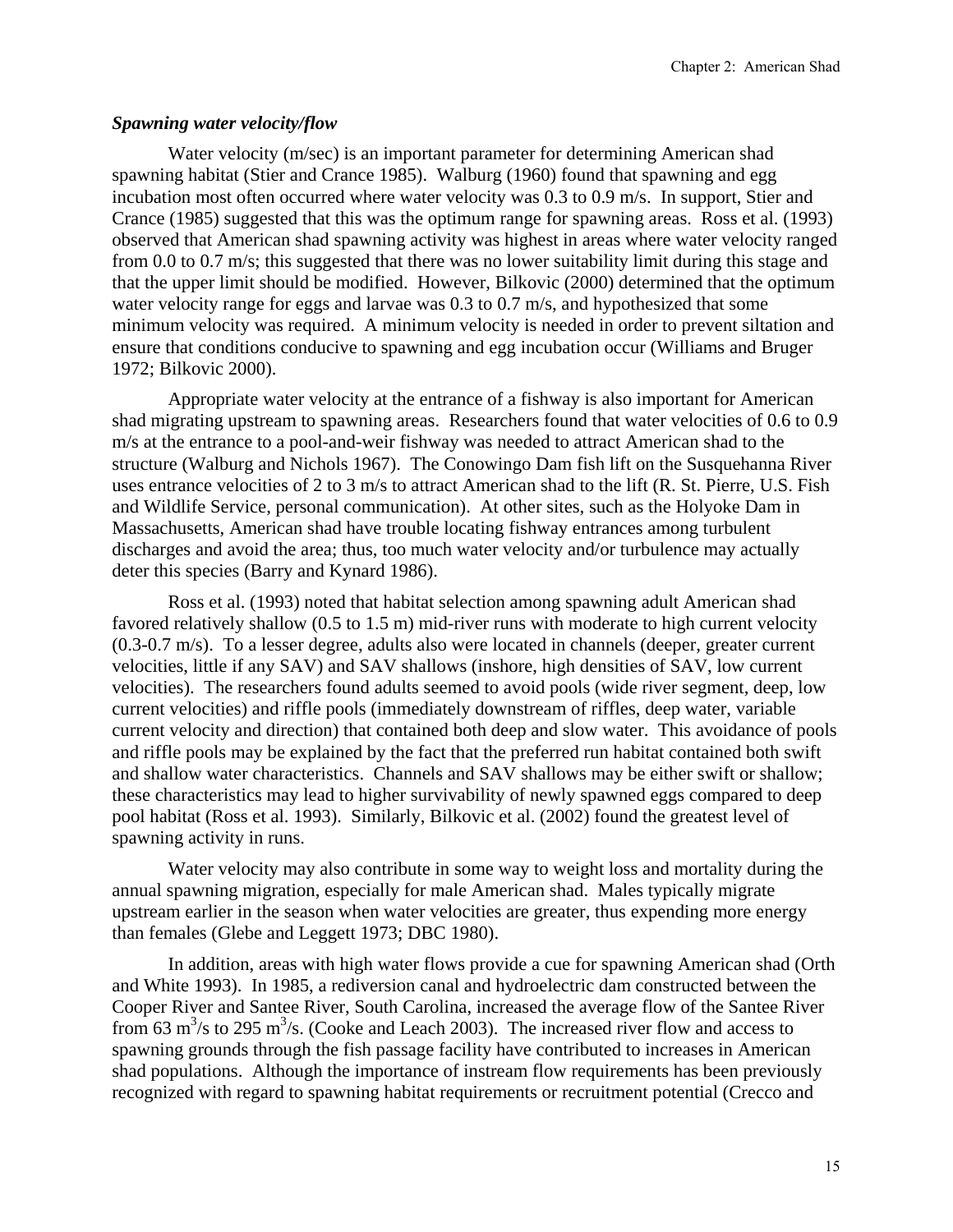### *Spawning water velocity/flow*

Water velocity (m/sec) is an important parameter for determining American shad spawning habitat (Stier and Crance 1985). Walburg (1960) found that spawning and egg incubation most often occurred where water velocity was 0.3 to 0.9 m/s. In support, Stier and Crance (1985) suggested that this was the optimum range for spawning areas. Ross et al. (1993) observed that American shad spawning activity was highest in areas where water velocity ranged from 0.0 to 0.7 m/s; this suggested that there was no lower suitability limit during this stage and that the upper limit should be modified. However, Bilkovic (2000) determined that the optimum water velocity range for eggs and larvae was 0.3 to 0.7 m/s, and hypothesized that some minimum velocity was required. A minimum velocity is needed in order to prevent siltation and ensure that conditions conducive to spawning and egg incubation occur (Williams and Bruger 1972; Bilkovic 2000).

Appropriate water velocity at the entrance of a fishway is also important for American shad migrating upstream to spawning areas. Researchers found that water velocities of 0.6 to 0.9 m/s at the entrance to a pool-and-weir fishway was needed to attract American shad to the structure (Walburg and Nichols 1967). The Conowingo Dam fish lift on the Susquehanna River uses entrance velocities of 2 to 3 m/s to attract American shad to the lift (R. St. Pierre, U.S. Fish and Wildlife Service, personal communication). At other sites, such as the Holyoke Dam in Massachusetts, American shad have trouble locating fishway entrances among turbulent discharges and avoid the area; thus, too much water velocity and/or turbulence may actually deter this species (Barry and Kynard 1986).

Ross et al. (1993) noted that habitat selection among spawning adult American shad favored relatively shallow (0.5 to 1.5 m) mid-river runs with moderate to high current velocity (0.3-0.7 m/s). To a lesser degree, adults also were located in channels (deeper, greater current velocities, little if any SAV) and SAV shallows (inshore, high densities of SAV, low current velocities). The researchers found adults seemed to avoid pools (wide river segment, deep, low current velocities) and riffle pools (immediately downstream of riffles, deep water, variable current velocity and direction) that contained both deep and slow water. This avoidance of pools and riffle pools may be explained by the fact that the preferred run habitat contained both swift and shallow water characteristics. Channels and SAV shallows may be either swift or shallow; these characteristics may lead to higher survivability of newly spawned eggs compared to deep pool habitat (Ross et al. 1993). Similarly, Bilkovic et al. (2002) found the greatest level of spawning activity in runs.

Water velocity may also contribute in some way to weight loss and mortality during the annual spawning migration, especially for male American shad. Males typically migrate upstream earlier in the season when water velocities are greater, thus expending more energy than females (Glebe and Leggett 1973; DBC 1980).

In addition, areas with high water flows provide a cue for spawning American shad (Orth and White 1993). In 1985, a rediversion canal and hydroelectric dam constructed between the Cooper River and Santee River, South Carolina, increased the average flow of the Santee River from 63 $m^3$/s to 295 $m^3$/s. (Cooke and Leach 2003). The increased river flow and access to spawning grounds through the fish passage facility have contributed to increases in American shad populations. Although the importance of instream flow requirements has been previously recognized with regard to spawning habitat requirements or recruitment potential (Crecco and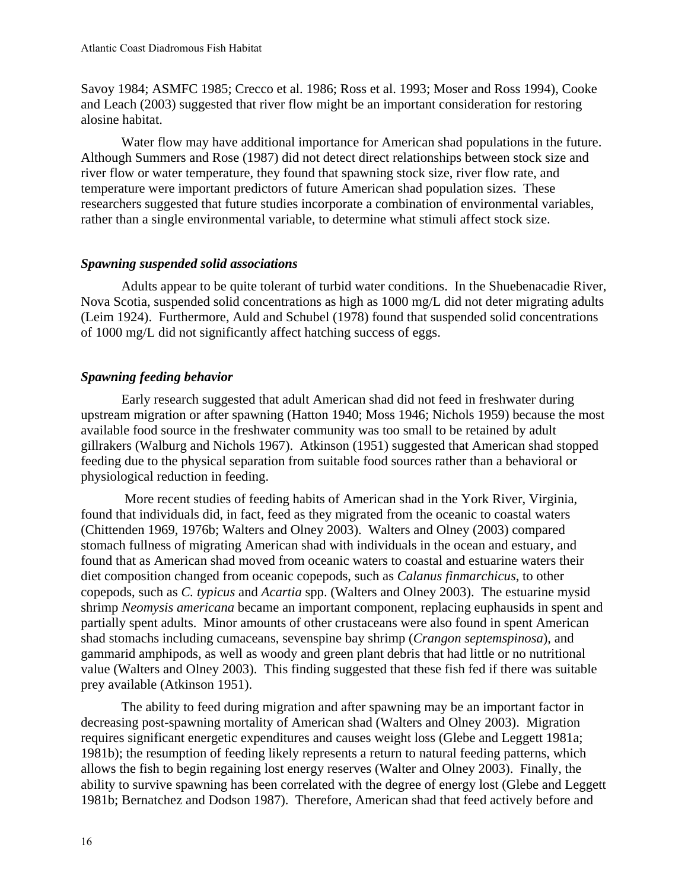Savoy 1984; ASMFC 1985; Crecco et al. 1986; Ross et al. 1993; Moser and Ross 1994), Cooke and Leach (2003) suggested that river flow might be an important consideration for restoring alosine habitat.

Water flow may have additional importance for American shad populations in the future. Although Summers and Rose (1987) did not detect direct relationships between stock size and river flow or water temperature, they found that spawning stock size, river flow rate, and temperature were important predictors of future American shad population sizes. These researchers suggested that future studies incorporate a combination of environmental variables, rather than a single environmental variable, to determine what stimuli affect stock size.

### *Spawning suspended solid associations*

Adults appear to be quite tolerant of turbid water conditions. In the Shuebenacadie River, Nova Scotia, suspended solid concentrations as high as 1000 mg/L did not deter migrating adults (Leim 1924). Furthermore, Auld and Schubel (1978) found that suspended solid concentrations of 1000 mg/L did not significantly affect hatching success of eggs.

### *Spawning feeding behavior*

Early research suggested that adult American shad did not feed in freshwater during upstream migration or after spawning (Hatton 1940; Moss 1946; Nichols 1959) because the most available food source in the freshwater community was too small to be retained by adult gillrakers (Walburg and Nichols 1967). Atkinson (1951) suggested that American shad stopped feeding due to the physical separation from suitable food sources rather than a behavioral or physiological reduction in feeding.

More recent studies of feeding habits of American shad in the York River, Virginia, found that individuals did, in fact, feed as they migrated from the oceanic to coastal waters (Chittenden 1969, 1976b; Walters and Olney 2003). Walters and Olney (2003) compared stomach fullness of migrating American shad with individuals in the ocean and estuary, and found that as American shad moved from oceanic waters to coastal and estuarine waters their diet composition changed from oceanic copepods, such as *Calanus finmarchicus*, to other copepods, such as *C. typicus* and *Acartia* spp. (Walters and Olney 2003). The estuarine mysid shrimp *Neomysis americana* became an important component, replacing euphausids in spent and partially spent adults. Minor amounts of other crustaceans were also found in spent American shad stomachs including cumaceans, sevenspine bay shrimp (*Crangon septemspinosa*), and gammarid amphipods, as well as woody and green plant debris that had little or no nutritional value (Walters and Olney 2003). This finding suggested that these fish fed if there was suitable prey available (Atkinson 1951).

The ability to feed during migration and after spawning may be an important factor in decreasing post-spawning mortality of American shad (Walters and Olney 2003). Migration requires significant energetic expenditures and causes weight loss (Glebe and Leggett 1981a; 1981b); the resumption of feeding likely represents a return to natural feeding patterns, which allows the fish to begin regaining lost energy reserves (Walter and Olney 2003). Finally, the ability to survive spawning has been correlated with the degree of energy lost (Glebe and Leggett 1981b; Bernatchez and Dodson 1987). Therefore, American shad that feed actively before and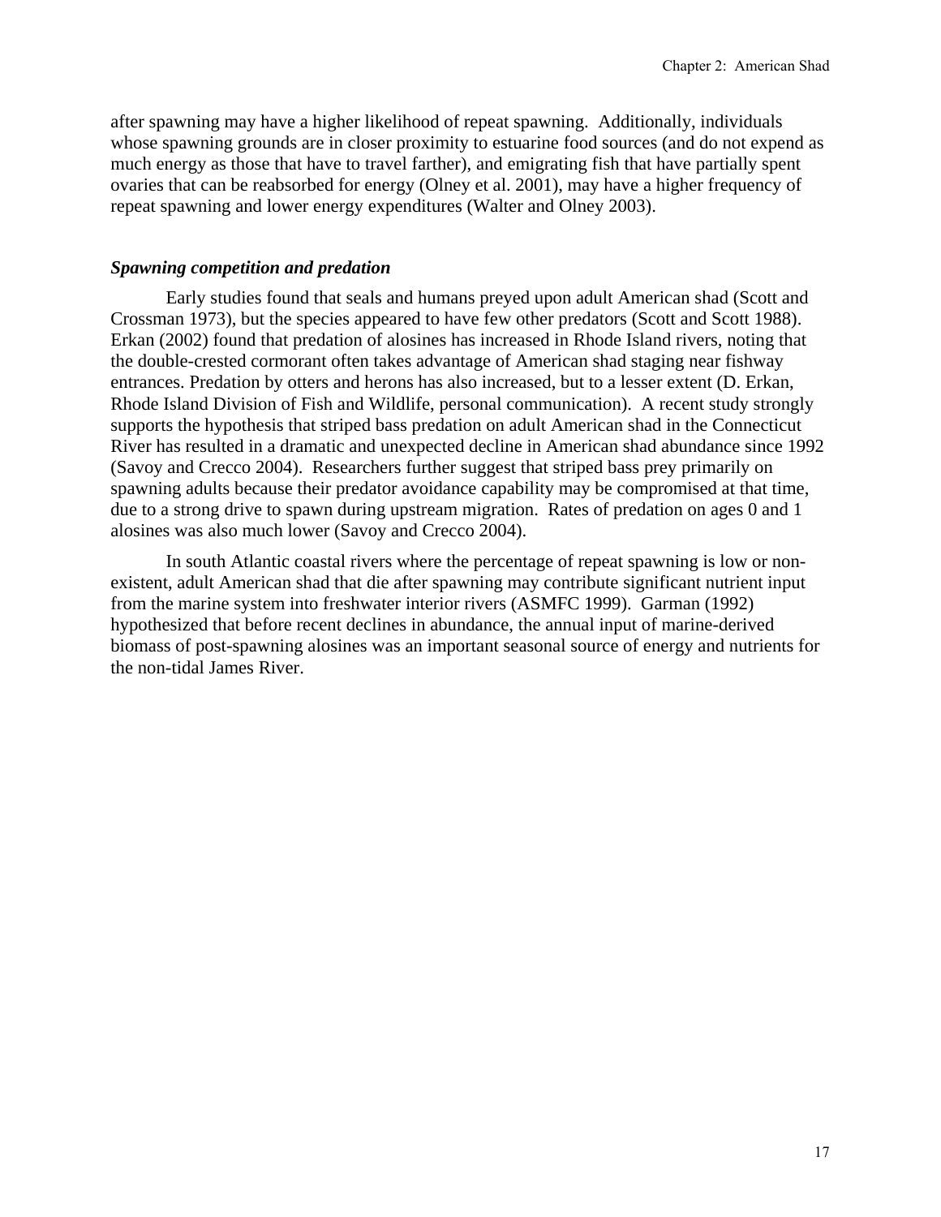after spawning may have a higher likelihood of repeat spawning. Additionally, individuals whose spawning grounds are in closer proximity to estuarine food sources (and do not expend as much energy as those that have to travel farther), and emigrating fish that have partially spent ovaries that can be reabsorbed for energy (Olney et al. 2001), may have a higher frequency of repeat spawning and lower energy expenditures (Walter and Olney 2003).

### *Spawning competition and predation*

Early studies found that seals and humans preyed upon adult American shad (Scott and Crossman 1973), but the species appeared to have few other predators (Scott and Scott 1988). Erkan (2002) found that predation of alosines has increased in Rhode Island rivers, noting that the double-crested cormorant often takes advantage of American shad staging near fishway entrances. Predation by otters and herons has also increased, but to a lesser extent (D. Erkan, Rhode Island Division of Fish and Wildlife, personal communication). A recent study strongly supports the hypothesis that striped bass predation on adult American shad in the Connecticut River has resulted in a dramatic and unexpected decline in American shad abundance since 1992 (Savoy and Crecco 2004). Researchers further suggest that striped bass prey primarily on spawning adults because their predator avoidance capability may be compromised at that time, due to a strong drive to spawn during upstream migration. Rates of predation on ages 0 and 1 alosines was also much lower (Savoy and Crecco 2004).

In south Atlantic coastal rivers where the percentage of repeat spawning is low or non-existent, adult American shad that die after spawning may contribute significant nutrient input from the marine system into freshwater interior rivers (ASMFC 1999). Garman (1992) hypothesized that before recent declines in abundance, the annual input of marine-derived biomass of post-spawning alosines was an important seasonal source of energy and nutrients for the non-tidal James River.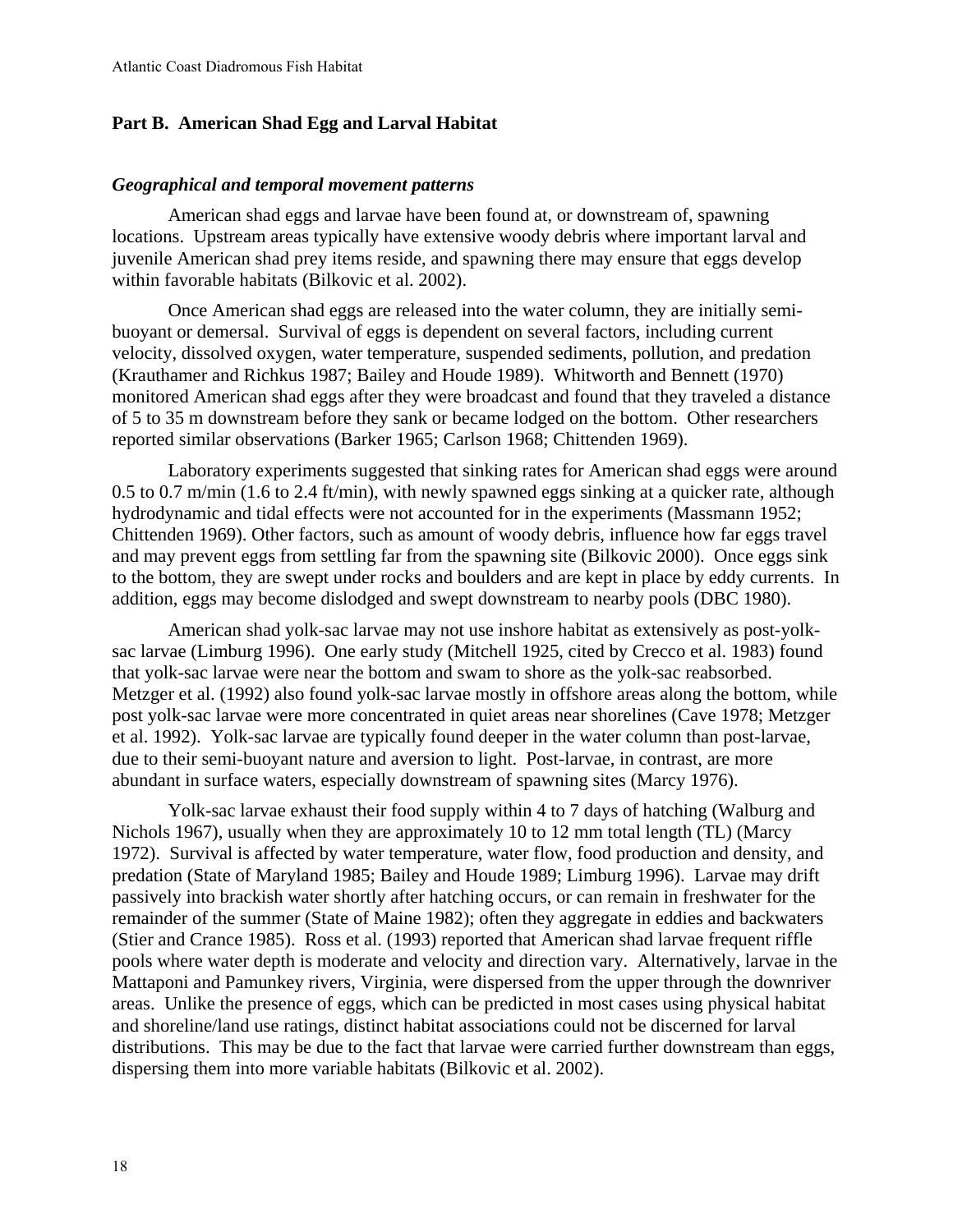## Part B. American Shad Egg and Larval Habitat

### *Geographical and temporal movement patterns*

American shad eggs and larvae have been found at, or downstream of, spawning locations. Upstream areas typically have extensive woody debris where important larval and juvenile American shad prey items reside, and spawning there may ensure that eggs develop within favorable habitats (Bilkovic et al. 2002).

Once American shad eggs are released into the water column, they are initially semi-buoyant or demersal. Survival of eggs is dependent on several factors, including current velocity, dissolved oxygen, water temperature, suspended sediments, pollution, and predation (Krauthamer and Richkus 1987; Bailey and Houde 1989). Whitworth and Bennett (1970) monitored American shad eggs after they were broadcast and found that they traveled a distance of 5 to 35 m downstream before they sank or became lodged on the bottom. Other researchers reported similar observations (Barker 1965; Carlson 1968; Chittenden 1969).

Laboratory experiments suggested that sinking rates for American shad eggs were around 0.5 to 0.7 m/min (1.6 to 2.4 ft/min), with newly spawned eggs sinking at a quicker rate, although hydrodynamic and tidal effects were not accounted for in the experiments (Massmann 1952; Chittenden 1969). Other factors, such as amount of woody debris, influence how far eggs travel and may prevent eggs from settling far from the spawning site (Bilkovic 2000). Once eggs sink to the bottom, they are swept under rocks and boulders and are kept in place by eddy currents. In addition, eggs may become dislodged and swept downstream to nearby pools (DBC 1980).

American shad yolk-sac larvae may not use inshore habitat as extensively as post-yolk-sac larvae (Limburg 1996). One early study (Mitchell 1925, cited by Crecco et al. 1983) found that yolk-sac larvae were near the bottom and swam to shore as the yolk-sac reabsorbed. Metzger et al. (1992) also found yolk-sac larvae mostly in offshore areas along the bottom, while post yolk-sac larvae were more concentrated in quiet areas near shorelines (Cave 1978; Metzger et al. 1992). Yolk-sac larvae are typically found deeper in the water column than post-larvae, due to their semi-buoyant nature and aversion to light. Post-larvae, in contrast, are more abundant in surface waters, especially downstream of spawning sites (Marcy 1976).

Yolk-sac larvae exhaust their food supply within 4 to 7 days of hatching (Walburg and Nichols 1967), usually when they are approximately 10 to 12 mm total length (TL) (Marcy 1972). Survival is affected by water temperature, water flow, food production and density, and predation (State of Maryland 1985; Bailey and Houde 1989; Limburg 1996). Larvae may drift passively into brackish water shortly after hatching occurs, or can remain in freshwater for the remainder of the summer (State of Maine 1982); often they aggregate in eddies and backwaters (Stier and Crance 1985). Ross et al. (1993) reported that American shad larvae frequent riffle pools where water depth is moderate and velocity and direction vary. Alternatively, larvae in the Mattaponi and Pamunkey rivers, Virginia, were dispersed from the upper through the downriver areas. Unlike the presence of eggs, which can be predicted in most cases using physical habitat and shoreline/land use ratings, distinct habitat associations could not be discerned for larval distributions. This may be due to the fact that larvae were carried further downstream than eggs, dispersing them into more variable habitats (Bilkovic et al. 2002).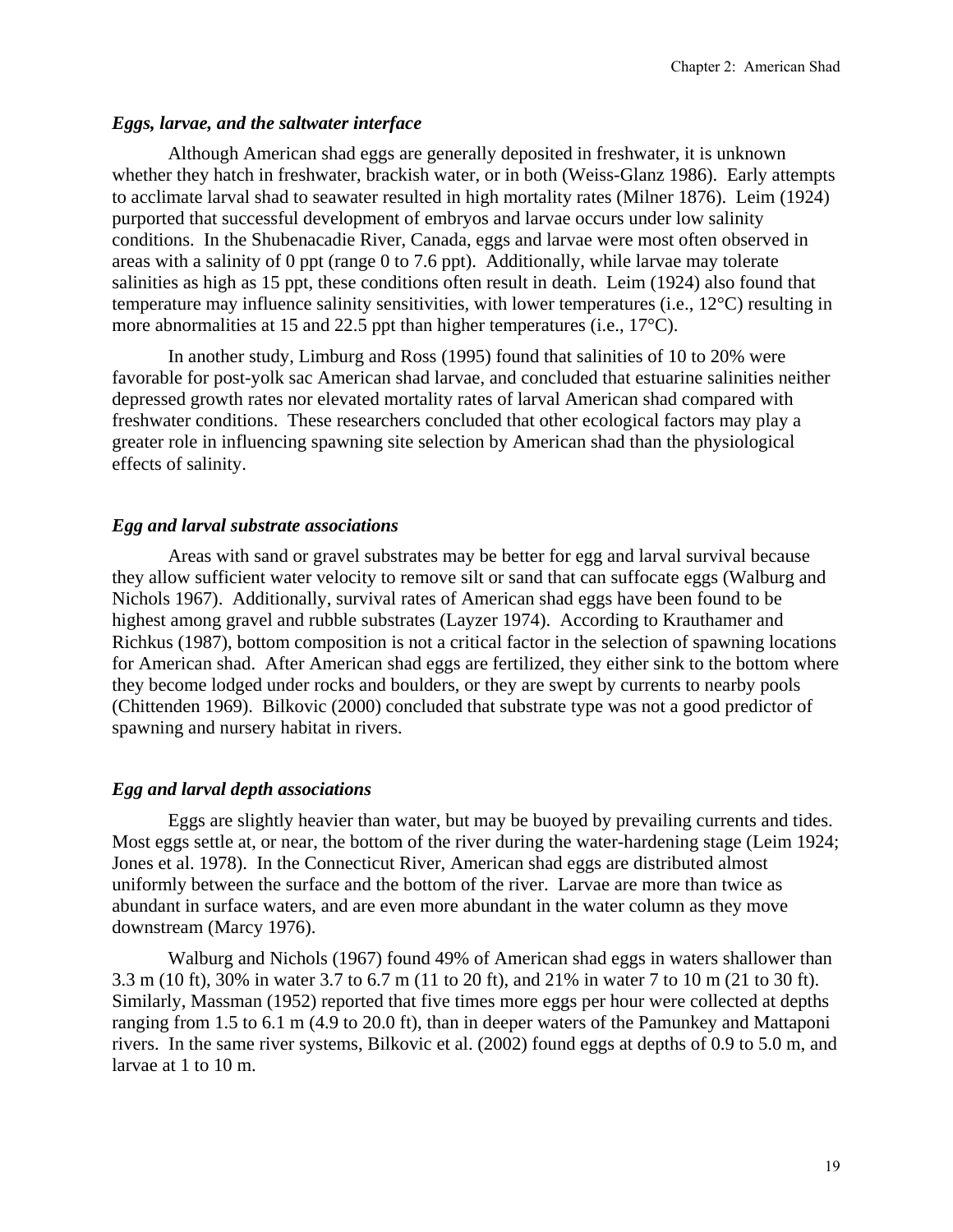### *Eggs, larvae, and the saltwater interface*

Although American shad eggs are generally deposited in freshwater, it is unknown whether they hatch in freshwater, brackish water, or in both (Weiss-Glanz 1986). Early attempts to acclimate larval shad to seawater resulted in high mortality rates (Milner 1876). Leim (1924) purported that successful development of embryos and larvae occurs under low salinity conditions. In the Shubenacadie River, Canada, eggs and larvae were most often observed in areas with a salinity of 0 ppt (range 0 to 7.6 ppt). Additionally, while larvae may tolerate salinities as high as 15 ppt, these conditions often result in death. Leim (1924) also found that temperature may influence salinity sensitivities, with lower temperatures (i.e., 12°C) resulting in more abnormalities at 15 and 22.5 ppt than higher temperatures (i.e., 17°C).

In another study, Limburg and Ross (1995) found that salinities of 10 to 20% were favorable for post-yolk sac American shad larvae, and concluded that estuarine salinities neither depressed growth rates nor elevated mortality rates of larval American shad compared with freshwater conditions. These researchers concluded that other ecological factors may play a greater role in influencing spawning site selection by American shad than the physiological effects of salinity.

### *Egg and larval substrate associations*

Areas with sand or gravel substrates may be better for egg and larval survival because they allow sufficient water velocity to remove silt or sand that can suffocate eggs (Walburg and Nichols 1967). Additionally, survival rates of American shad eggs have been found to be highest among gravel and rubble substrates (Layzer 1974). According to Krauthamer and Richkus (1987), bottom composition is not a critical factor in the selection of spawning locations for American shad. After American shad eggs are fertilized, they either sink to the bottom where they become lodged under rocks and boulders, or they are swept by currents to nearby pools (Chittenden 1969). Bilkovic (2000) concluded that substrate type was not a good predictor of spawning and nursery habitat in rivers.

### *Egg and larval depth associations*

Eggs are slightly heavier than water, but may be buoyed by prevailing currents and tides. Most eggs settle at, or near, the bottom of the river during the water-hardening stage (Leim 1924; Jones et al. 1978). In the Connecticut River, American shad eggs are distributed almost uniformly between the surface and the bottom of the river. Larvae are more than twice as abundant in surface waters, and are even more abundant in the water column as they move downstream (Marcy 1976).

Walburg and Nichols (1967) found 49% of American shad eggs in waters shallower than 3.3 m (10 ft), 30% in water 3.7 to 6.7 m (11 to 20 ft), and 21% in water 7 to 10 m (21 to 30 ft). Similarly, Massman (1952) reported that five times more eggs per hour were collected at depths ranging from 1.5 to 6.1 m (4.9 to 20.0 ft), than in deeper waters of the Pamunkey and Mattaponi rivers. In the same river systems, Bilkovic et al. (2002) found eggs at depths of 0.9 to 5.0 m, and larvae at 1 to 10 m.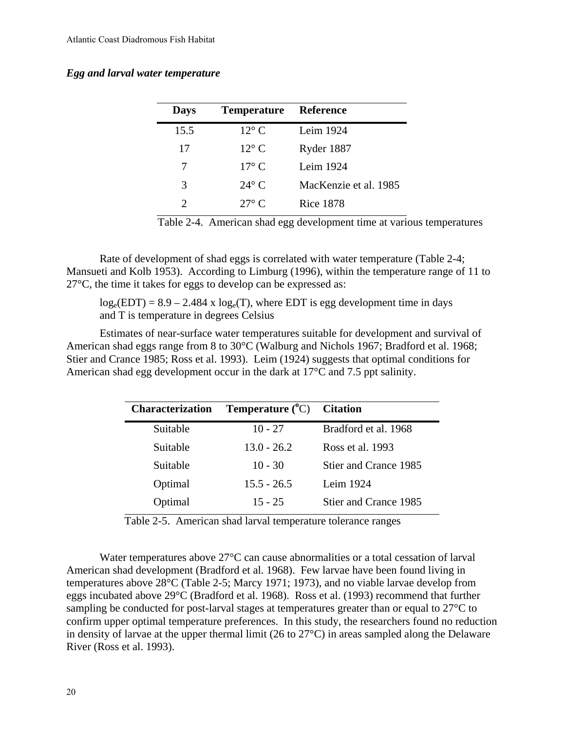### *Egg and larval water temperature*

| Days | Temperature | Reference |
|---|---|---|
| 15.5 | 12° C | Leim 1924 |
| 17 | 12° C | Ryder 1887 |
| 7 | 17° C | Leim 1924 |
| 3 | 24° C | MacKenzie et al. 1985 |
| 2 | 27° C | Rice 1878 |

Table 2-4. American shad egg development time at various temperatures

Rate of development of shad eggs is correlated with water temperature (Table 2-4; Mansueti and Kolb 1953). According to Limburg (1996), within the temperature range of 11 to 27°C, the time it takes for eggs to develop can be expressed as:

$\log_e(EDT) = 8.9 - 2.484 \times \log_e(T)$, where EDT is egg development time in days and T is temperature in degrees Celsius

Estimates of near-surface water temperatures suitable for development and survival of American shad eggs range from 8 to 30°C (Walburg and Nichols 1967; Bradford et al. 1968; Stier and Crance 1985; Ross et al. 1993). Leim (1924) suggests that optimal conditions for American shad egg development occur in the dark at 17°C and 7.5 ppt salinity.

| Characterization | Temperature (°C) | Citation |
|---|---|---|
| Suitable | 10 - 27 | Bradford et al. 1968 |
| Suitable | 13.0 - 26.2 | Ross et al. 1993 |
| Suitable | 10 - 30 | Stier and Crance 1985 |
| Optimal | 15.5 - 26.5 | Leim 1924 |
| Optimal | 15 - 25 | Stier and Crance 1985 |

Table 2-5. American shad larval temperature tolerance ranges

Water temperatures above 27°C can cause abnormalities or a total cessation of larval American shad development (Bradford et al. 1968). Few larvae have been found living in temperatures above 28°C (Table 2-5; Marcy 1971; 1973), and no viable larvae develop from eggs incubated above 29°C (Bradford et al. 1968). Ross et al. (1993) recommend that further sampling be conducted for post-larval stages at temperatures greater than or equal to 27°C to confirm upper optimal temperature preferences. In this study, the researchers found no reduction in density of larvae at the upper thermal limit (26 to 27°C) in areas sampled along the Delaware River (Ross et al. 1993).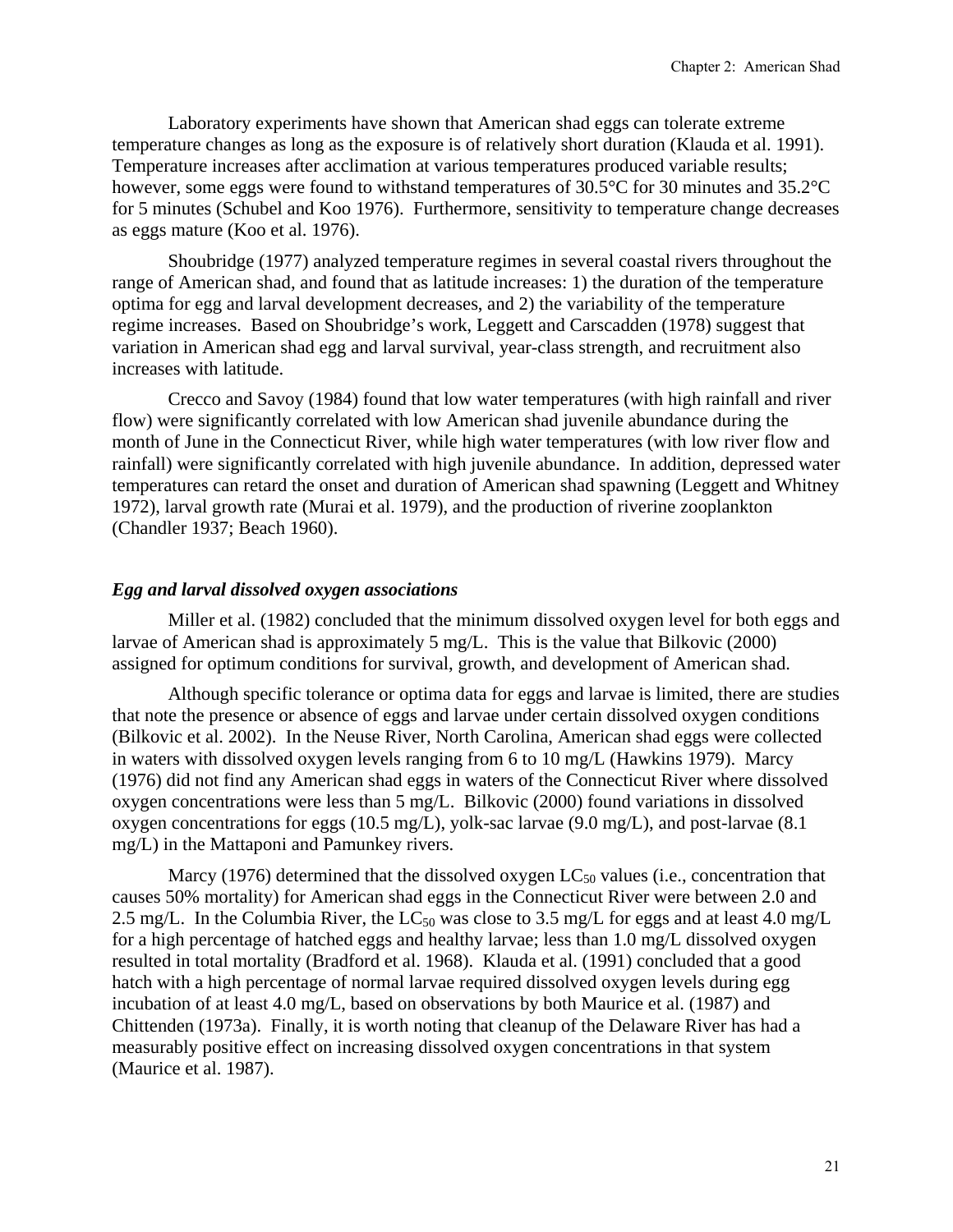Laboratory experiments have shown that American shad eggs can tolerate extreme temperature changes as long as the exposure is of relatively short duration (Klauda et al. 1991). Temperature increases after acclimation at various temperatures produced variable results; however, some eggs were found to withstand temperatures of 30.5°C for 30 minutes and 35.2°C for 5 minutes (Schubel and Koo 1976). Furthermore, sensitivity to temperature change decreases as eggs mature (Koo et al. 1976).

Shoubridge (1977) analyzed temperature regimes in several coastal rivers throughout the range of American shad, and found that as latitude increases: 1) the duration of the temperature optima for egg and larval development decreases, and 2) the variability of the temperature regime increases. Based on Shoubridge's work, Leggett and Carscadden (1978) suggest that variation in American shad egg and larval survival, year-class strength, and recruitment also increases with latitude.

Crecco and Savoy (1984) found that low water temperatures (with high rainfall and river flow) were significantly correlated with low American shad juvenile abundance during the month of June in the Connecticut River, while high water temperatures (with low river flow and rainfall) were significantly correlated with high juvenile abundance. In addition, depressed water temperatures can retard the onset and duration of American shad spawning (Leggett and Whitney 1972), larval growth rate (Murai et al. 1979), and the production of riverine zooplankton (Chandler 1937; Beach 1960).

### *Egg and larval dissolved oxygen associations*

Miller et al. (1982) concluded that the minimum dissolved oxygen level for both eggs and larvae of American shad is approximately 5 mg/L. This is the value that Bilkovic (2000) assigned for optimum conditions for survival, growth, and development of American shad.

Although specific tolerance or optima data for eggs and larvae is limited, there are studies that note the presence or absence of eggs and larvae under certain dissolved oxygen conditions (Bilkovic et al. 2002). In the Neuse River, North Carolina, American shad eggs were collected in waters with dissolved oxygen levels ranging from 6 to 10 mg/L (Hawkins 1979). Marcy (1976) did not find any American shad eggs in waters of the Connecticut River where dissolved oxygen concentrations were less than 5 mg/L. Bilkovic (2000) found variations in dissolved oxygen concentrations for eggs (10.5 mg/L), yolk-sac larvae (9.0 mg/L), and post-larvae (8.1 mg/L) in the Mattaponi and Pamunkey rivers.

Marcy (1976) determined that the dissolved oxygen $LC_{50}$ values (i.e., concentration that causes 50% mortality) for American shad eggs in the Connecticut River were between 2.0 and 2.5 mg/L. In the Columbia River, the $LC_{50}$ was close to 3.5 mg/L for eggs and at least 4.0 mg/L for a high percentage of hatched eggs and healthy larvae; less than 1.0 mg/L dissolved oxygen resulted in total mortality (Bradford et al. 1968). Klauda et al. (1991) concluded that a good hatch with a high percentage of normal larvae required dissolved oxygen levels during egg incubation of at least 4.0 mg/L, based on observations by both Maurice et al. (1987) and Chittenden (1973a). Finally, it is worth noting that cleanup of the Delaware River has had a measurably positive effect on increasing dissolved oxygen concentrations in that system (Maurice et al. 1987).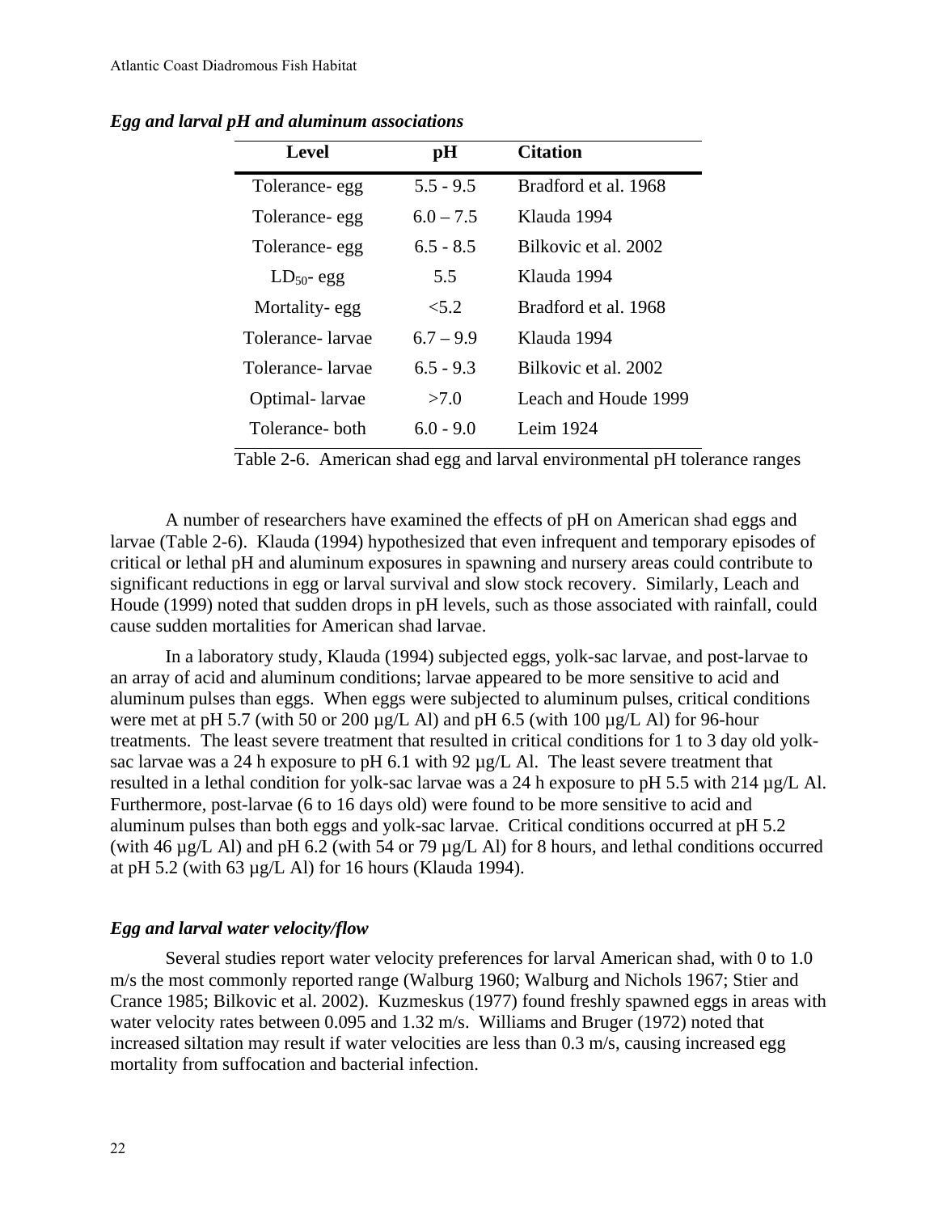### *Egg and larval pH and aluminum associations*

| Level | pH | Citation |
|---|---|---|
| Tolerance- egg | 5.5 - 9.5 | Bradford et al. 1968 |
| Tolerance- egg | 6.0 – 7.5 | Klauda 1994 |
| Tolerance- egg | 6.5 - 8.5 | Bilkovic et al. 2002 |
| $LD_{50}$- egg | 5.5 | Klauda 1994 |
| Mortality- egg | <5.2 | Bradford et al. 1968 |
| Tolerance- larvae | 6.7 – 9.9 | Klauda 1994 |
| Tolerance- larvae | 6.5 - 9.3 | Bilkovic et al. 2002 |
| Optimal- larvae | >7.0 | Leach and Houde 1999 |
| Tolerance- both | 6.0 - 9.0 | Leim 1924 |

Table 2-6. American shad egg and larval environmental pH tolerance ranges

A number of researchers have examined the effects of pH on American shad eggs and larvae (Table 2-6). Klauda (1994) hypothesized that even infrequent and temporary episodes of critical or lethal pH and aluminum exposures in spawning and nursery areas could contribute to significant reductions in egg or larval survival and slow stock recovery. Similarly, Leach and Houde (1999) noted that sudden drops in pH levels, such as those associated with rainfall, could cause sudden mortalities for American shad larvae.

In a laboratory study, Klauda (1994) subjected eggs, yolk-sac larvae, and post-larvae to an array of acid and aluminum conditions; larvae appeared to be more sensitive to acid and aluminum pulses than eggs. When eggs were subjected to aluminum pulses, critical conditions were met at pH 5.7 (with 50 or 200 µg/L Al) and pH 6.5 (with 100 µg/L Al) for 96-hour treatments. The least severe treatment that resulted in critical conditions for 1 to 3 day old yolk-sac larvae was a 24 h exposure to pH 6.1 with 92 µg/L Al. The least severe treatment that resulted in a lethal condition for yolk-sac larvae was a 24 h exposure to pH 5.5 with 214 µg/L Al. Furthermore, post-larvae (6 to 16 days old) were found to be more sensitive to acid and aluminum pulses than both eggs and yolk-sac larvae. Critical conditions occurred at pH 5.2 (with 46 µg/L Al) and pH 6.2 (with 54 or 79 µg/L Al) for 8 hours, and lethal conditions occurred at pH 5.2 (with 63 µg/L Al) for 16 hours (Klauda 1994).

### *Egg and larval water velocity/flow*

Several studies report water velocity preferences for larval American shad, with 0 to 1.0 m/s the most commonly reported range (Walburg 1960; Walburg and Nichols 1967; Stier and Crance 1985; Bilkovic et al. 2002). Kuzmeskus (1977) found freshly spawned eggs in areas with water velocity rates between 0.095 and 1.32 m/s. Williams and Bruger (1972) noted that increased siltation may result if water velocities are less than 0.3 m/s, causing increased egg mortality from suffocation and bacterial infection.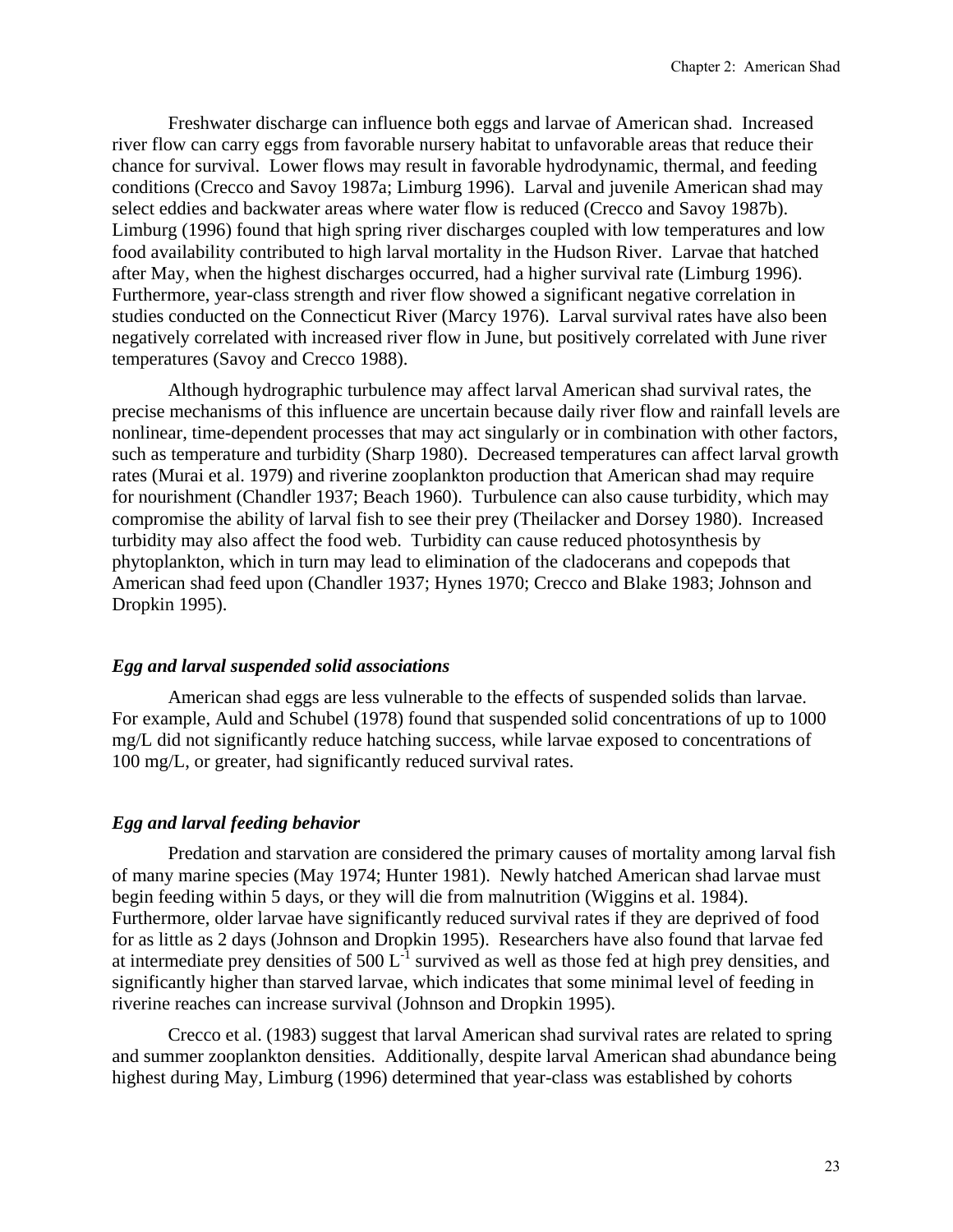Freshwater discharge can influence both eggs and larvae of American shad. Increased river flow can carry eggs from favorable nursery habitat to unfavorable areas that reduce their chance for survival. Lower flows may result in favorable hydrodynamic, thermal, and feeding conditions (Crecco and Savoy 1987a; Limburg 1996). Larval and juvenile American shad may select eddies and backwater areas where water flow is reduced (Crecco and Savoy 1987b). Limburg (1996) found that high spring river discharges coupled with low temperatures and low food availability contributed to high larval mortality in the Hudson River. Larvae that hatched after May, when the highest discharges occurred, had a higher survival rate (Limburg 1996). Furthermore, year-class strength and river flow showed a significant negative correlation in studies conducted on the Connecticut River (Marcy 1976). Larval survival rates have also been negatively correlated with increased river flow in June, but positively correlated with June river temperatures (Savoy and Crecco 1988).

Although hydrographic turbulence may affect larval American shad survival rates, the precise mechanisms of this influence are uncertain because daily river flow and rainfall levels are nonlinear, time-dependent processes that may act singularly or in combination with other factors, such as temperature and turbidity (Sharp 1980). Decreased temperatures can affect larval growth rates (Murai et al. 1979) and riverine zooplankton production that American shad may require for nourishment (Chandler 1937; Beach 1960). Turbulence can also cause turbidity, which may compromise the ability of larval fish to see their prey (Theilacker and Dorsey 1980). Increased turbidity may also affect the food web. Turbidity can cause reduced photosynthesis by phytoplankton, which in turn may lead to elimination of the cladocerans and copepods that American shad feed upon (Chandler 1937; Hynes 1970; Crecco and Blake 1983; Johnson and Dropkin 1995).

### *Egg and larval suspended solid associations*

American shad eggs are less vulnerable to the effects of suspended solids than larvae. For example, Auld and Schubel (1978) found that suspended solid concentrations of up to 1000 mg/L did not significantly reduce hatching success, while larvae exposed to concentrations of 100 mg/L, or greater, had significantly reduced survival rates.

### *Egg and larval feeding behavior*

Predation and starvation are considered the primary causes of mortality among larval fish of many marine species (May 1974; Hunter 1981). Newly hatched American shad larvae must begin feeding within 5 days, or they will die from malnutrition (Wiggins et al. 1984). Furthermore, older larvae have significantly reduced survival rates if they are deprived of food for as little as 2 days (Johnson and Dropkin 1995). Researchers have also found that larvae fed at intermediate prey densities of 500 $L^{-1}$ survived as well as those fed at high prey densities, and significantly higher than starved larvae, which indicates that some minimal level of feeding in riverine reaches can increase survival (Johnson and Dropkin 1995).

Crecco et al. (1983) suggest that larval American shad survival rates are related to spring and summer zooplankton densities. Additionally, despite larval American shad abundance being highest during May, Limburg (1996) determined that year-class was established by cohorts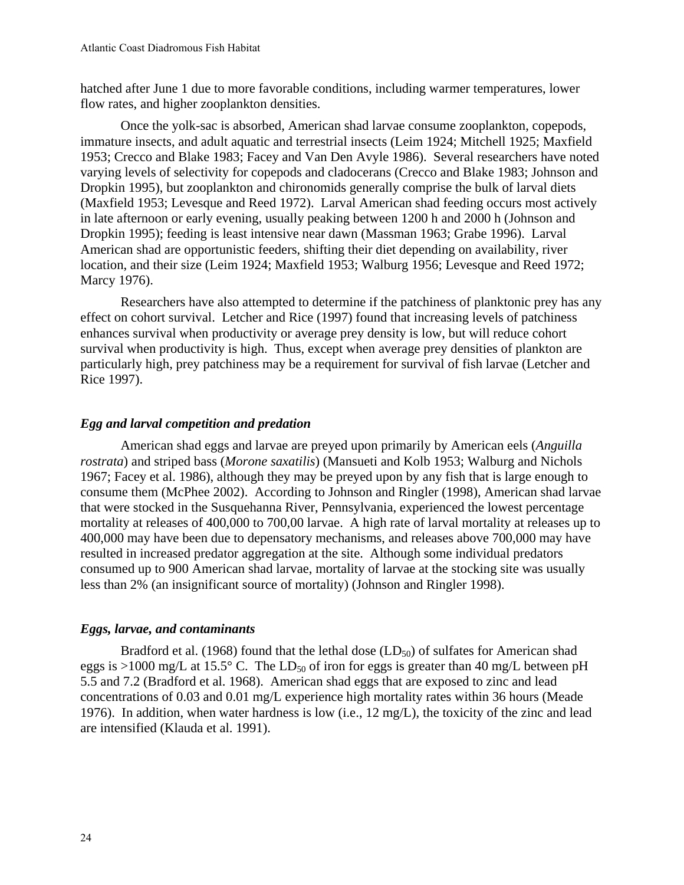hatched after June 1 due to more favorable conditions, including warmer temperatures, lower flow rates, and higher zooplankton densities.

Once the yolk-sac is absorbed, American shad larvae consume zooplankton, copepods, immature insects, and adult aquatic and terrestrial insects (Leim 1924; Mitchell 1925; Maxfield 1953; Crecco and Blake 1983; Facey and Van Den Avyle 1986). Several researchers have noted varying levels of selectivity for copepods and cladocerans (Crecco and Blake 1983; Johnson and Dropkin 1995), but zooplankton and chironomids generally comprise the bulk of larval diets (Maxfield 1953; Levesque and Reed 1972). Larval American shad feeding occurs most actively in late afternoon or early evening, usually peaking between 1200 h and 2000 h (Johnson and Dropkin 1995); feeding is least intensive near dawn (Massman 1963; Grabe 1996). Larval American shad are opportunistic feeders, shifting their diet depending on availability, river location, and their size (Leim 1924; Maxfield 1953; Walburg 1956; Levesque and Reed 1972; Marcy 1976).

Researchers have also attempted to determine if the patchiness of planktonic prey has any effect on cohort survival. Letcher and Rice (1997) found that increasing levels of patchiness enhances survival when productivity or average prey density is low, but will reduce cohort survival when productivity is high. Thus, except when average prey densities of plankton are particularly high, prey patchiness may be a requirement for survival of fish larvae (Letcher and Rice 1997).

### *Egg and larval competition and predation*

American shad eggs and larvae are preyed upon primarily by American eels (*Anguilla rostrata*) and striped bass (*Morone saxatilis*) (Mansueti and Kolb 1953; Walburg and Nichols 1967; Facey et al. 1986), although they may be preyed upon by any fish that is large enough to consume them (McPhee 2002). According to Johnson and Ringler (1998), American shad larvae that were stocked in the Susquehanna River, Pennsylvania, experienced the lowest percentage mortality at releases of 400,000 to 700,00 larvae. A high rate of larval mortality at releases up to 400,000 may have been due to depensatory mechanisms, and releases above 700,000 may have resulted in increased predator aggregation at the site. Although some individual predators consumed up to 900 American shad larvae, mortality of larvae at the stocking site was usually less than 2% (an insignificant source of mortality) (Johnson and Ringler 1998).

### *Eggs, larvae, and contaminants*

Bradford et al. (1968) found that the lethal dose ($LD_{50}$) of sulfates for American shad eggs is >1000 mg/L at 15.5° C. The $LD_{50}$ of iron for eggs is greater than 40 mg/L between pH 5.5 and 7.2 (Bradford et al. 1968). American shad eggs that are exposed to zinc and lead concentrations of 0.03 and 0.01 mg/L experience high mortality rates within 36 hours (Meade 1976). In addition, when water hardness is low (i.e., 12 mg/L), the toxicity of the zinc and lead are intensified (Klauda et al. 1991).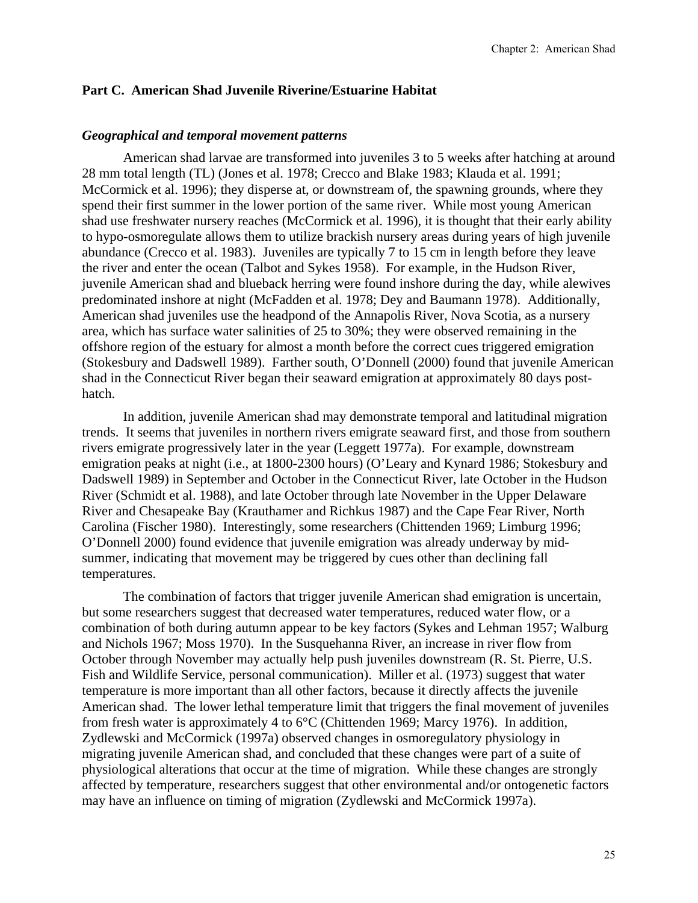## Part C. American Shad Juvenile Riverine/Estuarine Habitat

### *Geographical and temporal movement patterns*

American shad larvae are transformed into juveniles 3 to 5 weeks after hatching at around 28 mm total length (TL) (Jones et al. 1978; Crecco and Blake 1983; Klauda et al. 1991; McCormick et al. 1996); they disperse at, or downstream of, the spawning grounds, where they spend their first summer in the lower portion of the same river. While most young American shad use freshwater nursery reaches (McCormick et al. 1996), it is thought that their early ability to hypo-osmoregulate allows them to utilize brackish nursery areas during years of high juvenile abundance (Crecco et al. 1983). Juveniles are typically 7 to 15 cm in length before they leave the river and enter the ocean (Talbot and Sykes 1958). For example, in the Hudson River, juvenile American shad and blueback herring were found inshore during the day, while alewives predominated inshore at night (McFadden et al. 1978; Dey and Baumann 1978). Additionally, American shad juveniles use the headpond of the Annapolis River, Nova Scotia, as a nursery area, which has surface water salinities of 25 to 30%; they were observed remaining in the offshore region of the estuary for almost a month before the correct cues triggered emigration (Stokesbury and Dadswell 1989). Farther south, O'Donnell (2000) found that juvenile American shad in the Connecticut River began their seaward emigration at approximately 80 days post-hatch.

In addition, juvenile American shad may demonstrate temporal and latitudinal migration trends. It seems that juveniles in northern rivers emigrate seaward first, and those from southern rivers emigrate progressively later in the year (Leggett 1977a). For example, downstream emigration peaks at night (i.e., at 1800-2300 hours) (O'Leary and Kynard 1986; Stokesbury and Dadswell 1989) in September and October in the Connecticut River, late October in the Hudson River (Schmidt et al. 1988), and late October through late November in the Upper Delaware River and Chesapeake Bay (Krauthamer and Richkus 1987) and the Cape Fear River, North Carolina (Fischer 1980). Interestingly, some researchers (Chittenden 1969; Limburg 1996; O'Donnell 2000) found evidence that juvenile emigration was already underway by mid-summer, indicating that movement may be triggered by cues other than declining fall temperatures.

The combination of factors that trigger juvenile American shad emigration is uncertain, but some researchers suggest that decreased water temperatures, reduced water flow, or a combination of both during autumn appear to be key factors (Sykes and Lehman 1957; Walburg and Nichols 1967; Moss 1970). In the Susquehanna River, an increase in river flow from October through November may actually help push juveniles downstream (R. St. Pierre, U.S. Fish and Wildlife Service, personal communication). Miller et al. (1973) suggest that water temperature is more important than all other factors, because it directly affects the juvenile American shad. The lower lethal temperature limit that triggers the final movement of juveniles from fresh water is approximately 4 to 6°C (Chittenden 1969; Marcy 1976). In addition, Zydlewski and McCormick (1997a) observed changes in osmoregulatory physiology in migrating juvenile American shad, and concluded that these changes were part of a suite of physiological alterations that occur at the time of migration. While these changes are strongly affected by temperature, researchers suggest that other environmental and/or ontogenetic factors may have an influence on timing of migration (Zydlewski and McCormick 1997a).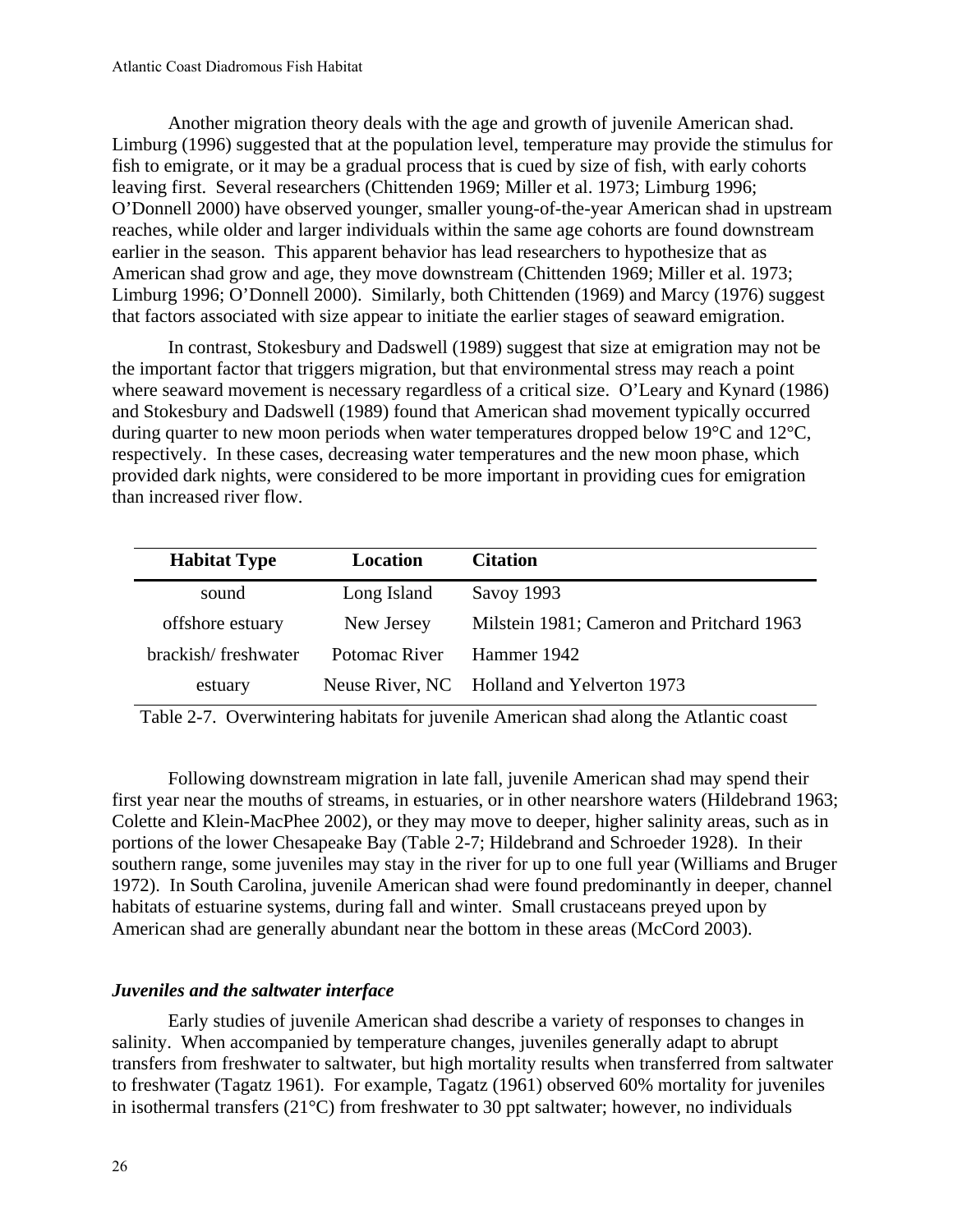Another migration theory deals with the age and growth of juvenile American shad. Limburg (1996) suggested that at the population level, temperature may provide the stimulus for fish to emigrate, or it may be a gradual process that is cued by size of fish, with early cohorts leaving first. Several researchers (Chittenden 1969; Miller et al. 1973; Limburg 1996; O'Donnell 2000) have observed younger, smaller young-of-the-year American shad in upstream reaches, while older and larger individuals within the same age cohorts are found downstream earlier in the season. This apparent behavior has lead researchers to hypothesize that as American shad grow and age, they move downstream (Chittenden 1969; Miller et al. 1973; Limburg 1996; O'Donnell 2000). Similarly, both Chittenden (1969) and Marcy (1976) suggest that factors associated with size appear to initiate the earlier stages of seaward emigration.

In contrast, Stokesbury and Dadswell (1989) suggest that size at emigration may not be the important factor that triggers migration, but that environmental stress may reach a point where seaward movement is necessary regardless of a critical size. O'Leary and Kynard (1986) and Stokesbury and Dadswell (1989) found that American shad movement typically occurred during quarter to new moon periods when water temperatures dropped below 19°C and 12°C, respectively. In these cases, decreasing water temperatures and the new moon phase, which provided dark nights, were considered to be more important in providing cues for emigration than increased river flow.

| Habitat Type | Location | Citation |
|---|---|---|
| sound | Long Island | Savoy 1993 |
| offshore estuary | New Jersey | Milstein 1981; Cameron and Pritchard 1963 |
| brackish/ freshwater | Potomac River | Hammer 1942 |
| estuary | Neuse River, NC | Holland and Yelverton 1973 |

Table 2-7. Overwintering habitats for juvenile American shad along the Atlantic coast

Following downstream migration in late fall, juvenile American shad may spend their first year near the mouths of streams, in estuaries, or in other nearshore waters (Hildebrand 1963; Colette and Klein-MacPhee 2002), or they may move to deeper, higher salinity areas, such as in portions of the lower Chesapeake Bay (Table 2-7; Hildebrand and Schroeder 1928). In their southern range, some juveniles may stay in the river for up to one full year (Williams and Bruger 1972). In South Carolina, juvenile American shad were found predominantly in deeper, channel habitats of estuarine systems, during fall and winter. Small crustaceans preyed upon by American shad are generally abundant near the bottom in these areas (McCord 2003).

### *Juveniles and the saltwater interface*

Early studies of juvenile American shad describe a variety of responses to changes in salinity. When accompanied by temperature changes, juveniles generally adapt to abrupt transfers from freshwater to saltwater, but high mortality results when transferred from saltwater to freshwater (Tagatz 1961). For example, Tagatz (1961) observed 60% mortality for juveniles in isothermal transfers (21°C) from freshwater to 30 ppt saltwater; however, no individuals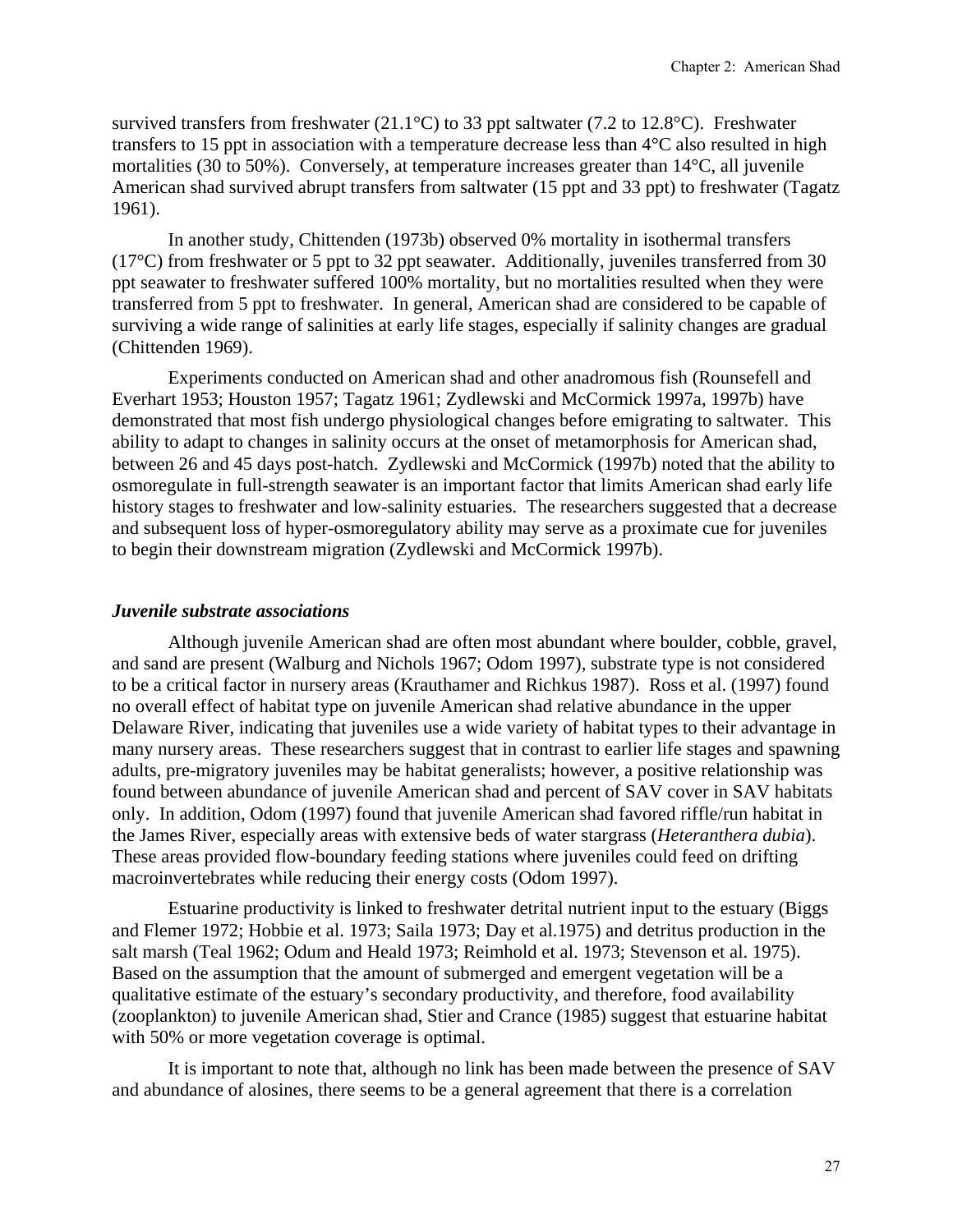survived transfers from freshwater (21.1°C) to 33 ppt saltwater (7.2 to 12.8°C). Freshwater transfers to 15 ppt in association with a temperature decrease less than 4°C also resulted in high mortalities (30 to 50%). Conversely, at temperature increases greater than 14°C, all juvenile American shad survived abrupt transfers from saltwater (15 ppt and 33 ppt) to freshwater (Tagatz 1961).

In another study, Chittenden (1973b) observed 0% mortality in isothermal transfers (17°C) from freshwater or 5 ppt to 32 ppt seawater. Additionally, juveniles transferred from 30 ppt seawater to freshwater suffered 100% mortality, but no mortalities resulted when they were transferred from 5 ppt to freshwater. In general, American shad are considered to be capable of surviving a wide range of salinities at early life stages, especially if salinity changes are gradual (Chittenden 1969).

Experiments conducted on American shad and other anadromous fish (Rounsefell and Everhart 1953; Houston 1957; Tagatz 1961; Zydlewski and McCormick 1997a, 1997b) have demonstrated that most fish undergo physiological changes before emigrating to saltwater. This ability to adapt to changes in salinity occurs at the onset of metamorphosis for American shad, between 26 and 45 days post-hatch. Zydlewski and McCormick (1997b) noted that the ability to osmoregulate in full-strength seawater is an important factor that limits American shad early life history stages to freshwater and low-salinity estuaries. The researchers suggested that a decrease and subsequent loss of hyper-osmoregulatory ability may serve as a proximate cue for juveniles to begin their downstream migration (Zydlewski and McCormick 1997b).

### *Juvenile substrate associations*

Although juvenile American shad are often most abundant where boulder, cobble, gravel, and sand are present (Walburg and Nichols 1967; Odom 1997), substrate type is not considered to be a critical factor in nursery areas (Krauthamer and Richkus 1987). Ross et al. (1997) found no overall effect of habitat type on juvenile American shad relative abundance in the upper Delaware River, indicating that juveniles use a wide variety of habitat types to their advantage in many nursery areas. These researchers suggest that in contrast to earlier life stages and spawning adults, pre-migratory juveniles may be habitat generalists; however, a positive relationship was found between abundance of juvenile American shad and percent of SAV cover in SAV habitats only. In addition, Odom (1997) found that juvenile American shad favored riffle/run habitat in the James River, especially areas with extensive beds of water stargrass (*Heteranthera dubia*). These areas provided flow-boundary feeding stations where juveniles could feed on drifting macroinvertebrates while reducing their energy costs (Odom 1997).

Estuarine productivity is linked to freshwater detrital nutrient input to the estuary (Biggs and Flemer 1972; Hobbie et al. 1973; Saila 1973; Day et al.1975) and detritus production in the salt marsh (Teal 1962; Odum and Heald 1973; Reimhold et al. 1973; Stevenson et al. 1975). Based on the assumption that the amount of submerged and emergent vegetation will be a qualitative estimate of the estuary's secondary productivity, and therefore, food availability (zooplankton) to juvenile American shad, Stier and Crance (1985) suggest that estuarine habitat with 50% or more vegetation coverage is optimal.

It is important to note that, although no link has been made between the presence of SAV and abundance of alosines, there seems to be a general agreement that there is a correlation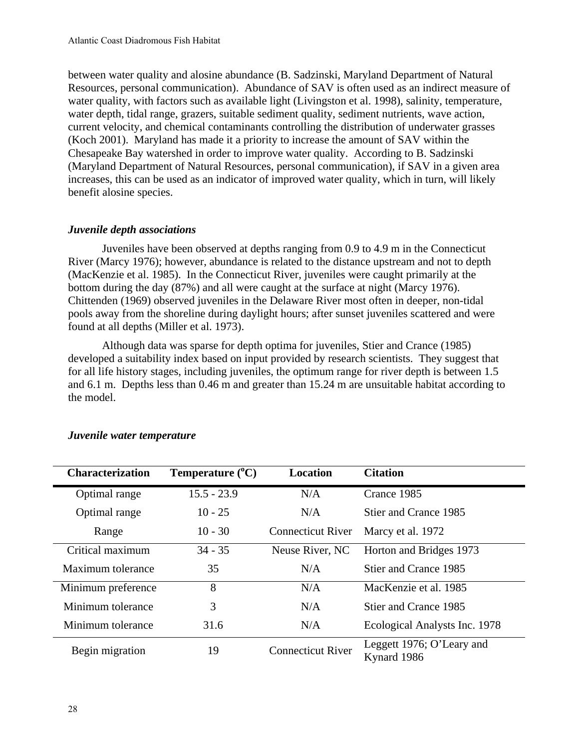between water quality and alosine abundance (B. Sadzinski, Maryland Department of Natural Resources, personal communication). Abundance of SAV is often used as an indirect measure of water quality, with factors such as available light (Livingston et al. 1998), salinity, temperature, water depth, tidal range, grazers, suitable sediment quality, sediment nutrients, wave action, current velocity, and chemical contaminants controlling the distribution of underwater grasses (Koch 2001). Maryland has made it a priority to increase the amount of SAV within the Chesapeake Bay watershed in order to improve water quality. According to B. Sadzinski (Maryland Department of Natural Resources, personal communication), if SAV in a given area increases, this can be used as an indicator of improved water quality, which in turn, will likely benefit alosine species.

### *Juvenile depth associations*

Juveniles have been observed at depths ranging from 0.9 to 4.9 m in the Connecticut River (Marcy 1976); however, abundance is related to the distance upstream and not to depth (MacKenzie et al. 1985). In the Connecticut River, juveniles were caught primarily at the bottom during the day (87%) and all were caught at the surface at night (Marcy 1976). Chittenden (1969) observed juveniles in the Delaware River most often in deeper, non-tidal pools away from the shoreline during daylight hours; after sunset juveniles scattered and were found at all depths (Miller et al. 1973).

Although data was sparse for depth optima for juveniles, Stier and Crance (1985) developed a suitability index based on input provided by research scientists. They suggest that for all life history stages, including juveniles, the optimum range for river depth is between 1.5 and 6.1 m. Depths less than 0.46 m and greater than 15.24 m are unsuitable habitat according to the model.

### *Juvenile water temperature*

| Characterization | Temperature ($^{o}$C) | Location | Citation |
|---|---|---|---|
| Optimal range | 15.5 - 23.9 | N/A | Crance 1985 |
| Optimal range | 10 - 25 | N/A | Stier and Crance 1985 |
| Range | 10 - 30 | Connecticut River | Marcy et al. 1972 |
| Critical maximum | 34 - 35 | Neuse River, NC | Horton and Bridges 1973 |
| Maximum tolerance | 35 | N/A | Stier and Crance 1985 |
| Minimum preference | 8 | N/A | MacKenzie et al. 1985 |
| Minimum tolerance | 3 | N/A | Stier and Crance 1985 |
| Minimum tolerance | 31.6 | N/A | Ecological Analysts Inc. 1978 |
| Begin migration | 19 | Connecticut River | Leggett 1976; O'Leary and Kynard 1986 |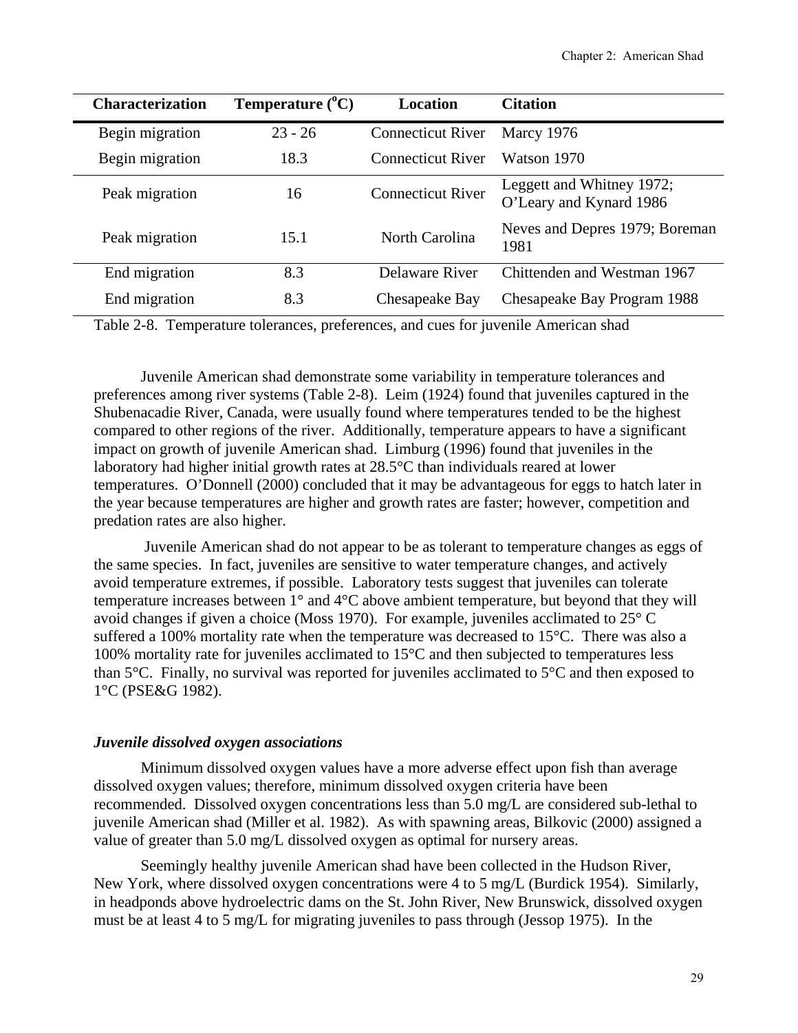| Characterization | Temperature ($^{o}$C) | Location | Citation |
|---|---|---|---|
| Begin migration | 23 - 26 | Connecticut River | Marcy 1976 |
| Begin migration | 18.3 | Connecticut River | Watson 1970 |
| Peak migration | 16 | Connecticut River | Leggett and Whitney 1972; O'Leary and Kynard 1986 |
| Peak migration | 15.1 | North Carolina | Neves and Depres 1979; Boreman 1981 |
| End migration | 8.3 | Delaware River | Chittenden and Westman 1967 |
| End migration | 8.3 | Chesapeake Bay | Chesapeake Bay Program 1988 |

Table 2-8. Temperature tolerances, preferences, and cues for juvenile American shad

Juvenile American shad demonstrate some variability in temperature tolerances and preferences among river systems (Table 2-8). Leim (1924) found that juveniles captured in the Shubenacadie River, Canada, were usually found where temperatures tended to be the highest compared to other regions of the river. Additionally, temperature appears to have a significant impact on growth of juvenile American shad. Limburg (1996) found that juveniles in the laboratory had higher initial growth rates at 28.5°C than individuals reared at lower temperatures. O'Donnell (2000) concluded that it may be advantageous for eggs to hatch later in the year because temperatures are higher and growth rates are faster; however, competition and predation rates are also higher.

Juvenile American shad do not appear to be as tolerant to temperature changes as eggs of the same species. In fact, juveniles are sensitive to water temperature changes, and actively avoid temperature extremes, if possible. Laboratory tests suggest that juveniles can tolerate temperature increases between 1° and 4°C above ambient temperature, but beyond that they will avoid changes if given a choice (Moss 1970). For example, juveniles acclimated to 25° C suffered a 100% mortality rate when the temperature was decreased to 15°C. There was also a 100% mortality rate for juveniles acclimated to 15°C and then subjected to temperatures less than 5°C. Finally, no survival was reported for juveniles acclimated to 5°C and then exposed to 1°C (PSE&G 1982).

### *Juvenile dissolved oxygen associations*

Minimum dissolved oxygen values have a more adverse effect upon fish than average dissolved oxygen values; therefore, minimum dissolved oxygen criteria have been recommended. Dissolved oxygen concentrations less than 5.0 mg/L are considered sub-lethal to juvenile American shad (Miller et al. 1982). As with spawning areas, Bilkovic (2000) assigned a value of greater than 5.0 mg/L dissolved oxygen as optimal for nursery areas.

Seemingly healthy juvenile American shad have been collected in the Hudson River, New York, where dissolved oxygen concentrations were 4 to 5 mg/L (Burdick 1954). Similarly, in headponds above hydroelectric dams on the St. John River, New Brunswick, dissolved oxygen must be at least 4 to 5 mg/L for migrating juveniles to pass through (Jessop 1975). In the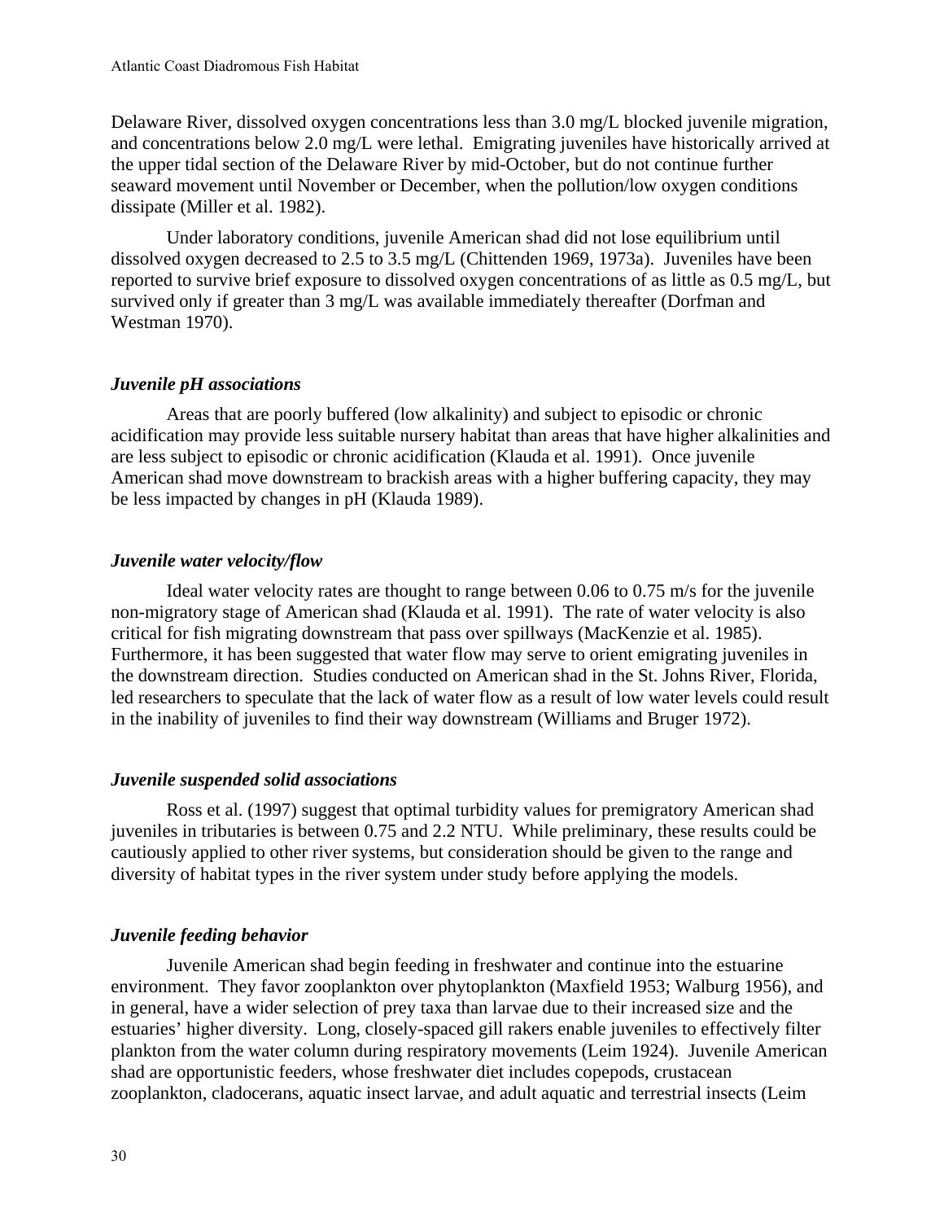Delaware River, dissolved oxygen concentrations less than 3.0 mg/L blocked juvenile migration, and concentrations below 2.0 mg/L were lethal. Emigrating juveniles have historically arrived at the upper tidal section of the Delaware River by mid-October, but do not continue further seaward movement until November or December, when the pollution/low oxygen conditions dissipate (Miller et al. 1982).

Under laboratory conditions, juvenile American shad did not lose equilibrium until dissolved oxygen decreased to 2.5 to 3.5 mg/L (Chittenden 1969, 1973a). Juveniles have been reported to survive brief exposure to dissolved oxygen concentrations of as little as 0.5 mg/L, but survived only if greater than 3 mg/L was available immediately thereafter (Dorfman and Westman 1970).

### *Juvenile pH associations*

Areas that are poorly buffered (low alkalinity) and subject to episodic or chronic acidification may provide less suitable nursery habitat than areas that have higher alkalinities and are less subject to episodic or chronic acidification (Klauda et al. 1991). Once juvenile American shad move downstream to brackish areas with a higher buffering capacity, they may be less impacted by changes in pH (Klauda 1989).

### *Juvenile water velocity/flow*

Ideal water velocity rates are thought to range between 0.06 to 0.75 m/s for the juvenile non-migratory stage of American shad (Klauda et al. 1991). The rate of water velocity is also critical for fish migrating downstream that pass over spillways (MacKenzie et al. 1985). Furthermore, it has been suggested that water flow may serve to orient emigrating juveniles in the downstream direction. Studies conducted on American shad in the St. Johns River, Florida, led researchers to speculate that the lack of water flow as a result of low water levels could result in the inability of juveniles to find their way downstream (Williams and Bruger 1972).

### *Juvenile suspended solid associations*

Ross et al. (1997) suggest that optimal turbidity values for premigratory American shad juveniles in tributaries is between 0.75 and 2.2 NTU. While preliminary, these results could be cautiously applied to other river systems, but consideration should be given to the range and diversity of habitat types in the river system under study before applying the models.

### *Juvenile feeding behavior*

Juvenile American shad begin feeding in freshwater and continue into the estuarine environment. They favor zooplankton over phytoplankton (Maxfield 1953; Walburg 1956), and in general, have a wider selection of prey taxa than larvae due to their increased size and the estuaries' higher diversity. Long, closely-spaced gill rakers enable juveniles to effectively filter plankton from the water column during respiratory movements (Leim 1924). Juvenile American shad are opportunistic feeders, whose freshwater diet includes copepods, crustacean zooplankton, cladocerans, aquatic insect larvae, and adult aquatic and terrestrial insects (Leim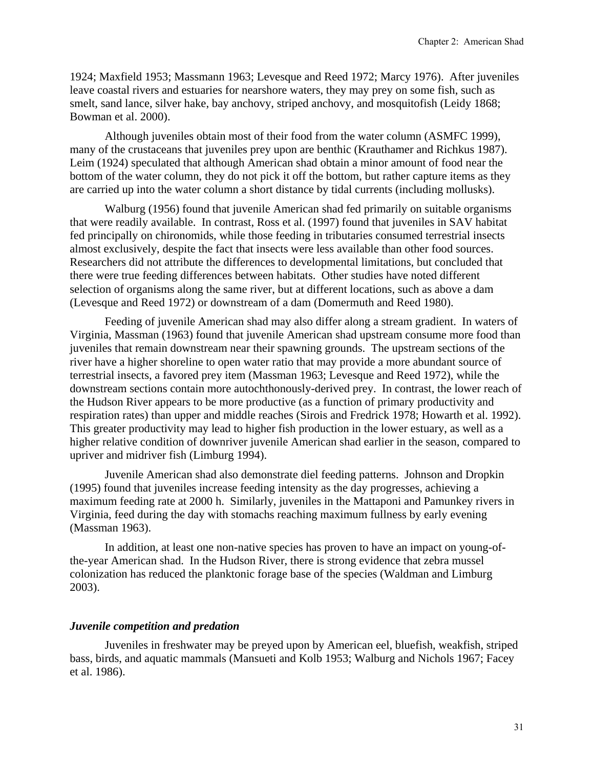1924; Maxfield 1953; Massmann 1963; Levesque and Reed 1972; Marcy 1976). After juveniles leave coastal rivers and estuaries for nearshore waters, they may prey on some fish, such as smelt, sand lance, silver hake, bay anchovy, striped anchovy, and mosquitofish (Leidy 1868; Bowman et al. 2000).

Although juveniles obtain most of their food from the water column (ASMFC 1999), many of the crustaceans that juveniles prey upon are benthic (Krauthamer and Richkus 1987). Leim (1924) speculated that although American shad obtain a minor amount of food near the bottom of the water column, they do not pick it off the bottom, but rather capture items as they are carried up into the water column a short distance by tidal currents (including mollusks).

Walburg (1956) found that juvenile American shad fed primarily on suitable organisms that were readily available. In contrast, Ross et al. (1997) found that juveniles in SAV habitat fed principally on chironomids, while those feeding in tributaries consumed terrestrial insects almost exclusively, despite the fact that insects were less available than other food sources. Researchers did not attribute the differences to developmental limitations, but concluded that there were true feeding differences between habitats. Other studies have noted different selection of organisms along the same river, but at different locations, such as above a dam (Levesque and Reed 1972) or downstream of a dam (Domermuth and Reed 1980).

Feeding of juvenile American shad may also differ along a stream gradient. In waters of Virginia, Massman (1963) found that juvenile American shad upstream consume more food than juveniles that remain downstream near their spawning grounds. The upstream sections of the river have a higher shoreline to open water ratio that may provide a more abundant source of terrestrial insects, a favored prey item (Massman 1963; Levesque and Reed 1972), while the downstream sections contain more autochthonously-derived prey. In contrast, the lower reach of the Hudson River appears to be more productive (as a function of primary productivity and respiration rates) than upper and middle reaches (Sirois and Fredrick 1978; Howarth et al. 1992). This greater productivity may lead to higher fish production in the lower estuary, as well as a higher relative condition of downriver juvenile American shad earlier in the season, compared to upriver and midriver fish (Limburg 1994).

Juvenile American shad also demonstrate diel feeding patterns. Johnson and Dropkin (1995) found that juveniles increase feeding intensity as the day progresses, achieving a maximum feeding rate at 2000 h. Similarly, juveniles in the Mattaponi and Pamunkey rivers in Virginia, feed during the day with stomachs reaching maximum fullness by early evening (Massman 1963).

In addition, at least one non-native species has proven to have an impact on young-of-the-year American shad. In the Hudson River, there is strong evidence that zebra mussel colonization has reduced the planktonic forage base of the species (Waldman and Limburg 2003).

### *Juvenile competition and predation*

Juveniles in freshwater may be preyed upon by American eel, bluefish, weakfish, striped bass, birds, and aquatic mammals (Mansueti and Kolb 1953; Walburg and Nichols 1967; Facey et al. 1986).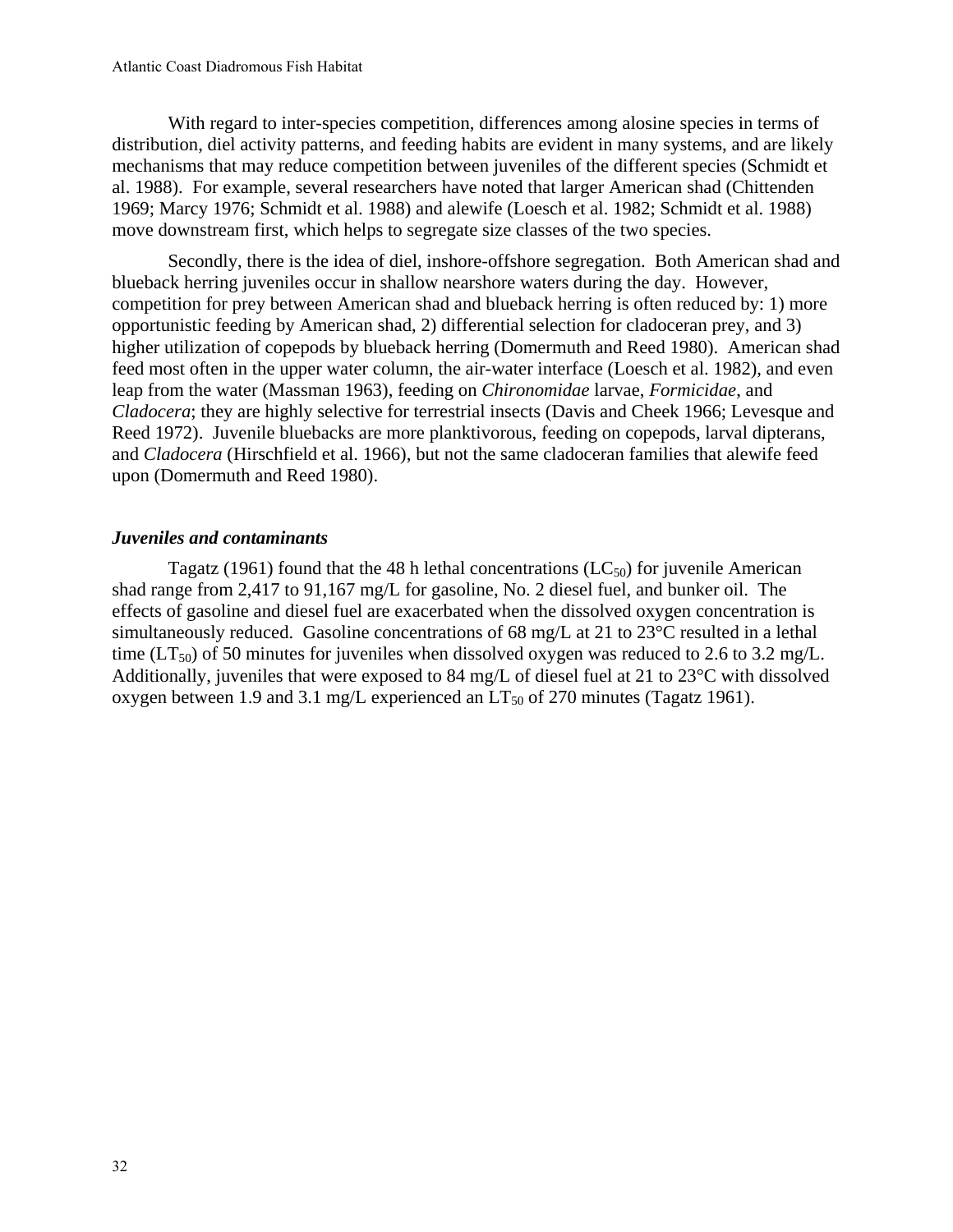With regard to inter-species competition, differences among alosine species in terms of distribution, diel activity patterns, and feeding habits are evident in many systems, and are likely mechanisms that may reduce competition between juveniles of the different species (Schmidt et al. 1988). For example, several researchers have noted that larger American shad (Chittenden 1969; Marcy 1976; Schmidt et al. 1988) and alewife (Loesch et al. 1982; Schmidt et al. 1988) move downstream first, which helps to segregate size classes of the two species.

Secondly, there is the idea of diel, inshore-offshore segregation. Both American shad and blueback herring juveniles occur in shallow nearshore waters during the day. However, competition for prey between American shad and blueback herring is often reduced by: 1) more opportunistic feeding by American shad, 2) differential selection for cladoceran prey, and 3) higher utilization of copepods by blueback herring (Domermuth and Reed 1980). American shad feed most often in the upper water column, the air-water interface (Loesch et al. 1982), and even leap from the water (Massman 1963), feeding on *Chironomidae* larvae, *Formicidae*, and *Cladocera*; they are highly selective for terrestrial insects (Davis and Cheek 1966; Levesque and Reed 1972). Juvenile bluebacks are more planktivorous, feeding on copepods, larval dipterans, and *Cladocera* (Hirschfield et al. 1966), but not the same cladoceran families that alewife feed upon (Domermuth and Reed 1980).

### *Juveniles and contaminants*

Tagatz (1961) found that the 48 h lethal concentrations ($LC_{50}$) for juvenile American shad range from 2,417 to 91,167 mg/L for gasoline, No. 2 diesel fuel, and bunker oil. The effects of gasoline and diesel fuel are exacerbated when the dissolved oxygen concentration is simultaneously reduced. Gasoline concentrations of 68 mg/L at 21 to 23°C resulted in a lethal time ($LT_{50}$) of 50 minutes for juveniles when dissolved oxygen was reduced to 2.6 to 3.2 mg/L. Additionally, juveniles that were exposed to 84 mg/L of diesel fuel at 21 to 23°C with dissolved oxygen between 1.9 and 3.1 mg/L experienced an $LT_{50}$ of 270 minutes (Tagatz 1961).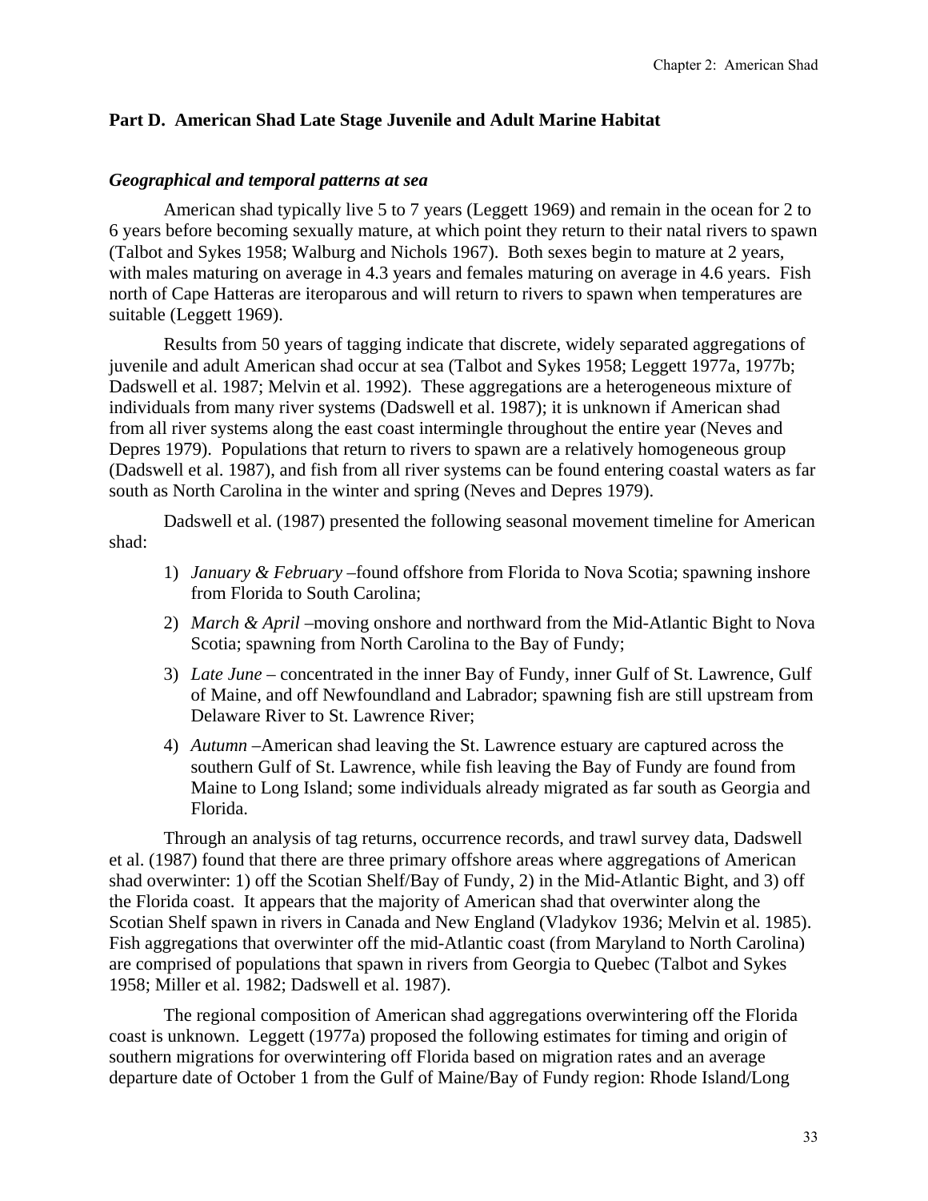## Part D. American Shad Late Stage Juvenile and Adult Marine Habitat

### *Geographical and temporal patterns at sea*

American shad typically live 5 to 7 years (Leggett 1969) and remain in the ocean for 2 to 6 years before becoming sexually mature, at which point they return to their natal rivers to spawn (Talbot and Sykes 1958; Walburg and Nichols 1967). Both sexes begin to mature at 2 years, with males maturing on average in 4.3 years and females maturing on average in 4.6 years. Fish north of Cape Hatteras are iteroparous and will return to rivers to spawn when temperatures are suitable (Leggett 1969).

Results from 50 years of tagging indicate that discrete, widely separated aggregations of juvenile and adult American shad occur at sea (Talbot and Sykes 1958; Leggett 1977a, 1977b; Dadswell et al. 1987; Melvin et al. 1992). These aggregations are a heterogeneous mixture of individuals from many river systems (Dadswell et al. 1987); it is unknown if American shad from all river systems along the east coast intermingle throughout the entire year (Neves and Depres 1979). Populations that return to rivers to spawn are a relatively homogeneous group (Dadswell et al. 1987), and fish from all river systems can be found entering coastal waters as far south as North Carolina in the winter and spring (Neves and Depres 1979).

Dadswell et al. (1987) presented the following seasonal movement timeline for American shad:

1) *January & February* –found offshore from Florida to Nova Scotia; spawning inshore from Florida to South Carolina;
2) *March & April* –moving onshore and northward from the Mid-Atlantic Bight to Nova Scotia; spawning from North Carolina to the Bay of Fundy;
3) *Late June* – concentrated in the inner Bay of Fundy, inner Gulf of St. Lawrence, Gulf of Maine, and off Newfoundland and Labrador; spawning fish are still upstream from Delaware River to St. Lawrence River;
4) *Autumn* –American shad leaving the St. Lawrence estuary are captured across the southern Gulf of St. Lawrence, while fish leaving the Bay of Fundy are found from Maine to Long Island; some individuals already migrated as far south as Georgia and Florida.

Through an analysis of tag returns, occurrence records, and trawl survey data, Dadswell et al. (1987) found that there are three primary offshore areas where aggregations of American shad overwinter: 1) off the Scotian Shelf/Bay of Fundy, 2) in the Mid-Atlantic Bight, and 3) off the Florida coast. It appears that the majority of American shad that overwinter along the Scotian Shelf spawn in rivers in Canada and New England (Vladykov 1936; Melvin et al. 1985). Fish aggregations that overwinter off the mid-Atlantic coast (from Maryland to North Carolina) are comprised of populations that spawn in rivers from Georgia to Quebec (Talbot and Sykes 1958; Miller et al. 1982; Dadswell et al. 1987).

The regional composition of American shad aggregations overwintering off the Florida coast is unknown. Leggett (1977a) proposed the following estimates for timing and origin of southern migrations for overwintering off Florida based on migration rates and an average departure date of October 1 from the Gulf of Maine/Bay of Fundy region: Rhode Island/Long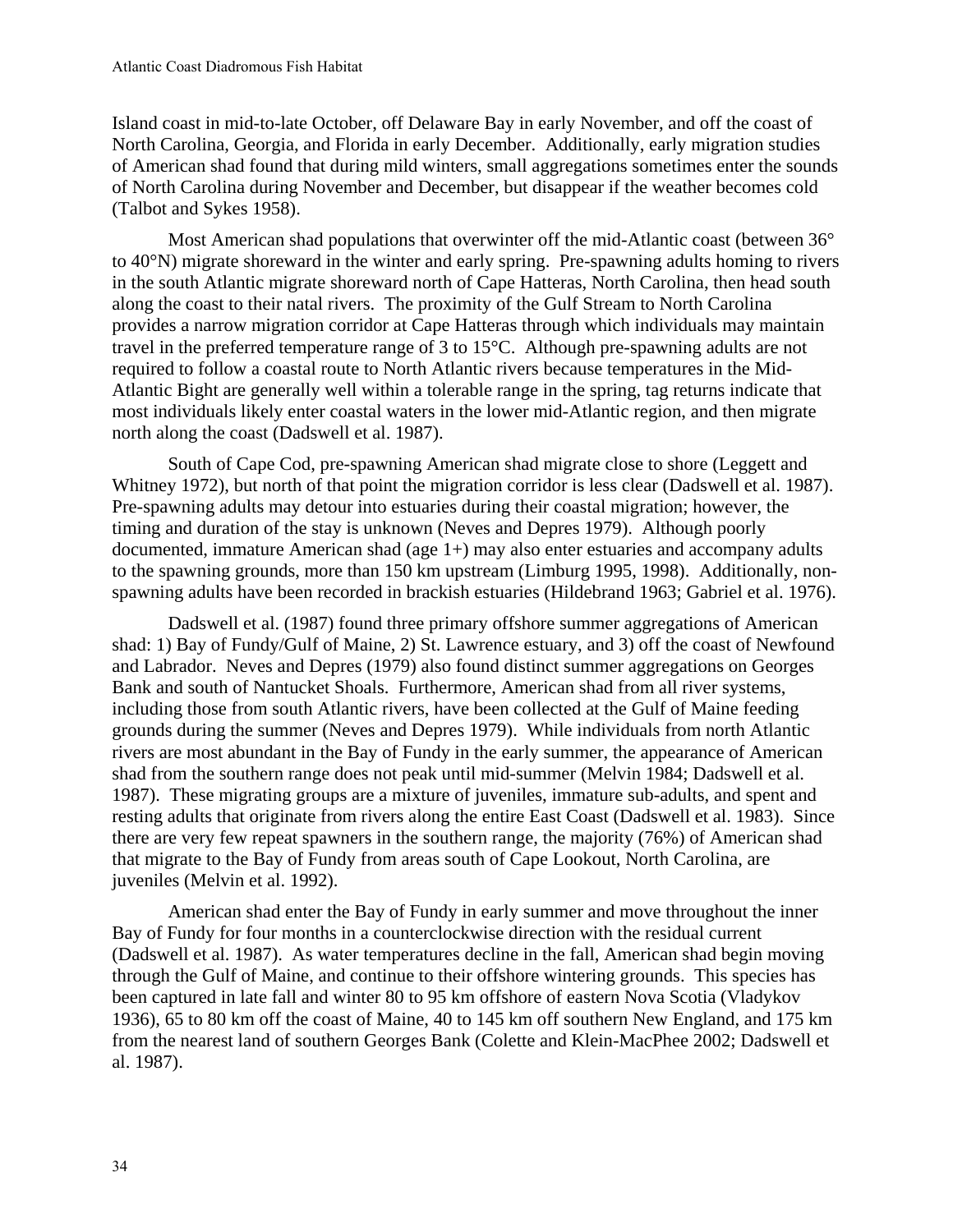Island coast in mid-to-late October, off Delaware Bay in early November, and off the coast of North Carolina, Georgia, and Florida in early December. Additionally, early migration studies of American shad found that during mild winters, small aggregations sometimes enter the sounds of North Carolina during November and December, but disappear if the weather becomes cold (Talbot and Sykes 1958).

Most American shad populations that overwinter off the mid-Atlantic coast (between 36° to 40°N) migrate shoreward in the winter and early spring. Pre-spawning adults homing to rivers in the south Atlantic migrate shoreward north of Cape Hatteras, North Carolina, then head south along the coast to their natal rivers. The proximity of the Gulf Stream to North Carolina provides a narrow migration corridor at Cape Hatteras through which individuals may maintain travel in the preferred temperature range of 3 to 15°C. Although pre-spawning adults are not required to follow a coastal route to North Atlantic rivers because temperatures in the Mid-Atlantic Bight are generally well within a tolerable range in the spring, tag returns indicate that most individuals likely enter coastal waters in the lower mid-Atlantic region, and then migrate north along the coast (Dadswell et al. 1987).

South of Cape Cod, pre-spawning American shad migrate close to shore (Leggett and Whitney 1972), but north of that point the migration corridor is less clear (Dadswell et al. 1987). Pre-spawning adults may detour into estuaries during their coastal migration; however, the timing and duration of the stay is unknown (Neves and Depres 1979). Although poorly documented, immature American shad (age 1+) may also enter estuaries and accompany adults to the spawning grounds, more than 150 km upstream (Limburg 1995, 1998). Additionally, non-spawning adults have been recorded in brackish estuaries (Hildebrand 1963; Gabriel et al. 1976).

Dadswell et al. (1987) found three primary offshore summer aggregations of American shad: 1) Bay of Fundy/Gulf of Maine, 2) St. Lawrence estuary, and 3) off the coast of Newfound and Labrador. Neves and Depres (1979) also found distinct summer aggregations on Georges Bank and south of Nantucket Shoals. Furthermore, American shad from all river systems, including those from south Atlantic rivers, have been collected at the Gulf of Maine feeding grounds during the summer (Neves and Depres 1979). While individuals from north Atlantic rivers are most abundant in the Bay of Fundy in the early summer, the appearance of American shad from the southern range does not peak until mid-summer (Melvin 1984; Dadswell et al. 1987). These migrating groups are a mixture of juveniles, immature sub-adults, and spent and resting adults that originate from rivers along the entire East Coast (Dadswell et al. 1983). Since there are very few repeat spawners in the southern range, the majority (76%) of American shad that migrate to the Bay of Fundy from areas south of Cape Lookout, North Carolina, are juveniles (Melvin et al. 1992).

American shad enter the Bay of Fundy in early summer and move throughout the inner Bay of Fundy for four months in a counterclockwise direction with the residual current (Dadswell et al. 1987). As water temperatures decline in the fall, American shad begin moving through the Gulf of Maine, and continue to their offshore wintering grounds. This species has been captured in late fall and winter 80 to 95 km offshore of eastern Nova Scotia (Vladykov 1936), 65 to 80 km off the coast of Maine, 40 to 145 km off southern New England, and 175 km from the nearest land of southern Georges Bank (Colette and Klein-MacPhee 2002; Dadswell et al. 1987).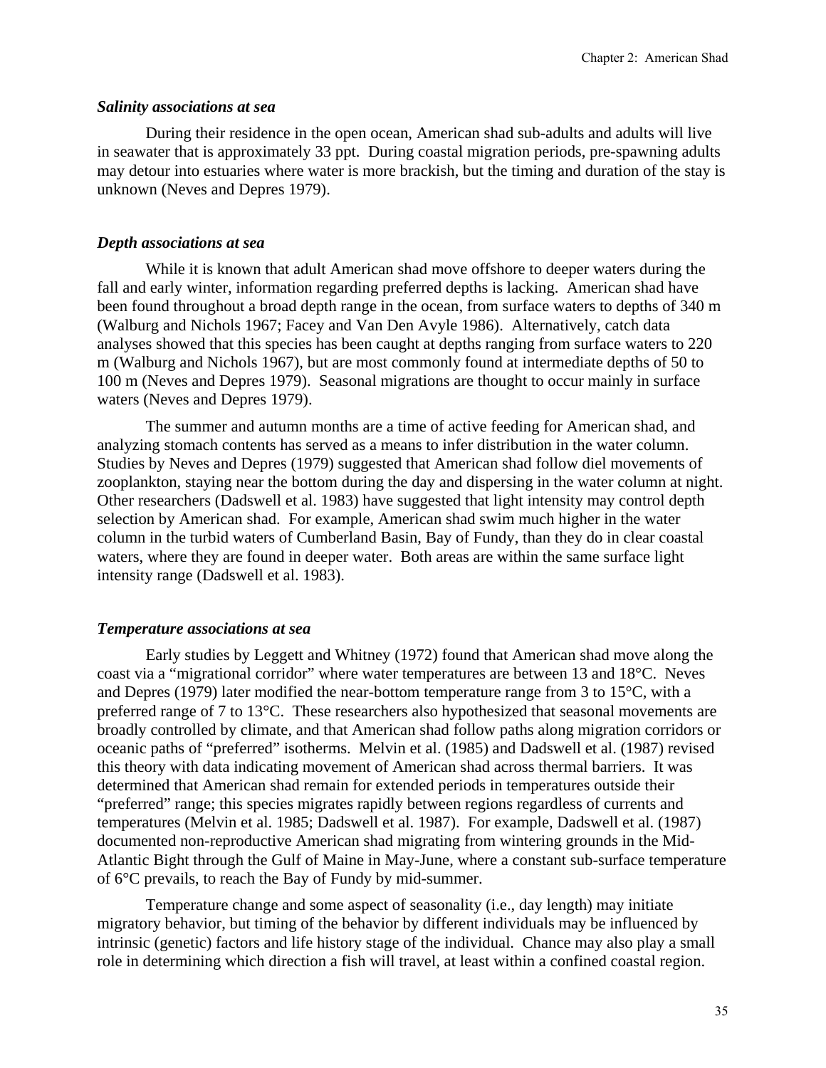### ***Salinity associations at sea***

During their residence in the open ocean, American shad sub-adults and adults will live in seawater that is approximately 33 ppt. During coastal migration periods, pre-spawning adults may detour into estuaries where water is more brackish, but the timing and duration of the stay is unknown (Neves and Depres 1979).

### ***Depth associations at sea***

While it is known that adult American shad move offshore to deeper waters during the fall and early winter, information regarding preferred depths is lacking. American shad have been found throughout a broad depth range in the ocean, from surface waters to depths of 340 m (Walburg and Nichols 1967; Facey and Van Den Avyle 1986). Alternatively, catch data analyses showed that this species has been caught at depths ranging from surface waters to 220 m (Walburg and Nichols 1967), but are most commonly found at intermediate depths of 50 to 100 m (Neves and Depres 1979). Seasonal migrations are thought to occur mainly in surface waters (Neves and Depres 1979).

The summer and autumn months are a time of active feeding for American shad, and analyzing stomach contents has served as a means to infer distribution in the water column. Studies by Neves and Depres (1979) suggested that American shad follow diel movements of zooplankton, staying near the bottom during the day and dispersing in the water column at night. Other researchers (Dadswell et al. 1983) have suggested that light intensity may control depth selection by American shad. For example, American shad swim much higher in the water column in the turbid waters of Cumberland Basin, Bay of Fundy, than they do in clear coastal waters, where they are found in deeper water. Both areas are within the same surface light intensity range (Dadswell et al. 1983).

### ***Temperature associations at sea***

Early studies by Leggett and Whitney (1972) found that American shad move along the coast via a "migrational corridor" where water temperatures are between 13 and 18°C. Neves and Depres (1979) later modified the near-bottom temperature range from 3 to 15°C, with a preferred range of 7 to 13°C. These researchers also hypothesized that seasonal movements are broadly controlled by climate, and that American shad follow paths along migration corridors or oceanic paths of "preferred" isotherms. Melvin et al. (1985) and Dadswell et al. (1987) revised this theory with data indicating movement of American shad across thermal barriers. It was determined that American shad remain for extended periods in temperatures outside their "preferred" range; this species migrates rapidly between regions regardless of currents and temperatures (Melvin et al. 1985; Dadswell et al. 1987). For example, Dadswell et al. (1987) documented non-reproductive American shad migrating from wintering grounds in the Mid-Atlantic Bight through the Gulf of Maine in May-June, where a constant sub-surface temperature of 6°C prevails, to reach the Bay of Fundy by mid-summer.

Temperature change and some aspect of seasonality (i.e., day length) may initiate migratory behavior, but timing of the behavior by different individuals may be influenced by intrinsic (genetic) factors and life history stage of the individual. Chance may also play a small role in determining which direction a fish will travel, at least within a confined coastal region.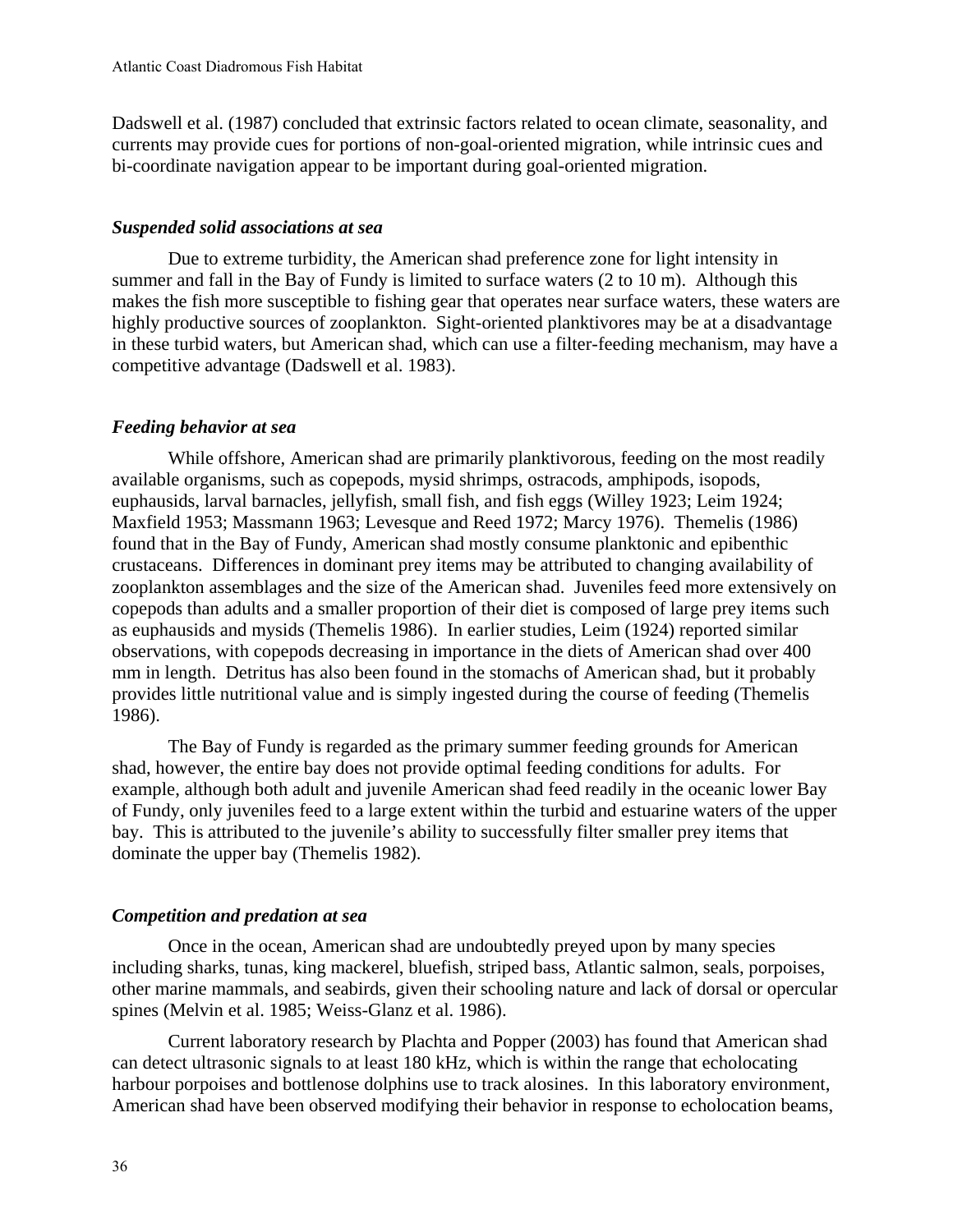Dadswell et al. (1987) concluded that extrinsic factors related to ocean climate, seasonality, and currents may provide cues for portions of non-goal-oriented migration, while intrinsic cues and bi-coordinate navigation appear to be important during goal-oriented migration.

### *Suspended solid associations at sea*

Due to extreme turbidity, the American shad preference zone for light intensity in summer and fall in the Bay of Fundy is limited to surface waters (2 to 10 m). Although this makes the fish more susceptible to fishing gear that operates near surface waters, these waters are highly productive sources of zooplankton. Sight-oriented planktivores may be at a disadvantage in these turbid waters, but American shad, which can use a filter-feeding mechanism, may have a competitive advantage (Dadswell et al. 1983).

### *Feeding behavior at sea*

While offshore, American shad are primarily planktivorous, feeding on the most readily available organisms, such as copepods, mysid shrimps, ostracods, amphipods, isopods, euphausids, larval barnacles, jellyfish, small fish, and fish eggs (Willey 1923; Leim 1924; Maxfield 1953; Massmann 1963; Levesque and Reed 1972; Marcy 1976). Themelis (1986) found that in the Bay of Fundy, American shad mostly consume planktonic and epibenthic crustaceans. Differences in dominant prey items may be attributed to changing availability of zooplankton assemblages and the size of the American shad. Juveniles feed more extensively on copepods than adults and a smaller proportion of their diet is composed of large prey items such as euphausids and mysids (Themelis 1986). In earlier studies, Leim (1924) reported similar observations, with copepods decreasing in importance in the diets of American shad over 400 mm in length. Detritus has also been found in the stomachs of American shad, but it probably provides little nutritional value and is simply ingested during the course of feeding (Themelis 1986).

The Bay of Fundy is regarded as the primary summer feeding grounds for American shad, however, the entire bay does not provide optimal feeding conditions for adults. For example, although both adult and juvenile American shad feed readily in the oceanic lower Bay of Fundy, only juveniles feed to a large extent within the turbid and estuarine waters of the upper bay. This is attributed to the juvenile's ability to successfully filter smaller prey items that dominate the upper bay (Themelis 1982).

### *Competition and predation at sea*

Once in the ocean, American shad are undoubtedly preyed upon by many species including sharks, tunas, king mackerel, bluefish, striped bass, Atlantic salmon, seals, porpoises, other marine mammals, and seabirds, given their schooling nature and lack of dorsal or opercular spines (Melvin et al. 1985; Weiss-Glanz et al. 1986).

Current laboratory research by Plachta and Popper (2003) has found that American shad can detect ultrasonic signals to at least 180 kHz, which is within the range that echolocating harbour porpoises and bottlenose dolphins use to track alosines. In this laboratory environment, American shad have been observed modifying their behavior in response to echolocation beams,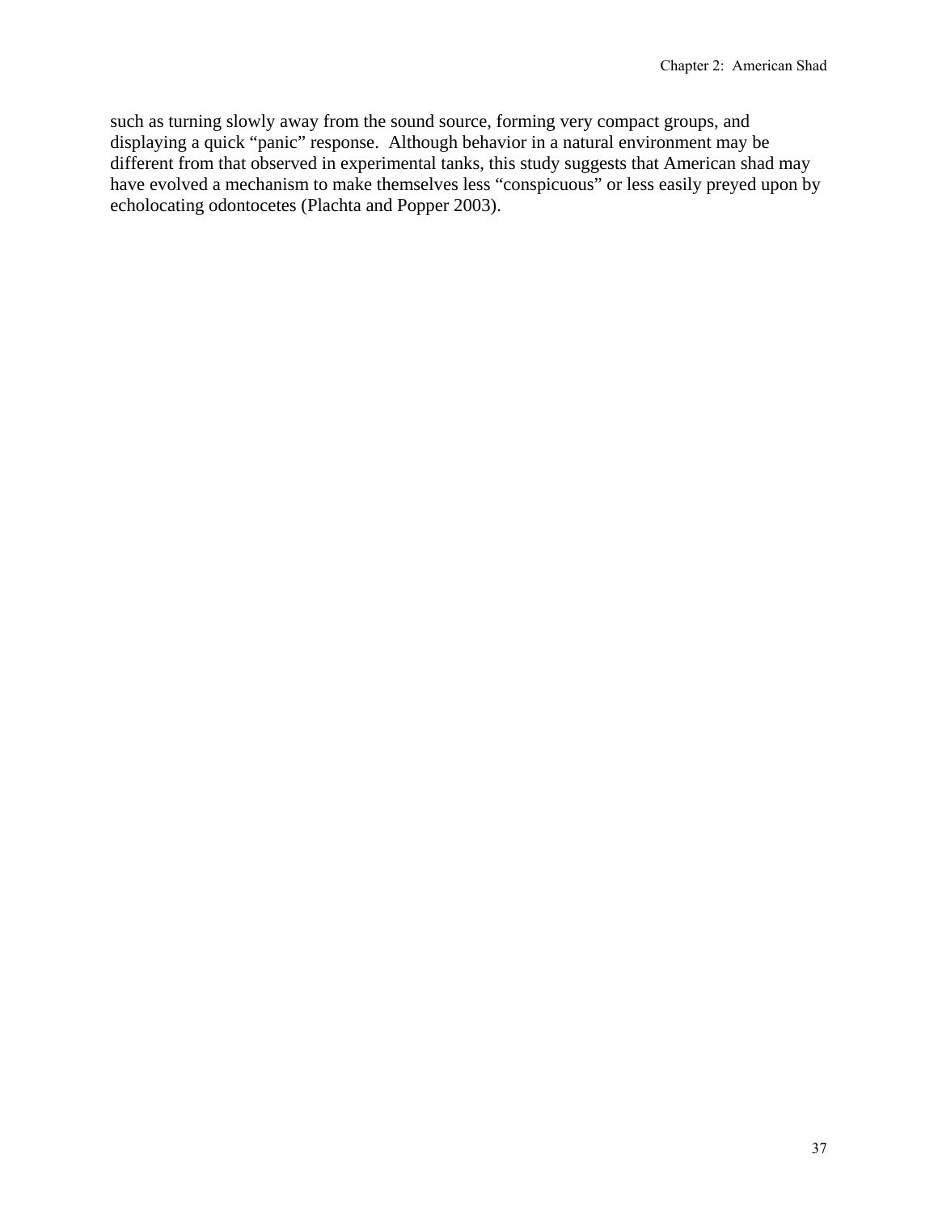such as turning slowly away from the sound source, forming very compact groups, and displaying a quick "panic" response. Although behavior in a natural environment may be different from that observed in experimental tanks, this study suggests that American shad may have evolved a mechanism to make themselves less "conspicuous" or less easily preyed upon by echolocating odontocetes (Plachta and Popper 2003).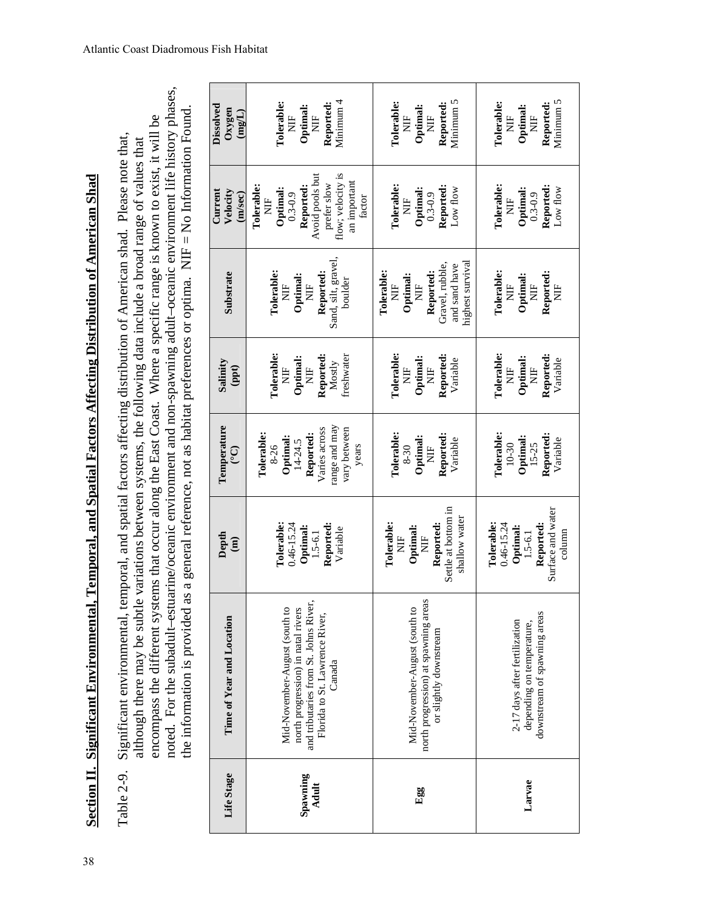## Section II. Significant Environmental, Temporal, and Spatial Factors Affecting Distribution of American Shad

Table 2-9. Significant environmental, temporal, and spatial factors affecting distribution of American shad. Please note that, although there may be subtle variations between systems, the following data include a broad range of values that encompass the different systems that occur along the East Coast. Where a specific range is known to exist, it will be noted. For the subadult–estuarine/oceanic environment and non-spawning adult–oceanic environment life history phases, the information is provided as a general reference, not as habitat preferences or optima. NIF = No Information Found.

| Life Stage | Time of Year and Location | Depth (m) | Temperature (°C) | Salinity (ppt) | Substrate | Current Velocity (m/sec) | Dissolved Oxygen (mg/L) |
|---|---|---|---|---|---|---|---|
| **Spawning Adult** | Mid-November-August (south to north progression) in natal rivers and tributaries from St. Johns River, Florida to St. Lawrence River, Canada | **Tolerable:** 0.46-15.24 **Optimal:** 1.5-6.1 **Reported:** Variable | **Tolerable:** 8-26 **Optimal:** 14-24.5 **Reported:** Varies across range and may vary between years | **Tolerable:** NIF **Optimal:** NIF **Reported:** Mostly freshwater | **Tolerable:** NIF **Optimal:** NIF **Reported:** Sand, silt, gravel, boulder | **Tolerable:** NIF **Optimal:** 0.3-0.9 **Reported:** Avoid pools but prefer slow flow; velocity is an important factor | **Tolerable:** NIF **Optimal:** NIF **Reported:** Minimum 4 |
| **Egg** | Mid-November-August (south to north progression) at spawning areas or slightly downstream | **Tolerable:** NIF **Optimal:** NIF **Reported:** Settle at bottom in shallow water | **Tolerable:** 8-30 **Optimal:** NIF **Reported:** Variable | **Tolerable:** NIF **Optimal:** NIF **Reported:** Variable | **Tolerable:** NIF **Optimal:** NIF **Reported:** Gravel, rubble, and sand have highest survival | **Tolerable:** NIF **Optimal:** 0.3-0.9 **Reported:** Low flow | **Tolerable:** NIF **Optimal:** NIF **Reported:** Minimum 5 |
| **Larvae** | 2-17 days after fertilization depending on temperature, downstream of spawning areas | **Tolerable:** 0.46-15.24 **Optimal:** 1.5-6.1 **Reported:** Surface and water column | **Tolerable:** 10-30 **Optimal:** 15-25 **Reported:** Variable | **Tolerable:** NIF **Optimal:** NIF **Reported:** Variable | **Tolerable:** NIF **Optimal:** NIF **Reported:** NIF | **Tolerable:** NIF **Optimal:** 0.3-0.9 **Reported:** Low flow | **Tolerable:** NIF **Optimal:** NIF **Reported:** Minimum 5 |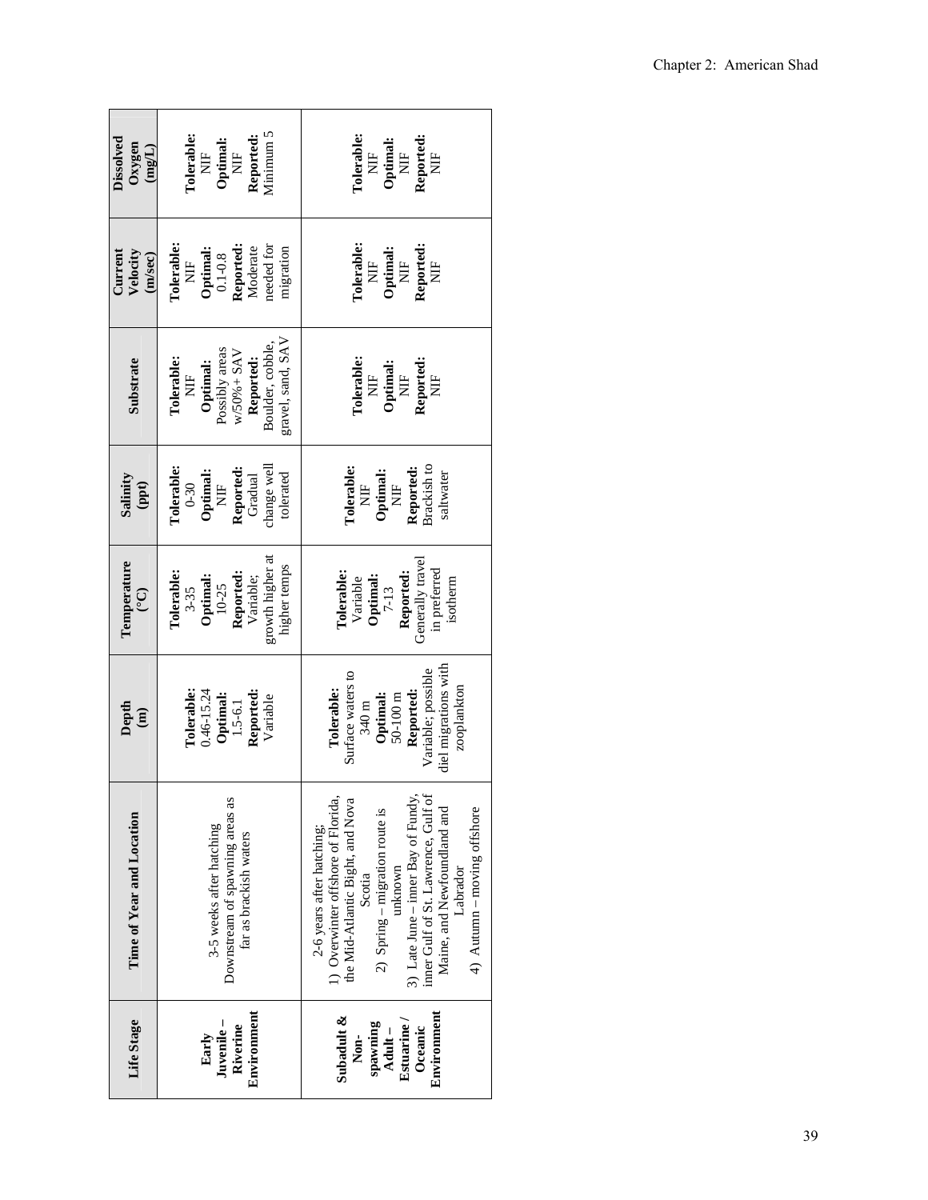| Life Stage | Time of Year and Location | Depth (m) | Temperature (°C) | Salinity (ppt) | Substrate | Current Velocity (m/sec) | Dissolved Oxygen (mg/L) |
|---|---|---|---|---|---|---|---|
| **Early Juvenile – Riverine Environment** | 3-5 weeks after hatching<br>Downstream of spawning areas as far as brackish waters | **Tolerable:** 0.46-15.24<br>**Optimal:** 1.5-6.1<br>**Reported:** Variable | **Tolerable:** 3-35<br>**Optimal:** 10-25<br>**Reported:** Variable; growth higher at higher temps | **Tolerable:** 0-30<br>**Optimal:** NIF<br>**Reported:** Gradual change well tolerated | **Tolerable:** NIF<br>**Optimal:** Possibly areas w/50%+ SAV<br>**Reported:** Boulder, cobble, gravel, sand, SAV | **Tolerable:** NIF<br>**Optimal:** 0.1-0.8<br>**Reported:** Moderate needed for migration | **Tolerable:** NIF<br>**Optimal:** NIF<br>**Reported:** Minimum 5 |
| **Subadult & Non-spawning Adult – Estuarine / Oceanic Environment** | 2-6 years after hatching;<br>1) Overwinter offshore of Florida, the Mid-Atlantic Bight, and Nova Scotia<br>2) Spring – migration route is unknown<br>3) Late June – inner Bay of Fundy, inner Gulf of St. Lawrence, Gulf of Maine, and Newfoundland and Labrador<br>4) Autumn – moving offshore | **Tolerable:** Surface waters to 340 m<br>**Optimal:** 50-100 m<br>**Reported:** Variable; possible diel migrations with zooplankton | **Tolerable:** Variable<br>**Optimal:** 7-13<br>**Reported:** Generally travel in preferred isotherm | **Tolerable:** NIF<br>**Optimal:** NIF<br>**Reported:** Brackish to saltwater | **Tolerable:** NIF<br>**Optimal:** NIF<br>**Reported:** NIF | **Tolerable:** NIF<br>**Optimal:** NIF<br>**Reported:** NIF | **Tolerable:** NIF<br>**Optimal:** NIF<br>**Reported:** NIF |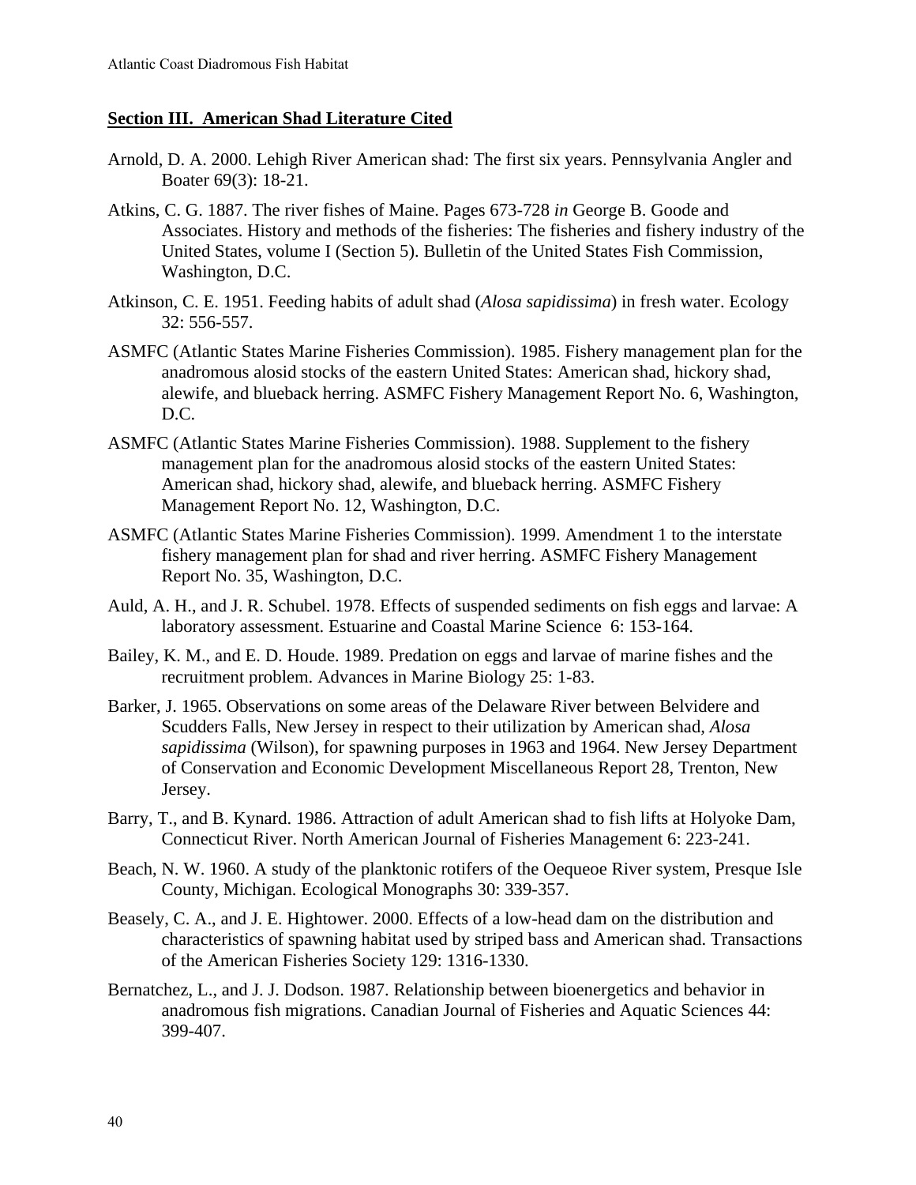## Section III. American Shad Literature Cited

Arnold, D. A. 2000. Lehigh River American shad: The first six years. Pennsylvania Angler and Boater 69(3): 18-21.

Atkins, C. G. 1887. The river fishes of Maine. Pages 673-728 *in* George B. Goode and Associates. History and methods of the fisheries: The fisheries and fishery industry of the United States, volume I (Section 5). Bulletin of the United States Fish Commission, Washington, D.C.

Atkinson, C. E. 1951. Feeding habits of adult shad (*Alosa sapidissima*) in fresh water. Ecology 32: 556-557.

ASMFC (Atlantic States Marine Fisheries Commission). 1985. Fishery management plan for the anadromous alosid stocks of the eastern United States: American shad, hickory shad, alewife, and blueback herring. ASMFC Fishery Management Report No. 6, Washington, D.C.

ASMFC (Atlantic States Marine Fisheries Commission). 1988. Supplement to the fishery management plan for the anadromous alosid stocks of the eastern United States: American shad, hickory shad, alewife, and blueback herring. ASMFC Fishery Management Report No. 12, Washington, D.C.

ASMFC (Atlantic States Marine Fisheries Commission). 1999. Amendment 1 to the interstate fishery management plan for shad and river herring. ASMFC Fishery Management Report No. 35, Washington, D.C.

Auld, A. H., and J. R. Schubel. 1978. Effects of suspended sediments on fish eggs and larvae: A laboratory assessment. Estuarine and Coastal Marine Science 6: 153-164.

Bailey, K. M., and E. D. Houde. 1989. Predation on eggs and larvae of marine fishes and the recruitment problem. Advances in Marine Biology 25: 1-83.

Barker, J. 1965. Observations on some areas of the Delaware River between Belvidere and Scudders Falls, New Jersey in respect to their utilization by American shad, *Alosa sapidissima* (Wilson), for spawning purposes in 1963 and 1964. New Jersey Department of Conservation and Economic Development Miscellaneous Report 28, Trenton, New Jersey.

Barry, T., and B. Kynard. 1986. Attraction of adult American shad to fish lifts at Holyoke Dam, Connecticut River. North American Journal of Fisheries Management 6: 223-241.

Beach, N. W. 1960. A study of the planktonic rotifers of the Oequeoe River system, Presque Isle County, Michigan. Ecological Monographs 30: 339-357.

Beasely, C. A., and J. E. Hightower. 2000. Effects of a low-head dam on the distribution and characteristics of spawning habitat used by striped bass and American shad. Transactions of the American Fisheries Society 129: 1316-1330.

Bernatchez, L., and J. J. Dodson. 1987. Relationship between bioenergetics and behavior in anadromous fish migrations. Canadian Journal of Fisheries and Aquatic Sciences 44: 399-407.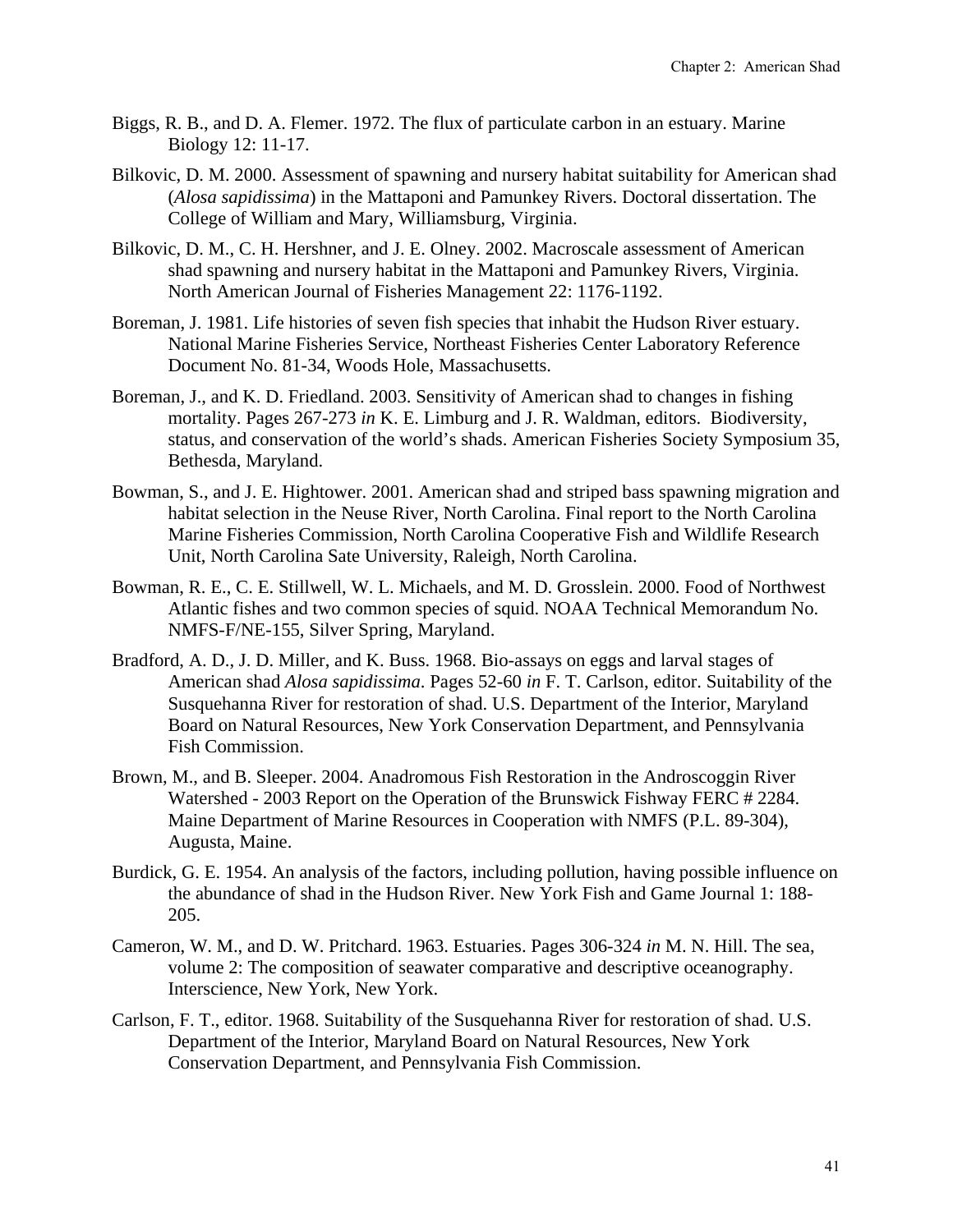Biggs, R. B., and D. A. Flemer. 1972. The flux of particulate carbon in an estuary. Marine Biology 12: 11-17.

Bilkovic, D. M. 2000. Assessment of spawning and nursery habitat suitability for American shad (*Alosa sapidissima*) in the Mattaponi and Pamunkey Rivers. Doctoral dissertation. The College of William and Mary, Williamsburg, Virginia.

Bilkovic, D. M., C. H. Hershner, and J. E. Olney. 2002. Macroscale assessment of American shad spawning and nursery habitat in the Mattaponi and Pamunkey Rivers, Virginia. North American Journal of Fisheries Management 22: 1176-1192.

Boreman, J. 1981. Life histories of seven fish species that inhabit the Hudson River estuary. National Marine Fisheries Service, Northeast Fisheries Center Laboratory Reference Document No. 81-34, Woods Hole, Massachusetts.

Boreman, J., and K. D. Friedland. 2003. Sensitivity of American shad to changes in fishing mortality. Pages 267-273 *in* K. E. Limburg and J. R. Waldman, editors. Biodiversity, status, and conservation of the world's shads. American Fisheries Society Symposium 35, Bethesda, Maryland.

Bowman, S., and J. E. Hightower. 2001. American shad and striped bass spawning migration and habitat selection in the Neuse River, North Carolina. Final report to the North Carolina Marine Fisheries Commission, North Carolina Cooperative Fish and Wildlife Research Unit, North Carolina Sate University, Raleigh, North Carolina.

Bowman, R. E., C. E. Stillwell, W. L. Michaels, and M. D. Grosslein. 2000. Food of Northwest Atlantic fishes and two common species of squid. NOAA Technical Memorandum No. NMFS-F/NE-155, Silver Spring, Maryland.

Bradford, A. D., J. D. Miller, and K. Buss. 1968. Bio-assays on eggs and larval stages of American shad *Alosa sapidissima*. Pages 52-60 *in* F. T. Carlson, editor. Suitability of the Susquehanna River for restoration of shad. U.S. Department of the Interior, Maryland Board on Natural Resources, New York Conservation Department, and Pennsylvania Fish Commission.

Brown, M., and B. Sleeper. 2004. Anadromous Fish Restoration in the Androscoggin River Watershed - 2003 Report on the Operation of the Brunswick Fishway FERC # 2284. Maine Department of Marine Resources in Cooperation with NMFS (P.L. 89-304), Augusta, Maine.

Burdick, G. E. 1954. An analysis of the factors, including pollution, having possible influence on the abundance of shad in the Hudson River. New York Fish and Game Journal 1: 188-205.

Cameron, W. M., and D. W. Pritchard. 1963. Estuaries. Pages 306-324 *in* M. N. Hill. The sea, volume 2: The composition of seawater comparative and descriptive oceanography. Interscience, New York, New York.

Carlson, F. T., editor. 1968. Suitability of the Susquehanna River for restoration of shad. U.S. Department of the Interior, Maryland Board on Natural Resources, New York Conservation Department, and Pennsylvania Fish Commission.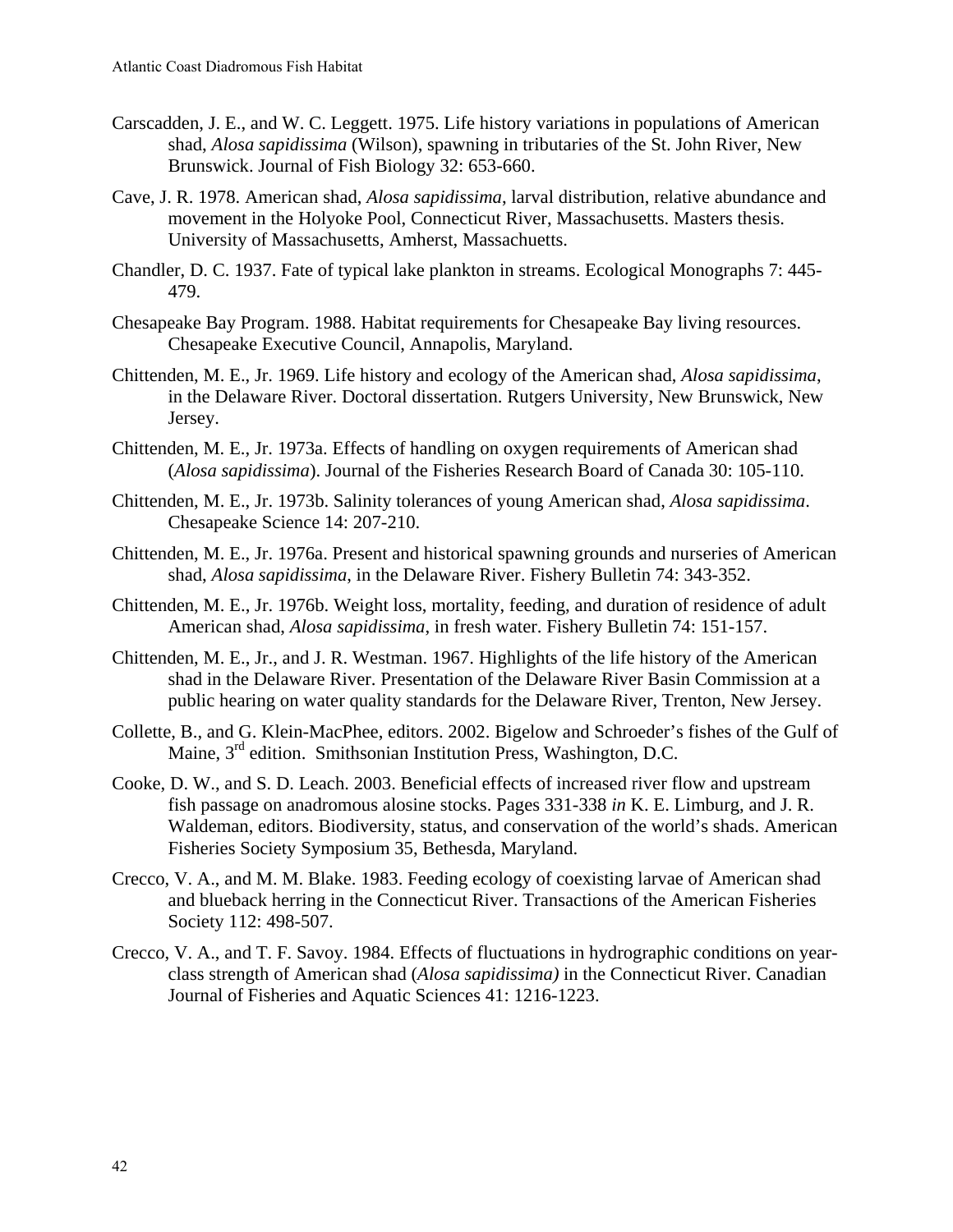Carscadden, J. E., and W. C. Leggett. 1975. Life history variations in populations of American shad, *Alosa sapidissima* (Wilson), spawning in tributaries of the St. John River, New Brunswick. Journal of Fish Biology 32: 653-660.

Cave, J. R. 1978. American shad, *Alosa sapidissima*, larval distribution, relative abundance and movement in the Holyoke Pool, Connecticut River, Massachusetts. Masters thesis. University of Massachusetts, Amherst, Massachuetts.

Chandler, D. C. 1937. Fate of typical lake plankton in streams. Ecological Monographs 7: 445-479.

Chesapeake Bay Program. 1988. Habitat requirements for Chesapeake Bay living resources. Chesapeake Executive Council, Annapolis, Maryland.

Chittenden, M. E., Jr. 1969. Life history and ecology of the American shad, *Alosa sapidissima*, in the Delaware River. Doctoral dissertation. Rutgers University, New Brunswick, New Jersey.

Chittenden, M. E., Jr. 1973a. Effects of handling on oxygen requirements of American shad (*Alosa sapidissima*). Journal of the Fisheries Research Board of Canada 30: 105-110.

Chittenden, M. E., Jr. 1973b. Salinity tolerances of young American shad, *Alosa sapidissima*. Chesapeake Science 14: 207-210.

Chittenden, M. E., Jr. 1976a. Present and historical spawning grounds and nurseries of American shad, *Alosa sapidissima*, in the Delaware River. Fishery Bulletin 74: 343-352.

Chittenden, M. E., Jr. 1976b. Weight loss, mortality, feeding, and duration of residence of adult American shad, *Alosa sapidissima*, in fresh water. Fishery Bulletin 74: 151-157.

Chittenden, M. E., Jr., and J. R. Westman. 1967. Highlights of the life history of the American shad in the Delaware River. Presentation of the Delaware River Basin Commission at a public hearing on water quality standards for the Delaware River, Trenton, New Jersey.

Collette, B., and G. Klein-MacPhee, editors. 2002. Bigelow and Schroeder's fishes of the Gulf of Maine, 3rd edition. Smithsonian Institution Press, Washington, D.C.

Cooke, D. W., and S. D. Leach. 2003. Beneficial effects of increased river flow and upstream fish passage on anadromous alosine stocks. Pages 331-338 *in* K. E. Limburg, and J. R. Waldeman, editors. Biodiversity, status, and conservation of the world's shads. American Fisheries Society Symposium 35, Bethesda, Maryland.

Crecco, V. A., and M. M. Blake. 1983. Feeding ecology of coexisting larvae of American shad and blueback herring in the Connecticut River. Transactions of the American Fisheries Society 112: 498-507.

Crecco, V. A., and T. F. Savoy. 1984. Effects of fluctuations in hydrographic conditions on year-class strength of American shad (*Alosa sapidissima)* in the Connecticut River. Canadian Journal of Fisheries and Aquatic Sciences 41: 1216-1223.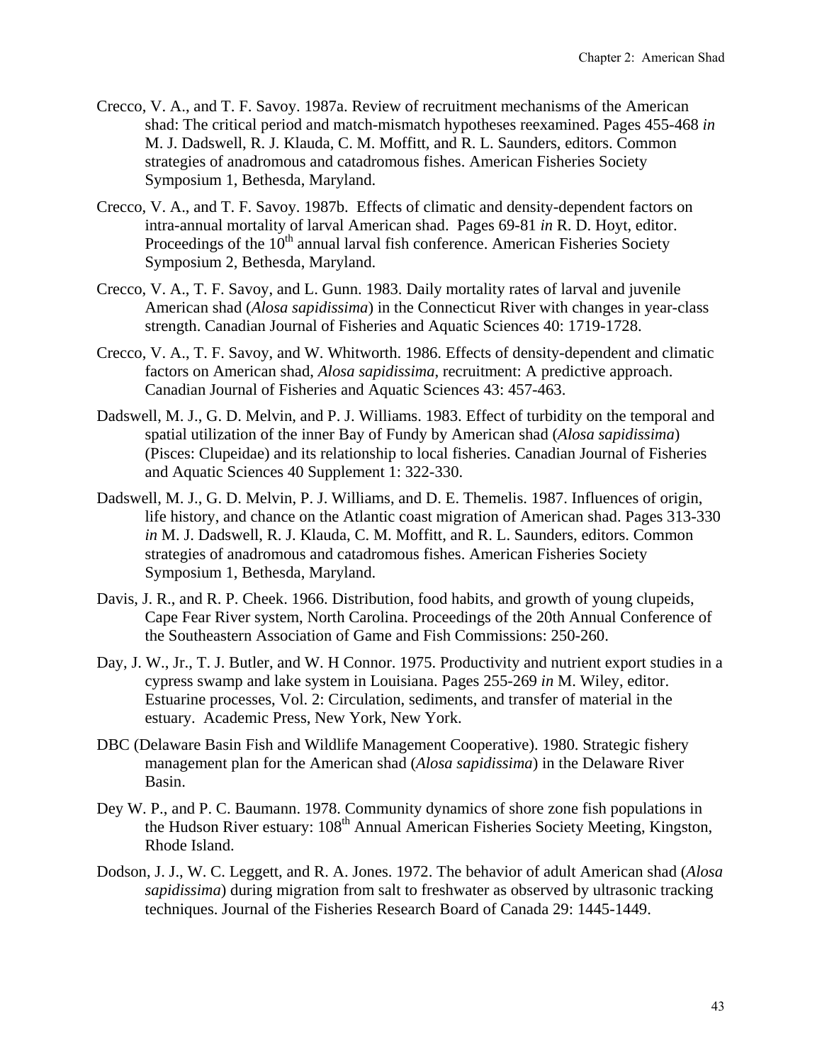Crecco, V. A., and T. F. Savoy. 1987a. Review of recruitment mechanisms of the American shad: The critical period and match-mismatch hypotheses reexamined. Pages 455-468 *in* M. J. Dadswell, R. J. Klauda, C. M. Moffitt, and R. L. Saunders, editors. Common strategies of anadromous and catadromous fishes. American Fisheries Society Symposium 1, Bethesda, Maryland.

Crecco, V. A., and T. F. Savoy. 1987b. Effects of climatic and density-dependent factors on intra-annual mortality of larval American shad. Pages 69-81 *in* R. D. Hoyt, editor. Proceedings of the 10th annual larval fish conference. American Fisheries Society Symposium 2, Bethesda, Maryland.

Crecco, V. A., T. F. Savoy, and L. Gunn. 1983. Daily mortality rates of larval and juvenile American shad (*Alosa sapidissima*) in the Connecticut River with changes in year-class strength. Canadian Journal of Fisheries and Aquatic Sciences 40: 1719-1728.

Crecco, V. A., T. F. Savoy, and W. Whitworth. 1986. Effects of density-dependent and climatic factors on American shad, *Alosa sapidissima*, recruitment: A predictive approach. Canadian Journal of Fisheries and Aquatic Sciences 43: 457-463.

Dadswell, M. J., G. D. Melvin, and P. J. Williams. 1983. Effect of turbidity on the temporal and spatial utilization of the inner Bay of Fundy by American shad (*Alosa sapidissima*) (Pisces: Clupeidae) and its relationship to local fisheries. Canadian Journal of Fisheries and Aquatic Sciences 40 Supplement 1: 322-330.

Dadswell, M. J., G. D. Melvin, P. J. Williams, and D. E. Themelis. 1987. Influences of origin, life history, and chance on the Atlantic coast migration of American shad. Pages 313-330 *in* M. J. Dadswell, R. J. Klauda, C. M. Moffitt, and R. L. Saunders, editors. Common strategies of anadromous and catadromous fishes. American Fisheries Society Symposium 1, Bethesda, Maryland.

Davis, J. R., and R. P. Cheek. 1966. Distribution, food habits, and growth of young clupeids, Cape Fear River system, North Carolina. Proceedings of the 20th Annual Conference of the Southeastern Association of Game and Fish Commissions: 250-260.

Day, J. W., Jr., T. J. Butler, and W. H Connor. 1975. Productivity and nutrient export studies in a cypress swamp and lake system in Louisiana. Pages 255-269 *in* M. Wiley, editor. Estuarine processes, Vol. 2: Circulation, sediments, and transfer of material in the estuary. Academic Press, New York, New York.

DBC (Delaware Basin Fish and Wildlife Management Cooperative). 1980. Strategic fishery management plan for the American shad (*Alosa sapidissima*) in the Delaware River Basin.

Dey W. P., and P. C. Baumann. 1978. Community dynamics of shore zone fish populations in the Hudson River estuary: 108th Annual American Fisheries Society Meeting, Kingston, Rhode Island.

Dodson, J. J., W. C. Leggett, and R. A. Jones. 1972. The behavior of adult American shad (*Alosa sapidissima*) during migration from salt to freshwater as observed by ultrasonic tracking techniques. Journal of the Fisheries Research Board of Canada 29: 1445-1449.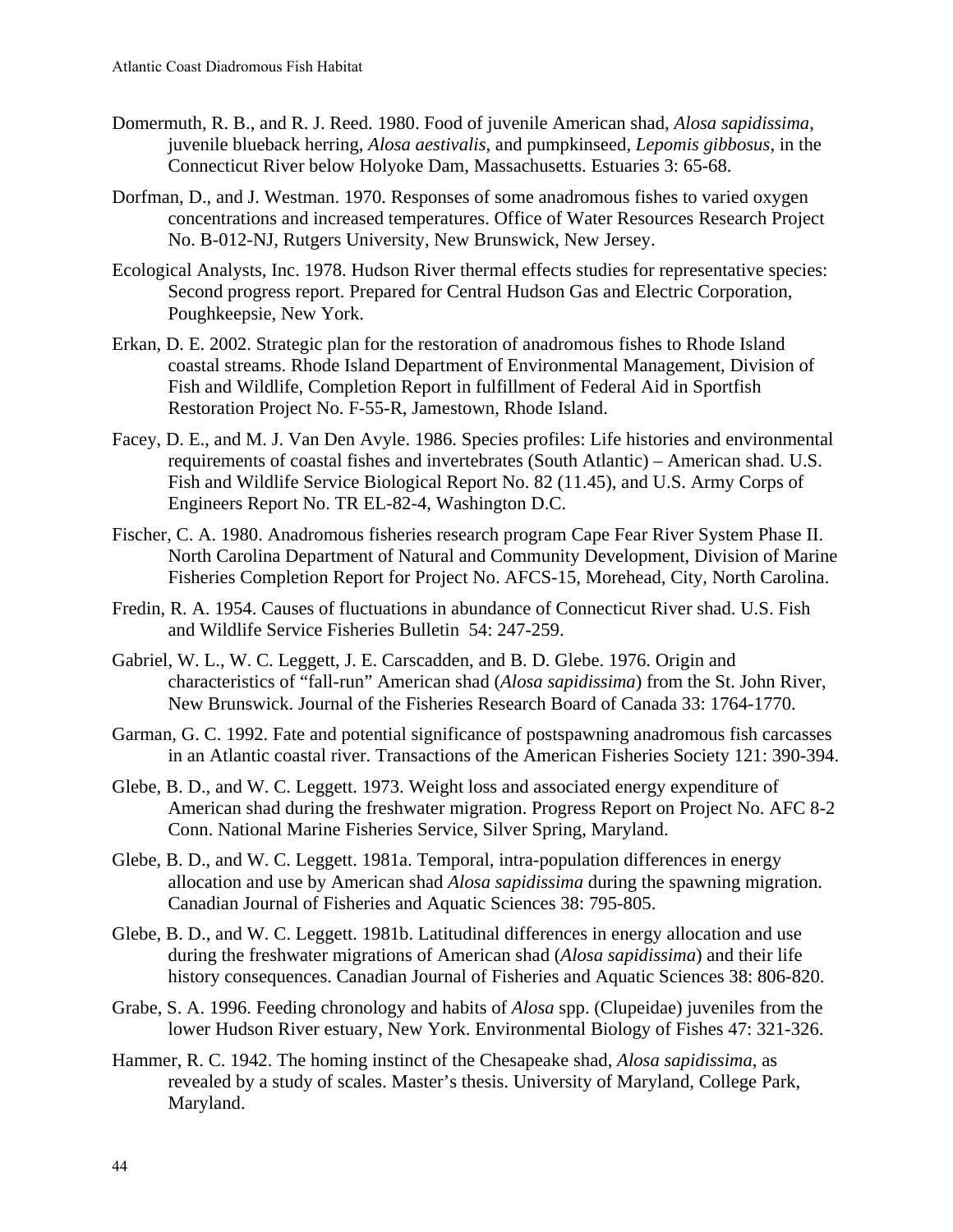Domermuth, R. B., and R. J. Reed. 1980. Food of juvenile American shad, *Alosa sapidissima*, juvenile blueback herring, *Alosa aestivalis*, and pumpkinseed, *Lepomis gibbosus*, in the Connecticut River below Holyoke Dam, Massachusetts. Estuaries 3: 65-68.

Dorfman, D., and J. Westman. 1970. Responses of some anadromous fishes to varied oxygen concentrations and increased temperatures. Office of Water Resources Research Project No. B-012-NJ, Rutgers University, New Brunswick, New Jersey.

Ecological Analysts, Inc. 1978. Hudson River thermal effects studies for representative species: Second progress report. Prepared for Central Hudson Gas and Electric Corporation, Poughkeepsie, New York.

Erkan, D. E. 2002. Strategic plan for the restoration of anadromous fishes to Rhode Island coastal streams. Rhode Island Department of Environmental Management, Division of Fish and Wildlife, Completion Report in fulfillment of Federal Aid in Sportfish Restoration Project No. F-55-R, Jamestown, Rhode Island.

Facey, D. E., and M. J. Van Den Avyle. 1986. Species profiles: Life histories and environmental requirements of coastal fishes and invertebrates (South Atlantic) – American shad. U.S. Fish and Wildlife Service Biological Report No. 82 (11.45), and U.S. Army Corps of Engineers Report No. TR EL-82-4, Washington D.C.

Fischer, C. A. 1980. Anadromous fisheries research program Cape Fear River System Phase II. North Carolina Department of Natural and Community Development, Division of Marine Fisheries Completion Report for Project No. AFCS-15, Morehead, City, North Carolina.

Fredin, R. A. 1954. Causes of fluctuations in abundance of Connecticut River shad. U.S. Fish and Wildlife Service Fisheries Bulletin 54: 247-259.

Gabriel, W. L., W. C. Leggett, J. E. Carscadden, and B. D. Glebe. 1976. Origin and characteristics of "fall-run" American shad (*Alosa sapidissima*) from the St. John River, New Brunswick. Journal of the Fisheries Research Board of Canada 33: 1764-1770.

Garman, G. C. 1992. Fate and potential significance of postspawning anadromous fish carcasses in an Atlantic coastal river. Transactions of the American Fisheries Society 121: 390-394.

Glebe, B. D., and W. C. Leggett. 1973. Weight loss and associated energy expenditure of American shad during the freshwater migration. Progress Report on Project No. AFC 8-2 Conn. National Marine Fisheries Service, Silver Spring, Maryland.

Glebe, B. D., and W. C. Leggett. 1981a. Temporal, intra-population differences in energy allocation and use by American shad *Alosa sapidissima* during the spawning migration. Canadian Journal of Fisheries and Aquatic Sciences 38: 795-805.

Glebe, B. D., and W. C. Leggett. 1981b. Latitudinal differences in energy allocation and use during the freshwater migrations of American shad (*Alosa sapidissima*) and their life history consequences. Canadian Journal of Fisheries and Aquatic Sciences 38: 806-820.

Grabe, S. A. 1996. Feeding chronology and habits of *Alosa* spp. (Clupeidae) juveniles from the lower Hudson River estuary, New York. Environmental Biology of Fishes 47: 321-326.

Hammer, R. C. 1942. The homing instinct of the Chesapeake shad, *Alosa sapidissima*, as revealed by a study of scales. Master's thesis. University of Maryland, College Park, Maryland.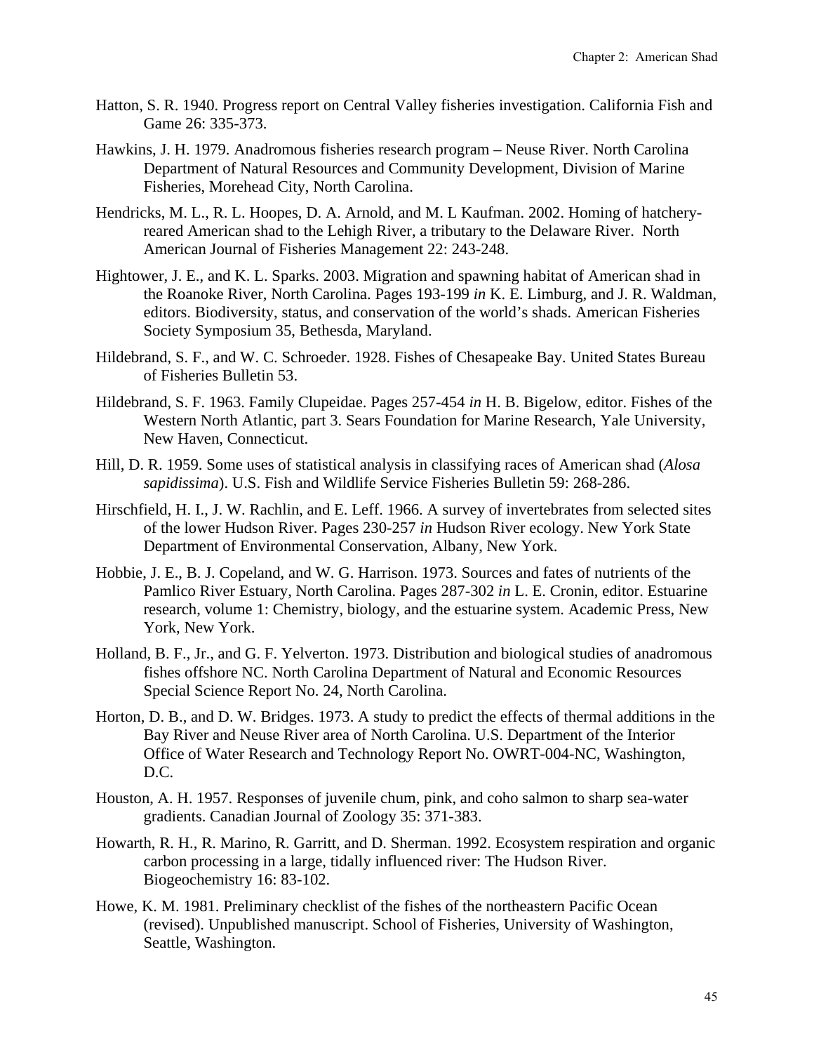Hatton, S. R. 1940. Progress report on Central Valley fisheries investigation. California Fish and Game 26: 335-373.

Hawkins, J. H. 1979. Anadromous fisheries research program – Neuse River. North Carolina Department of Natural Resources and Community Development, Division of Marine Fisheries, Morehead City, North Carolina.

Hendricks, M. L., R. L. Hoopes, D. A. Arnold, and M. L Kaufman. 2002. Homing of hatchery-reared American shad to the Lehigh River, a tributary to the Delaware River. North American Journal of Fisheries Management 22: 243-248.

Hightower, J. E., and K. L. Sparks. 2003. Migration and spawning habitat of American shad in the Roanoke River, North Carolina. Pages 193-199 *in* K. E. Limburg, and J. R. Waldman, editors. Biodiversity, status, and conservation of the world's shads. American Fisheries Society Symposium 35, Bethesda, Maryland.

Hildebrand, S. F., and W. C. Schroeder. 1928. Fishes of Chesapeake Bay. United States Bureau of Fisheries Bulletin 53.

Hildebrand, S. F. 1963. Family Clupeidae. Pages 257-454 *in* H. B. Bigelow, editor. Fishes of the Western North Atlantic, part 3. Sears Foundation for Marine Research, Yale University, New Haven, Connecticut.

Hill, D. R. 1959. Some uses of statistical analysis in classifying races of American shad (*Alosa sapidissima*). U.S. Fish and Wildlife Service Fisheries Bulletin 59: 268-286.

Hirschfield, H. I., J. W. Rachlin, and E. Leff. 1966. A survey of invertebrates from selected sites of the lower Hudson River. Pages 230-257 *in* Hudson River ecology. New York State Department of Environmental Conservation, Albany, New York.

Hobbie, J. E., B. J. Copeland, and W. G. Harrison. 1973. Sources and fates of nutrients of the Pamlico River Estuary, North Carolina. Pages 287-302 *in* L. E. Cronin, editor. Estuarine research, volume 1: Chemistry, biology, and the estuarine system. Academic Press, New York, New York.

Holland, B. F., Jr., and G. F. Yelverton. 1973. Distribution and biological studies of anadromous fishes offshore NC. North Carolina Department of Natural and Economic Resources Special Science Report No. 24, North Carolina.

Horton, D. B., and D. W. Bridges. 1973. A study to predict the effects of thermal additions in the Bay River and Neuse River area of North Carolina. U.S. Department of the Interior Office of Water Research and Technology Report No. OWRT-004-NC, Washington, D.C.

Houston, A. H. 1957. Responses of juvenile chum, pink, and coho salmon to sharp sea-water gradients. Canadian Journal of Zoology 35: 371-383.

Howarth, R. H., R. Marino, R. Garritt, and D. Sherman. 1992. Ecosystem respiration and organic carbon processing in a large, tidally influenced river: The Hudson River. Biogeochemistry 16: 83-102.

Howe, K. M. 1981. Preliminary checklist of the fishes of the northeastern Pacific Ocean (revised). Unpublished manuscript. School of Fisheries, University of Washington, Seattle, Washington.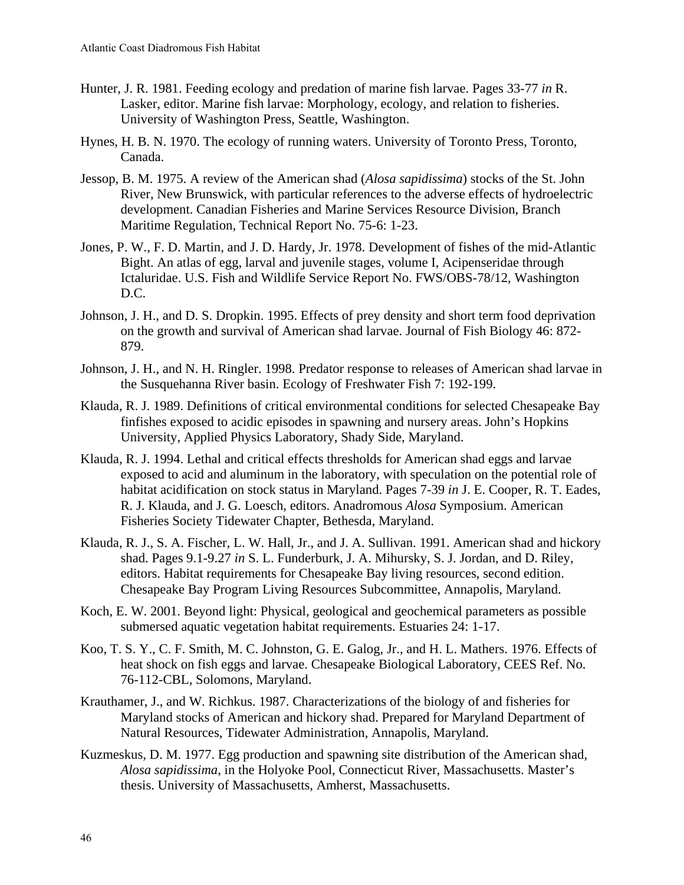Hunter, J. R. 1981. Feeding ecology and predation of marine fish larvae. Pages 33-77 *in* R. Lasker, editor. Marine fish larvae: Morphology, ecology, and relation to fisheries. University of Washington Press, Seattle, Washington.

Hynes, H. B. N. 1970. The ecology of running waters. University of Toronto Press, Toronto, Canada.

Jessop, B. M. 1975. A review of the American shad (*Alosa sapidissima*) stocks of the St. John River, New Brunswick, with particular references to the adverse effects of hydroelectric development. Canadian Fisheries and Marine Services Resource Division, Branch Maritime Regulation, Technical Report No. 75-6: 1-23.

Jones, P. W., F. D. Martin, and J. D. Hardy, Jr. 1978. Development of fishes of the mid-Atlantic Bight. An atlas of egg, larval and juvenile stages, volume I, Acipenseridae through Ictaluridae. U.S. Fish and Wildlife Service Report No. FWS/OBS-78/12, Washington D.C.

Johnson, J. H., and D. S. Dropkin. 1995. Effects of prey density and short term food deprivation on the growth and survival of American shad larvae. Journal of Fish Biology 46: 872-879.

Johnson, J. H., and N. H. Ringler. 1998. Predator response to releases of American shad larvae in the Susquehanna River basin. Ecology of Freshwater Fish 7: 192-199.

Klauda, R. J. 1989. Definitions of critical environmental conditions for selected Chesapeake Bay finfishes exposed to acidic episodes in spawning and nursery areas. John's Hopkins University, Applied Physics Laboratory, Shady Side, Maryland.

Klauda, R. J. 1994. Lethal and critical effects thresholds for American shad eggs and larvae exposed to acid and aluminum in the laboratory, with speculation on the potential role of habitat acidification on stock status in Maryland. Pages 7-39 *in* J. E. Cooper, R. T. Eades, R. J. Klauda, and J. G. Loesch, editors. Anadromous *Alosa* Symposium. American Fisheries Society Tidewater Chapter, Bethesda, Maryland.

Klauda, R. J., S. A. Fischer, L. W. Hall, Jr., and J. A. Sullivan. 1991. American shad and hickory shad. Pages 9.1-9.27 *in* S. L. Funderburk, J. A. Mihursky, S. J. Jordan, and D. Riley, editors. Habitat requirements for Chesapeake Bay living resources, second edition. Chesapeake Bay Program Living Resources Subcommittee, Annapolis, Maryland.

Koch, E. W. 2001. Beyond light: Physical, geological and geochemical parameters as possible submersed aquatic vegetation habitat requirements. Estuaries 24: 1-17.

Koo, T. S. Y., C. F. Smith, M. C. Johnston, G. E. Galog, Jr., and H. L. Mathers. 1976. Effects of heat shock on fish eggs and larvae. Chesapeake Biological Laboratory, CEES Ref. No. 76-112-CBL, Solomons, Maryland.

Krauthamer, J., and W. Richkus. 1987. Characterizations of the biology of and fisheries for Maryland stocks of American and hickory shad. Prepared for Maryland Department of Natural Resources, Tidewater Administration, Annapolis, Maryland.

Kuzmeskus, D. M. 1977. Egg production and spawning site distribution of the American shad, *Alosa sapidissima*, in the Holyoke Pool, Connecticut River, Massachusetts. Master's thesis. University of Massachusetts, Amherst, Massachusetts.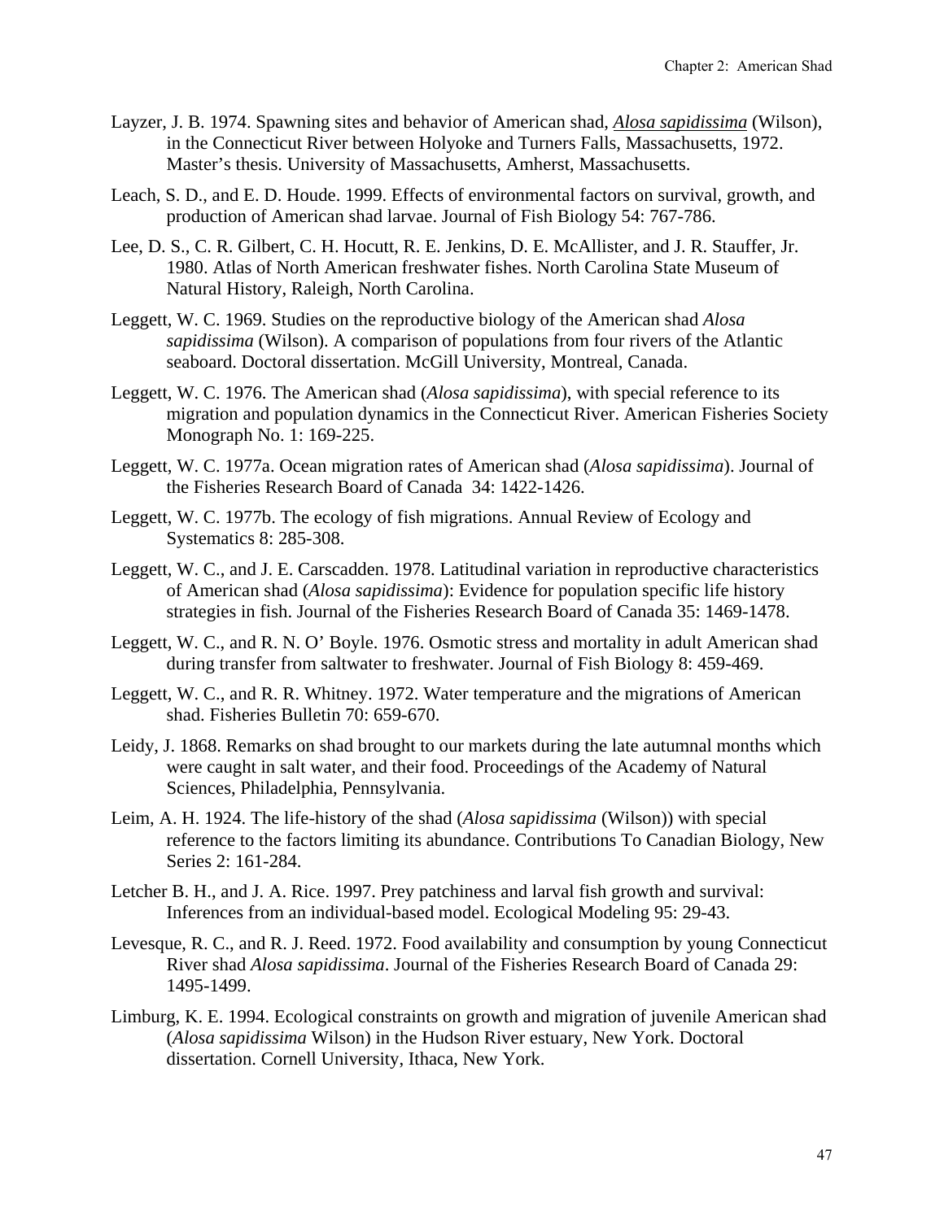Layzer, J. B. 1974. Spawning sites and behavior of American shad, *Alosa sapidissima* (Wilson), in the Connecticut River between Holyoke and Turners Falls, Massachusetts, 1972. Master's thesis. University of Massachusetts, Amherst, Massachusetts.

Leach, S. D., and E. D. Houde. 1999. Effects of environmental factors on survival, growth, and production of American shad larvae. Journal of Fish Biology 54: 767-786.

Lee, D. S., C. R. Gilbert, C. H. Hocutt, R. E. Jenkins, D. E. McAllister, and J. R. Stauffer, Jr. 1980. Atlas of North American freshwater fishes. North Carolina State Museum of Natural History, Raleigh, North Carolina.

Leggett, W. C. 1969. Studies on the reproductive biology of the American shad *Alosa sapidissima* (Wilson). A comparison of populations from four rivers of the Atlantic seaboard. Doctoral dissertation. McGill University, Montreal, Canada.

Leggett, W. C. 1976. The American shad (*Alosa sapidissima*), with special reference to its migration and population dynamics in the Connecticut River. American Fisheries Society Monograph No. 1: 169-225.

Leggett, W. C. 1977a. Ocean migration rates of American shad (*Alosa sapidissima*). Journal of the Fisheries Research Board of Canada 34: 1422-1426.

Leggett, W. C. 1977b. The ecology of fish migrations. Annual Review of Ecology and Systematics 8: 285-308.

Leggett, W. C., and J. E. Carscadden. 1978. Latitudinal variation in reproductive characteristics of American shad (*Alosa sapidissima*): Evidence for population specific life history strategies in fish. Journal of the Fisheries Research Board of Canada 35: 1469-1478.

Leggett, W. C., and R. N. O' Boyle. 1976. Osmotic stress and mortality in adult American shad during transfer from saltwater to freshwater. Journal of Fish Biology 8: 459-469.

Leggett, W. C., and R. R. Whitney. 1972. Water temperature and the migrations of American shad. Fisheries Bulletin 70: 659-670.

Leidy, J. 1868. Remarks on shad brought to our markets during the late autumnal months which were caught in salt water, and their food. Proceedings of the Academy of Natural Sciences, Philadelphia, Pennsylvania.

Leim, A. H. 1924. The life-history of the shad (*Alosa sapidissima* (Wilson)) with special reference to the factors limiting its abundance. Contributions To Canadian Biology, New Series 2: 161-284.

Letcher B. H., and J. A. Rice. 1997. Prey patchiness and larval fish growth and survival: Inferences from an individual-based model. Ecological Modeling 95: 29-43.

Levesque, R. C., and R. J. Reed. 1972. Food availability and consumption by young Connecticut River shad *Alosa sapidissima*. Journal of the Fisheries Research Board of Canada 29: 1495-1499.

Limburg, K. E. 1994. Ecological constraints on growth and migration of juvenile American shad (*Alosa sapidissima* Wilson) in the Hudson River estuary, New York. Doctoral dissertation. Cornell University, Ithaca, New York.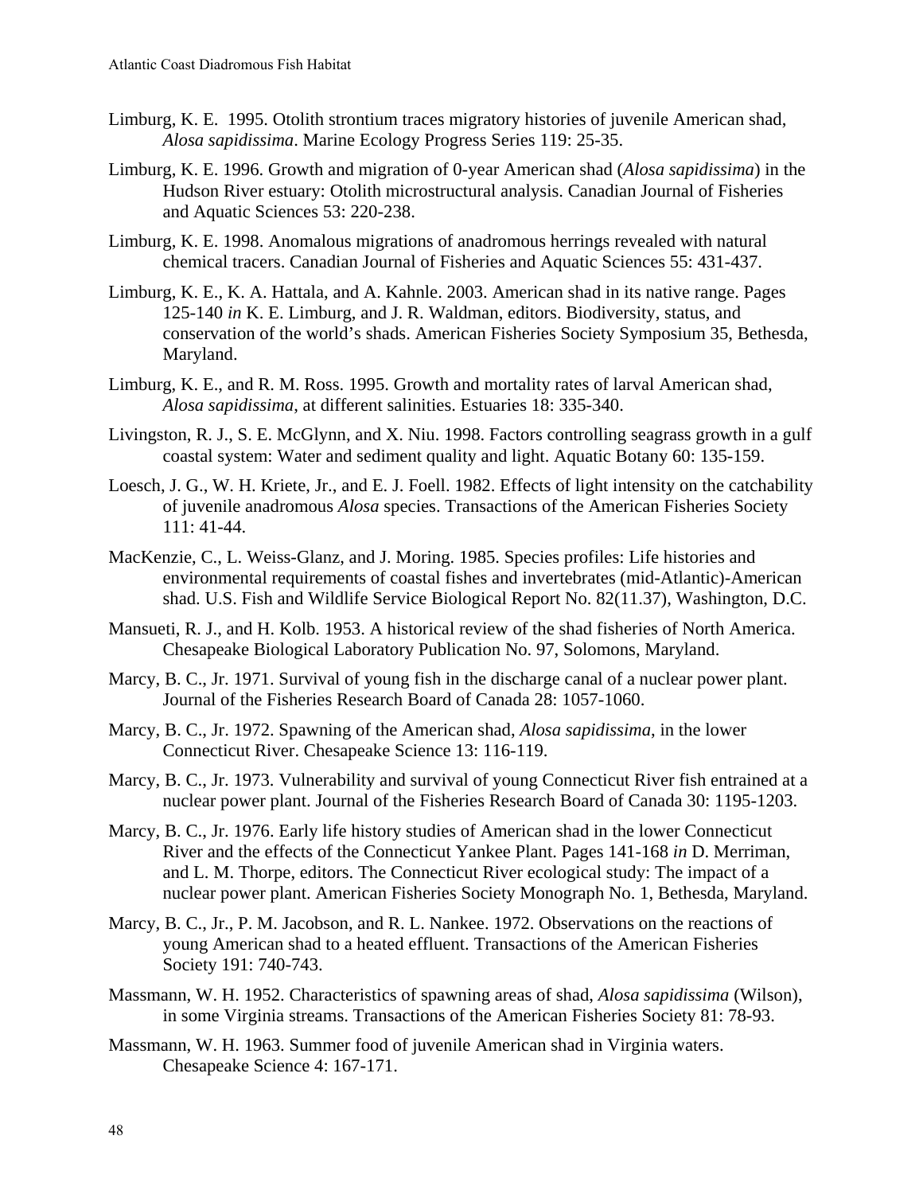Limburg, K. E. 1995. Otolith strontium traces migratory histories of juvenile American shad, *Alosa sapidissima*. Marine Ecology Progress Series 119: 25-35.

Limburg, K. E. 1996. Growth and migration of 0-year American shad (*Alosa sapidissima*) in the Hudson River estuary: Otolith microstructural analysis. Canadian Journal of Fisheries and Aquatic Sciences 53: 220-238.

Limburg, K. E. 1998. Anomalous migrations of anadromous herrings revealed with natural chemical tracers. Canadian Journal of Fisheries and Aquatic Sciences 55: 431-437.

Limburg, K. E., K. A. Hattala, and A. Kahnle. 2003. American shad in its native range. Pages 125-140 *in* K. E. Limburg, and J. R. Waldman, editors. Biodiversity, status, and conservation of the world's shads. American Fisheries Society Symposium 35, Bethesda, Maryland.

Limburg, K. E., and R. M. Ross. 1995. Growth and mortality rates of larval American shad, *Alosa sapidissima*, at different salinities. Estuaries 18: 335-340.

Livingston, R. J., S. E. McGlynn, and X. Niu. 1998. Factors controlling seagrass growth in a gulf coastal system: Water and sediment quality and light. Aquatic Botany 60: 135-159.

Loesch, J. G., W. H. Kriete, Jr., and E. J. Foell. 1982. Effects of light intensity on the catchability of juvenile anadromous *Alosa* species. Transactions of the American Fisheries Society 111: 41-44.

MacKenzie, C., L. Weiss-Glanz, and J. Moring. 1985. Species profiles: Life histories and environmental requirements of coastal fishes and invertebrates (mid-Atlantic)-American shad. U.S. Fish and Wildlife Service Biological Report No. 82(11.37), Washington, D.C.

Mansueti, R. J., and H. Kolb. 1953. A historical review of the shad fisheries of North America. Chesapeake Biological Laboratory Publication No. 97, Solomons, Maryland.

Marcy, B. C., Jr. 1971. Survival of young fish in the discharge canal of a nuclear power plant. Journal of the Fisheries Research Board of Canada 28: 1057-1060.

Marcy, B. C., Jr. 1972. Spawning of the American shad, *Alosa sapidissima*, in the lower Connecticut River. Chesapeake Science 13: 116-119.

Marcy, B. C., Jr. 1973. Vulnerability and survival of young Connecticut River fish entrained at a nuclear power plant. Journal of the Fisheries Research Board of Canada 30: 1195-1203.

Marcy, B. C., Jr. 1976. Early life history studies of American shad in the lower Connecticut River and the effects of the Connecticut Yankee Plant. Pages 141-168 *in* D. Merriman, and L. M. Thorpe, editors. The Connecticut River ecological study: The impact of a nuclear power plant. American Fisheries Society Monograph No. 1, Bethesda, Maryland.

Marcy, B. C., Jr., P. M. Jacobson, and R. L. Nankee. 1972. Observations on the reactions of young American shad to a heated effluent. Transactions of the American Fisheries Society 191: 740-743.

Massmann, W. H. 1952. Characteristics of spawning areas of shad, *Alosa sapidissima* (Wilson), in some Virginia streams. Transactions of the American Fisheries Society 81: 78-93.

Massmann, W. H. 1963. Summer food of juvenile American shad in Virginia waters. Chesapeake Science 4: 167-171.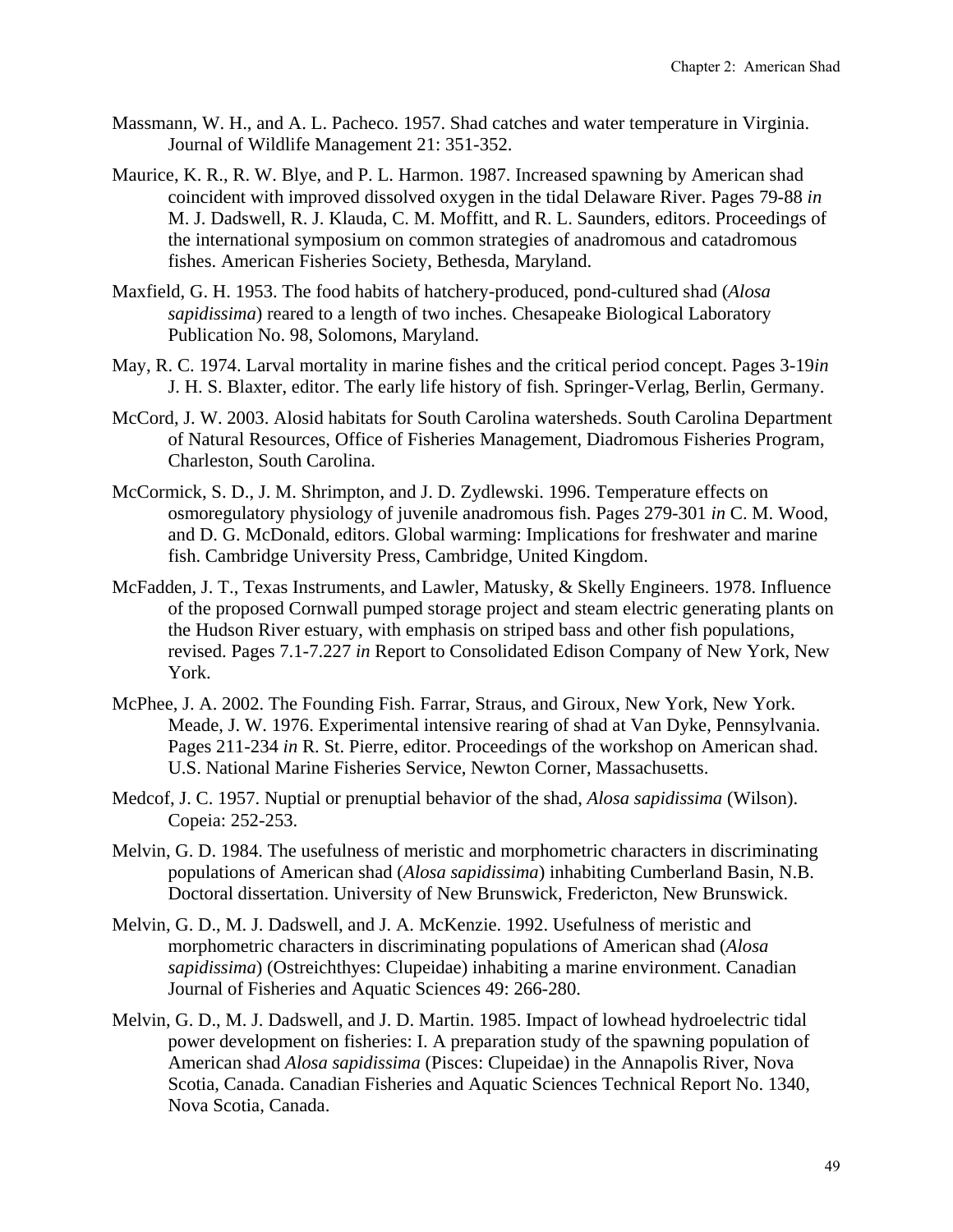Massmann, W. H., and A. L. Pacheco. 1957. Shad catches and water temperature in Virginia. Journal of Wildlife Management 21: 351-352.

Maurice, K. R., R. W. Blye, and P. L. Harmon. 1987. Increased spawning by American shad coincident with improved dissolved oxygen in the tidal Delaware River. Pages 79-88 *in* M. J. Dadswell, R. J. Klauda, C. M. Moffitt, and R. L. Saunders, editors. Proceedings of the international symposium on common strategies of anadromous and catadromous fishes. American Fisheries Society, Bethesda, Maryland.

Maxfield, G. H. 1953. The food habits of hatchery-produced, pond-cultured shad (*Alosa sapidissima*) reared to a length of two inches. Chesapeake Biological Laboratory Publication No. 98, Solomons, Maryland.

May, R. C. 1974. Larval mortality in marine fishes and the critical period concept. Pages 3-19*in* J. H. S. Blaxter, editor. The early life history of fish. Springer-Verlag, Berlin, Germany.

McCord, J. W. 2003. Alosid habitats for South Carolina watersheds. South Carolina Department of Natural Resources, Office of Fisheries Management, Diadromous Fisheries Program, Charleston, South Carolina.

McCormick, S. D., J. M. Shrimpton, and J. D. Zydlewski. 1996. Temperature effects on osmoregulatory physiology of juvenile anadromous fish. Pages 279-301 *in* C. M. Wood, and D. G. McDonald, editors. Global warming: Implications for freshwater and marine fish. Cambridge University Press, Cambridge, United Kingdom.

McFadden, J. T., Texas Instruments, and Lawler, Matusky, & Skelly Engineers. 1978. Influence of the proposed Cornwall pumped storage project and steam electric generating plants on the Hudson River estuary, with emphasis on striped bass and other fish populations, revised. Pages 7.1-7.227 *in* Report to Consolidated Edison Company of New York, New York.

McPhee, J. A. 2002. The Founding Fish. Farrar, Straus, and Giroux, New York, New York. Meade, J. W. 1976. Experimental intensive rearing of shad at Van Dyke, Pennsylvania. Pages 211-234 *in* R. St. Pierre, editor. Proceedings of the workshop on American shad. U.S. National Marine Fisheries Service, Newton Corner, Massachusetts.

Medcof, J. C. 1957. Nuptial or prenuptial behavior of the shad, *Alosa sapidissima* (Wilson). Copeia: 252-253.

Melvin, G. D. 1984. The usefulness of meristic and morphometric characters in discriminating populations of American shad (*Alosa sapidissima*) inhabiting Cumberland Basin, N.B. Doctoral dissertation. University of New Brunswick, Fredericton, New Brunswick.

Melvin, G. D., M. J. Dadswell, and J. A. McKenzie. 1992. Usefulness of meristic and morphometric characters in discriminating populations of American shad (*Alosa sapidissima*) (Ostreichthyes: Clupeidae) inhabiting a marine environment. Canadian Journal of Fisheries and Aquatic Sciences 49: 266-280.

Melvin, G. D., M. J. Dadswell, and J. D. Martin. 1985. Impact of lowhead hydroelectric tidal power development on fisheries: I. A preparation study of the spawning population of American shad *Alosa sapidissima* (Pisces: Clupeidae) in the Annapolis River, Nova Scotia, Canada. Canadian Fisheries and Aquatic Sciences Technical Report No. 1340, Nova Scotia, Canada.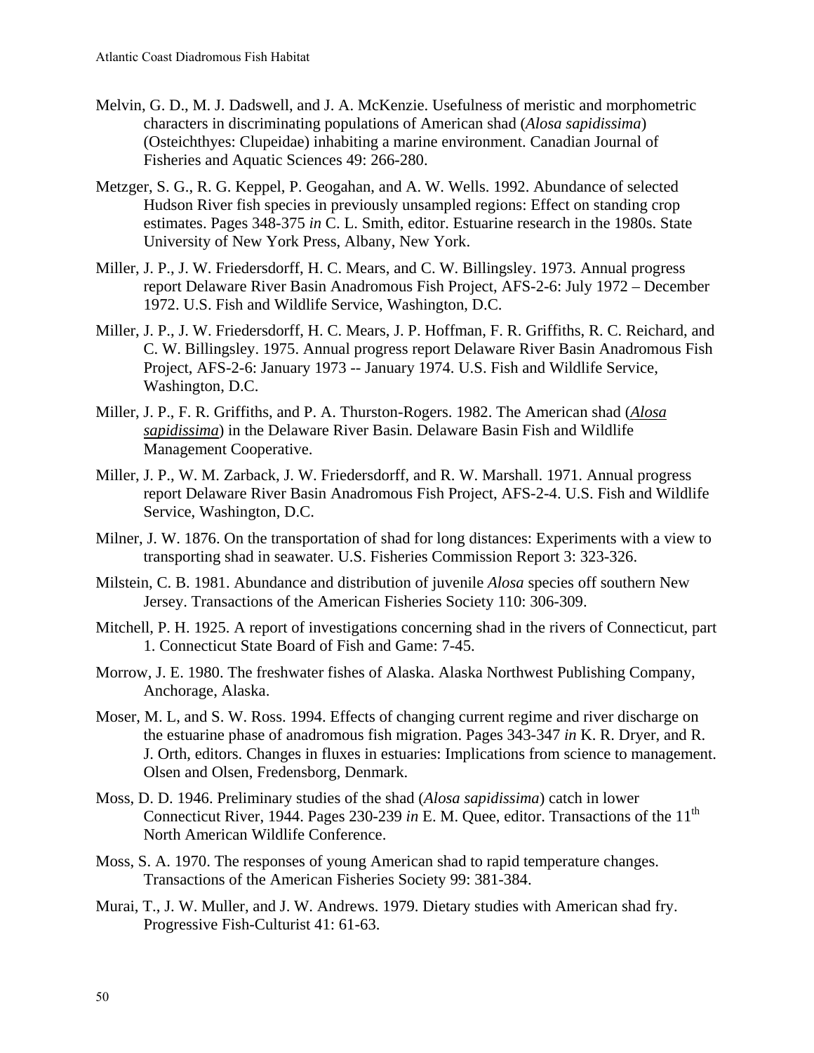Melvin, G. D., M. J. Dadswell, and J. A. McKenzie. Usefulness of meristic and morphometric characters in discriminating populations of American shad (*Alosa sapidissima*) (Osteichthyes: Clupeidae) inhabiting a marine environment. Canadian Journal of Fisheries and Aquatic Sciences 49: 266-280.

Metzger, S. G., R. G. Keppel, P. Geogahan, and A. W. Wells. 1992. Abundance of selected Hudson River fish species in previously unsampled regions: Effect on standing crop estimates. Pages 348-375 *in* C. L. Smith, editor. Estuarine research in the 1980s. State University of New York Press, Albany, New York.

Miller, J. P., J. W. Friedersdorff, H. C. Mears, and C. W. Billingsley. 1973. Annual progress report Delaware River Basin Anadromous Fish Project, AFS-2-6: July 1972 – December 1972. U.S. Fish and Wildlife Service, Washington, D.C.

Miller, J. P., J. W. Friedersdorff, H. C. Mears, J. P. Hoffman, F. R. Griffiths, R. C. Reichard, and C. W. Billingsley. 1975. Annual progress report Delaware River Basin Anadromous Fish Project, AFS-2-6: January 1973 -- January 1974. U.S. Fish and Wildlife Service, Washington, D.C.

Miller, J. P., F. R. Griffiths, and P. A. Thurston-Rogers. 1982. The American shad (*Alosa sapidissima*) in the Delaware River Basin. Delaware Basin Fish and Wildlife Management Cooperative.

Miller, J. P., W. M. Zarback, J. W. Friedersdorff, and R. W. Marshall. 1971. Annual progress report Delaware River Basin Anadromous Fish Project, AFS-2-4. U.S. Fish and Wildlife Service, Washington, D.C.

Milner, J. W. 1876. On the transportation of shad for long distances: Experiments with a view to transporting shad in seawater. U.S. Fisheries Commission Report 3: 323-326.

Milstein, C. B. 1981. Abundance and distribution of juvenile *Alosa* species off southern New Jersey. Transactions of the American Fisheries Society 110: 306-309.

Mitchell, P. H. 1925. A report of investigations concerning shad in the rivers of Connecticut, part 1. Connecticut State Board of Fish and Game: 7-45.

Morrow, J. E. 1980. The freshwater fishes of Alaska. Alaska Northwest Publishing Company, Anchorage, Alaska.

Moser, M. L, and S. W. Ross. 1994. Effects of changing current regime and river discharge on the estuarine phase of anadromous fish migration. Pages 343-347 *in* K. R. Dryer, and R. J. Orth, editors. Changes in fluxes in estuaries: Implications from science to management. Olsen and Olsen, Fredensborg, Denmark.

Moss, D. D. 1946. Preliminary studies of the shad (*Alosa sapidissima*) catch in lower Connecticut River, 1944. Pages 230-239 *in* E. M. Quee, editor. Transactions of the 11th North American Wildlife Conference.

Moss, S. A. 1970. The responses of young American shad to rapid temperature changes. Transactions of the American Fisheries Society 99: 381-384.

Murai, T., J. W. Muller, and J. W. Andrews. 1979. Dietary studies with American shad fry. Progressive Fish-Culturist 41: 61-63.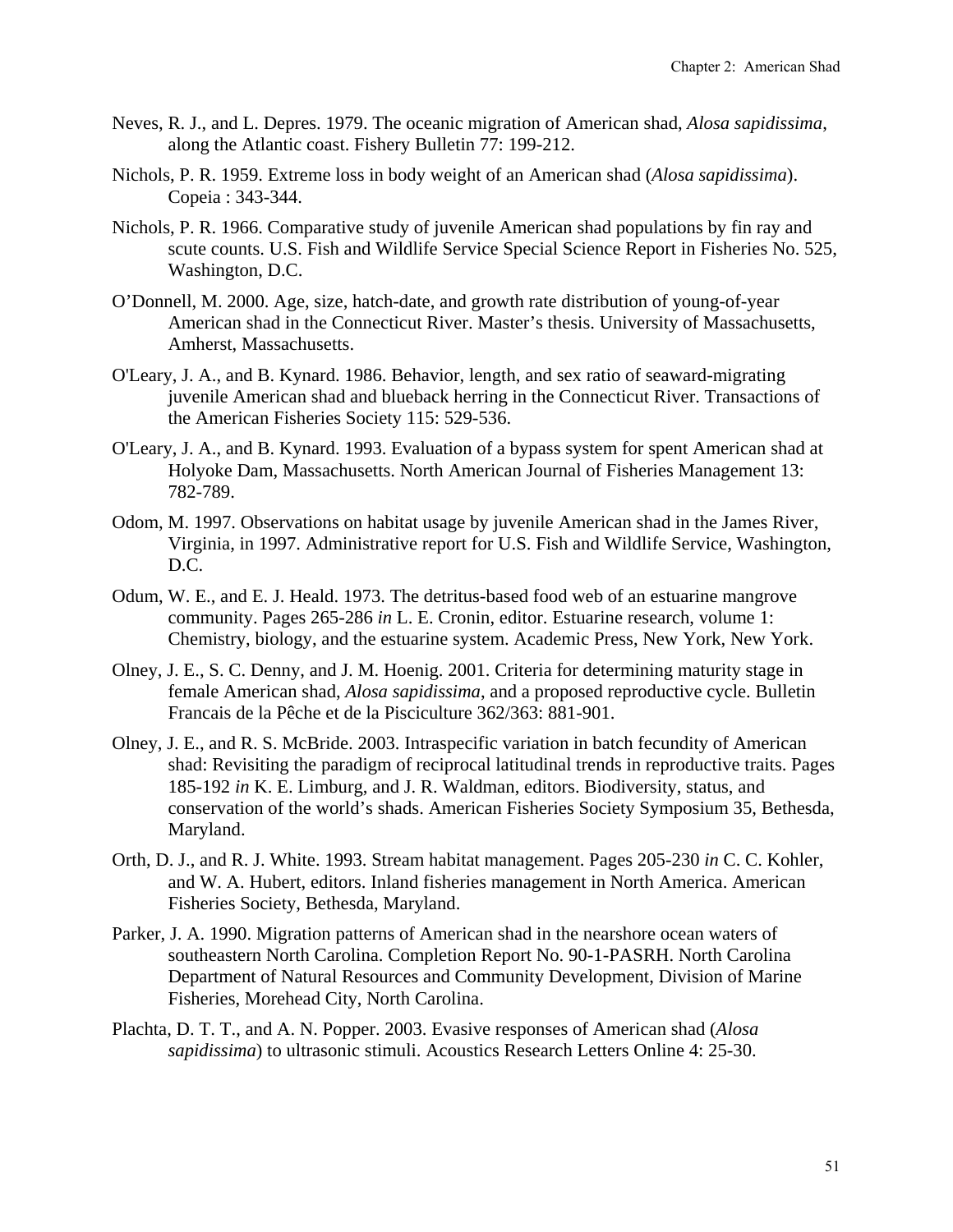Neves, R. J., and L. Depres. 1979. The oceanic migration of American shad, *Alosa sapidissima*, along the Atlantic coast. Fishery Bulletin 77: 199-212.

Nichols, P. R. 1959. Extreme loss in body weight of an American shad (*Alosa sapidissima*). Copeia : 343-344.

Nichols, P. R. 1966. Comparative study of juvenile American shad populations by fin ray and scute counts. U.S. Fish and Wildlife Service Special Science Report in Fisheries No. 525, Washington, D.C.

O'Donnell, M. 2000. Age, size, hatch-date, and growth rate distribution of young-of-year American shad in the Connecticut River. Master's thesis. University of Massachusetts, Amherst, Massachusetts.

O'Leary, J. A., and B. Kynard. 1986. Behavior, length, and sex ratio of seaward-migrating juvenile American shad and blueback herring in the Connecticut River. Transactions of the American Fisheries Society 115: 529-536.

O'Leary, J. A., and B. Kynard. 1993. Evaluation of a bypass system for spent American shad at Holyoke Dam, Massachusetts. North American Journal of Fisheries Management 13: 782-789.

Odom, M. 1997. Observations on habitat usage by juvenile American shad in the James River, Virginia, in 1997. Administrative report for U.S. Fish and Wildlife Service, Washington, D.C.

Odum, W. E., and E. J. Heald. 1973. The detritus-based food web of an estuarine mangrove community. Pages 265-286 *in* L. E. Cronin, editor. Estuarine research, volume 1: Chemistry, biology, and the estuarine system. Academic Press, New York, New York.

Olney, J. E., S. C. Denny, and J. M. Hoenig. 2001. Criteria for determining maturity stage in female American shad, *Alosa sapidissima*, and a proposed reproductive cycle. Bulletin Francais de la Pêche et de la Pisciculture 362/363: 881-901.

Olney, J. E., and R. S. McBride. 2003. Intraspecific variation in batch fecundity of American shad: Revisiting the paradigm of reciprocal latitudinal trends in reproductive traits. Pages 185-192 *in* K. E. Limburg, and J. R. Waldman, editors. Biodiversity, status, and conservation of the world's shads. American Fisheries Society Symposium 35, Bethesda, Maryland.

Orth, D. J., and R. J. White. 1993. Stream habitat management. Pages 205-230 *in* C. C. Kohler, and W. A. Hubert, editors. Inland fisheries management in North America. American Fisheries Society, Bethesda, Maryland.

Parker, J. A. 1990. Migration patterns of American shad in the nearshore ocean waters of southeastern North Carolina. Completion Report No. 90-1-PASRH. North Carolina Department of Natural Resources and Community Development, Division of Marine Fisheries, Morehead City, North Carolina.

Plachta, D. T. T., and A. N. Popper. 2003. Evasive responses of American shad (*Alosa sapidissima*) to ultrasonic stimuli. Acoustics Research Letters Online 4: 25-30.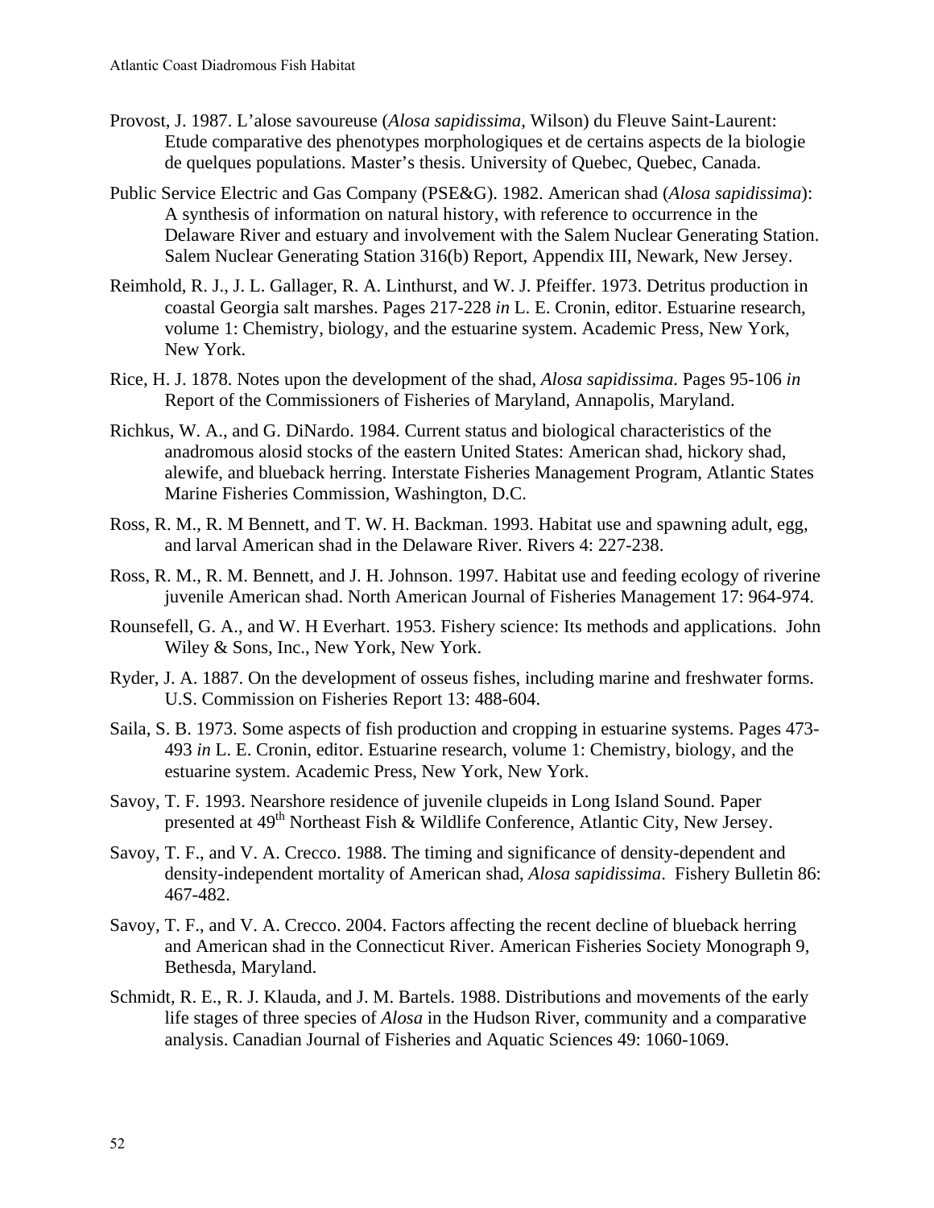Provost, J. 1987. L'alose savoureuse (*Alosa sapidissima*, Wilson) du Fleuve Saint-Laurent: Etude comparative des phenotypes morphologiques et de certains aspects de la biologie de quelques populations. Master's thesis. University of Quebec, Quebec, Canada.

Public Service Electric and Gas Company (PSE&G). 1982. American shad (*Alosa sapidissima*): A synthesis of information on natural history, with reference to occurrence in the Delaware River and estuary and involvement with the Salem Nuclear Generating Station. Salem Nuclear Generating Station 316(b) Report, Appendix III, Newark, New Jersey.

Reimhold, R. J., J. L. Gallager, R. A. Linthurst, and W. J. Pfeiffer. 1973. Detritus production in coastal Georgia salt marshes. Pages 217-228 *in* L. E. Cronin, editor. Estuarine research, volume 1: Chemistry, biology, and the estuarine system. Academic Press, New York, New York.

Rice, H. J. 1878. Notes upon the development of the shad, *Alosa sapidissima*. Pages 95-106 *in* Report of the Commissioners of Fisheries of Maryland, Annapolis, Maryland.

Richkus, W. A., and G. DiNardo. 1984. Current status and biological characteristics of the anadromous alosid stocks of the eastern United States: American shad, hickory shad, alewife, and blueback herring. Interstate Fisheries Management Program, Atlantic States Marine Fisheries Commission, Washington, D.C.

Ross, R. M., R. M Bennett, and T. W. H. Backman. 1993. Habitat use and spawning adult, egg, and larval American shad in the Delaware River. Rivers 4: 227-238.

Ross, R. M., R. M. Bennett, and J. H. Johnson. 1997. Habitat use and feeding ecology of riverine juvenile American shad. North American Journal of Fisheries Management 17: 964-974.

Rounsefell, G. A., and W. H Everhart. 1953. Fishery science: Its methods and applications. John Wiley & Sons, Inc., New York, New York.

Ryder, J. A. 1887. On the development of osseus fishes, including marine and freshwater forms. U.S. Commission on Fisheries Report 13: 488-604.

Saila, S. B. 1973. Some aspects of fish production and cropping in estuarine systems. Pages 473-493 *in* L. E. Cronin, editor. Estuarine research, volume 1: Chemistry, biology, and the estuarine system. Academic Press, New York, New York.

Savoy, T. F. 1993. Nearshore residence of juvenile clupeids in Long Island Sound. Paper presented at 49th Northeast Fish & Wildlife Conference, Atlantic City, New Jersey.

Savoy, T. F., and V. A. Crecco. 1988. The timing and significance of density-dependent and density-independent mortality of American shad, *Alosa sapidissima*. Fishery Bulletin 86: 467-482.

Savoy, T. F., and V. A. Crecco. 2004. Factors affecting the recent decline of blueback herring and American shad in the Connecticut River. American Fisheries Society Monograph 9, Bethesda, Maryland.

Schmidt, R. E., R. J. Klauda, and J. M. Bartels. 1988. Distributions and movements of the early life stages of three species of *Alosa* in the Hudson River, community and a comparative analysis. Canadian Journal of Fisheries and Aquatic Sciences 49: 1060-1069.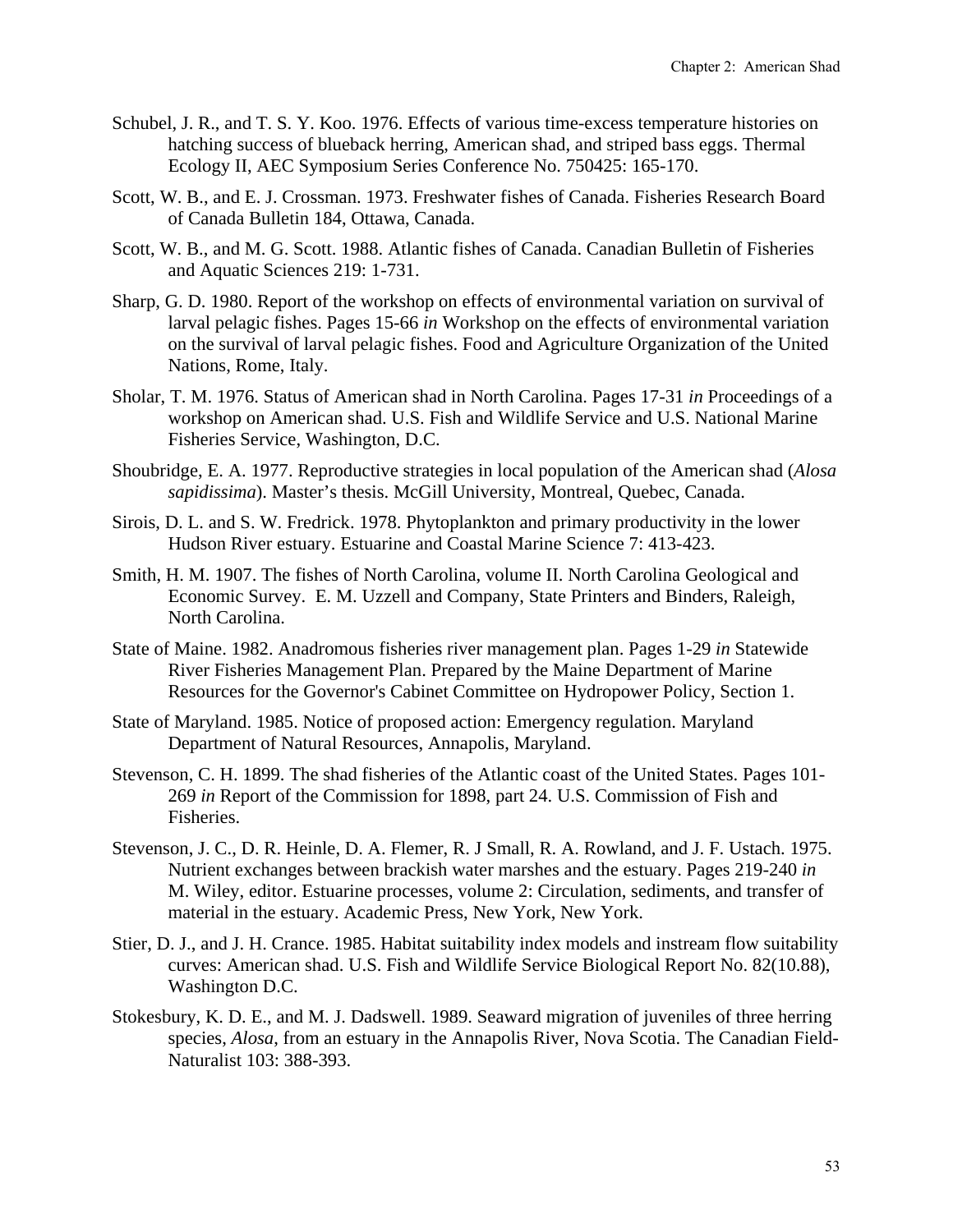Schubel, J. R., and T. S. Y. Koo. 1976. Effects of various time-excess temperature histories on hatching success of blueback herring, American shad, and striped bass eggs. Thermal Ecology II, AEC Symposium Series Conference No. 750425: 165-170.

Scott, W. B., and E. J. Crossman. 1973. Freshwater fishes of Canada. Fisheries Research Board of Canada Bulletin 184, Ottawa, Canada.

Scott, W. B., and M. G. Scott. 1988. Atlantic fishes of Canada. Canadian Bulletin of Fisheries and Aquatic Sciences 219: 1-731.

Sharp, G. D. 1980. Report of the workshop on effects of environmental variation on survival of larval pelagic fishes. Pages 15-66 *in* Workshop on the effects of environmental variation on the survival of larval pelagic fishes. Food and Agriculture Organization of the United Nations, Rome, Italy.

Sholar, T. M. 1976. Status of American shad in North Carolina. Pages 17-31 *in* Proceedings of a workshop on American shad. U.S. Fish and Wildlife Service and U.S. National Marine Fisheries Service, Washington, D.C.

Shoubridge, E. A. 1977. Reproductive strategies in local population of the American shad (*Alosa sapidissima*). Master's thesis. McGill University, Montreal, Quebec, Canada.

Sirois, D. L. and S. W. Fredrick. 1978. Phytoplankton and primary productivity in the lower Hudson River estuary. Estuarine and Coastal Marine Science 7: 413-423.

Smith, H. M. 1907. The fishes of North Carolina, volume II. North Carolina Geological and Economic Survey. E. M. Uzzell and Company, State Printers and Binders, Raleigh, North Carolina.

State of Maine. 1982. Anadromous fisheries river management plan. Pages 1-29 *in* Statewide River Fisheries Management Plan. Prepared by the Maine Department of Marine Resources for the Governor's Cabinet Committee on Hydropower Policy, Section 1.

State of Maryland. 1985. Notice of proposed action: Emergency regulation. Maryland Department of Natural Resources, Annapolis, Maryland.

Stevenson, C. H. 1899. The shad fisheries of the Atlantic coast of the United States. Pages 101-269 *in* Report of the Commission for 1898, part 24. U.S. Commission of Fish and Fisheries.

Stevenson, J. C., D. R. Heinle, D. A. Flemer, R. J Small, R. A. Rowland, and J. F. Ustach. 1975. Nutrient exchanges between brackish water marshes and the estuary. Pages 219-240 *in* M. Wiley, editor. Estuarine processes, volume 2: Circulation, sediments, and transfer of material in the estuary. Academic Press, New York, New York.

Stier, D. J., and J. H. Crance. 1985. Habitat suitability index models and instream flow suitability curves: American shad. U.S. Fish and Wildlife Service Biological Report No. 82(10.88), Washington D.C.

Stokesbury, K. D. E., and M. J. Dadswell. 1989. Seaward migration of juveniles of three herring species, *Alosa*, from an estuary in the Annapolis River, Nova Scotia. The Canadian Field-Naturalist 103: 388-393.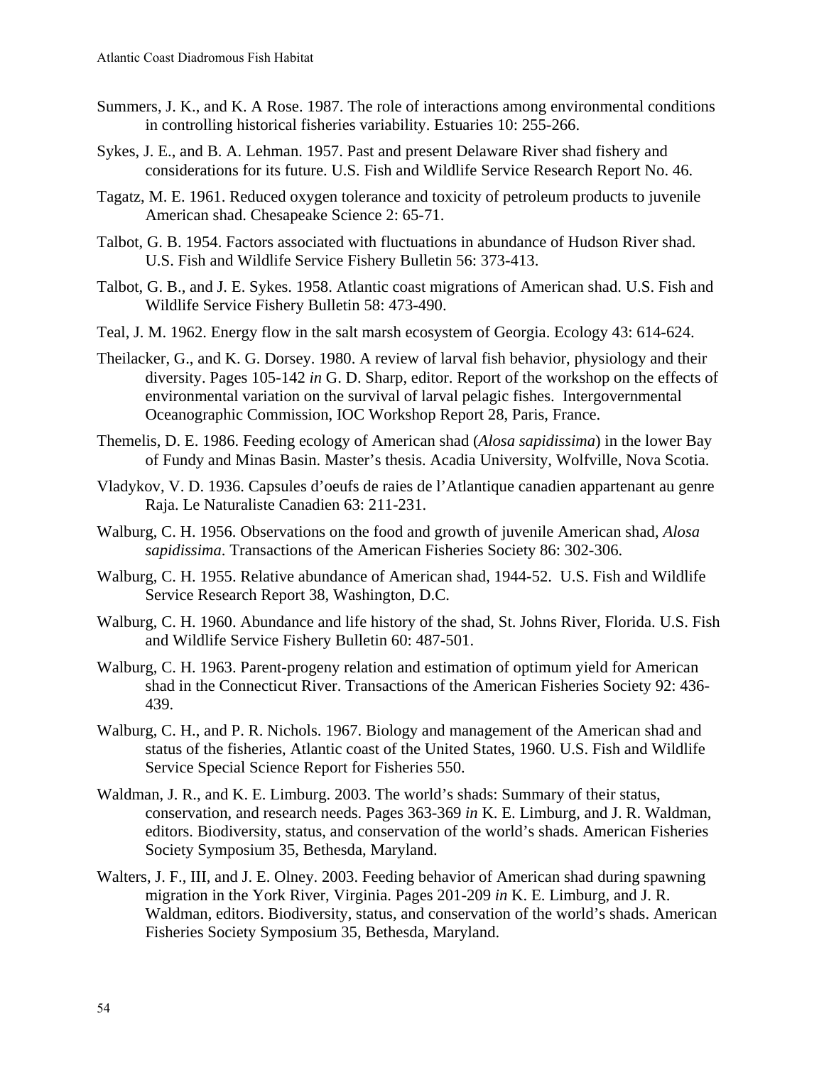Summers, J. K., and K. A Rose. 1987. The role of interactions among environmental conditions in controlling historical fisheries variability. Estuaries 10: 255-266.

Sykes, J. E., and B. A. Lehman. 1957. Past and present Delaware River shad fishery and considerations for its future. U.S. Fish and Wildlife Service Research Report No. 46.

Tagatz, M. E. 1961. Reduced oxygen tolerance and toxicity of petroleum products to juvenile American shad. Chesapeake Science 2: 65-71.

Talbot, G. B. 1954. Factors associated with fluctuations in abundance of Hudson River shad. U.S. Fish and Wildlife Service Fishery Bulletin 56: 373-413.

Talbot, G. B., and J. E. Sykes. 1958. Atlantic coast migrations of American shad. U.S. Fish and Wildlife Service Fishery Bulletin 58: 473-490.

Teal, J. M. 1962. Energy flow in the salt marsh ecosystem of Georgia. Ecology 43: 614-624.

Theilacker, G., and K. G. Dorsey. 1980. A review of larval fish behavior, physiology and their diversity. Pages 105-142 *in* G. D. Sharp, editor. Report of the workshop on the effects of environmental variation on the survival of larval pelagic fishes. Intergovernmental Oceanographic Commission, IOC Workshop Report 28, Paris, France.

Themelis, D. E. 1986. Feeding ecology of American shad (*Alosa sapidissima*) in the lower Bay of Fundy and Minas Basin. Master's thesis. Acadia University, Wolfville, Nova Scotia.

Vladykov, V. D. 1936. Capsules d'oeufs de raies de l'Atlantique canadien appartenant au genre Raja. Le Naturaliste Canadien 63: 211-231.

Walburg, C. H. 1956. Observations on the food and growth of juvenile American shad, *Alosa sapidissima*. Transactions of the American Fisheries Society 86: 302-306.

Walburg, C. H. 1955. Relative abundance of American shad, 1944-52. U.S. Fish and Wildlife Service Research Report 38, Washington, D.C.

Walburg, C. H. 1960. Abundance and life history of the shad, St. Johns River, Florida. U.S. Fish and Wildlife Service Fishery Bulletin 60: 487-501.

Walburg, C. H. 1963. Parent-progeny relation and estimation of optimum yield for American shad in the Connecticut River. Transactions of the American Fisheries Society 92: 436-439.

Walburg, C. H., and P. R. Nichols. 1967. Biology and management of the American shad and status of the fisheries, Atlantic coast of the United States, 1960. U.S. Fish and Wildlife Service Special Science Report for Fisheries 550.

Waldman, J. R., and K. E. Limburg. 2003. The world's shads: Summary of their status, conservation, and research needs. Pages 363-369 *in* K. E. Limburg, and J. R. Waldman, editors. Biodiversity, status, and conservation of the world's shads. American Fisheries Society Symposium 35, Bethesda, Maryland.

Walters, J. F., III, and J. E. Olney. 2003. Feeding behavior of American shad during spawning migration in the York River, Virginia. Pages 201-209 *in* K. E. Limburg, and J. R. Waldman, editors. Biodiversity, status, and conservation of the world's shads. American Fisheries Society Symposium 35, Bethesda, Maryland.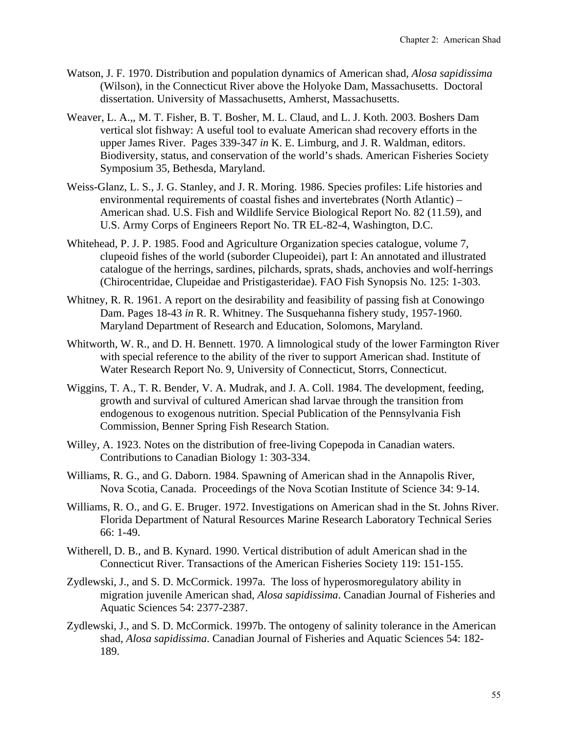Watson, J. F. 1970. Distribution and population dynamics of American shad, *Alosa sapidissima* (Wilson), in the Connecticut River above the Holyoke Dam, Massachusetts. Doctoral dissertation. University of Massachusetts, Amherst, Massachusetts.

Weaver, L. A.,, M. T. Fisher, B. T. Bosher, M. L. Claud, and L. J. Koth. 2003. Boshers Dam vertical slot fishway: A useful tool to evaluate American shad recovery efforts in the upper James River. Pages 339-347 *in* K. E. Limburg, and J. R. Waldman, editors. Biodiversity, status, and conservation of the world's shads. American Fisheries Society Symposium 35, Bethesda, Maryland.

Weiss-Glanz, L. S., J. G. Stanley, and J. R. Moring. 1986. Species profiles: Life histories and environmental requirements of coastal fishes and invertebrates (North Atlantic) – American shad. U.S. Fish and Wildlife Service Biological Report No. 82 (11.59), and U.S. Army Corps of Engineers Report No. TR EL-82-4, Washington, D.C.

Whitehead, P. J. P. 1985. Food and Agriculture Organization species catalogue, volume 7, clupeoid fishes of the world (suborder Clupeoidei), part I: An annotated and illustrated catalogue of the herrings, sardines, pilchards, sprats, shads, anchovies and wolf-herrings (Chirocentridae, Clupeidae and Pristigasteridae). FAO Fish Synopsis No. 125: 1-303.

Whitney, R. R. 1961. A report on the desirability and feasibility of passing fish at Conowingo Dam. Pages 18-43 *in* R. R. Whitney. The Susquehanna fishery study, 1957-1960. Maryland Department of Research and Education, Solomons, Maryland.

Whitworth, W. R., and D. H. Bennett. 1970. A limnological study of the lower Farmington River with special reference to the ability of the river to support American shad. Institute of Water Research Report No. 9, University of Connecticut, Storrs, Connecticut.

Wiggins, T. A., T. R. Bender, V. A. Mudrak, and J. A. Coll. 1984. The development, feeding, growth and survival of cultured American shad larvae through the transition from endogenous to exogenous nutrition. Special Publication of the Pennsylvania Fish Commission, Benner Spring Fish Research Station.

Willey, A. 1923. Notes on the distribution of free-living Copepoda in Canadian waters. Contributions to Canadian Biology 1: 303-334.

Williams, R. G., and G. Daborn. 1984. Spawning of American shad in the Annapolis River, Nova Scotia, Canada. Proceedings of the Nova Scotian Institute of Science 34: 9-14.

Williams, R. O., and G. E. Bruger. 1972. Investigations on American shad in the St. Johns River. Florida Department of Natural Resources Marine Research Laboratory Technical Series 66: 1-49.

Witherell, D. B., and B. Kynard. 1990. Vertical distribution of adult American shad in the Connecticut River. Transactions of the American Fisheries Society 119: 151-155.

Zydlewski, J., and S. D. McCormick. 1997a. The loss of hyperosmoregulatory ability in migration juvenile American shad, *Alosa sapidissima*. Canadian Journal of Fisheries and Aquatic Sciences 54: 2377-2387.

Zydlewski, J., and S. D. McCormick. 1997b. The ontogeny of salinity tolerance in the American shad, *Alosa sapidissima*. Canadian Journal of Fisheries and Aquatic Sciences 54: 182-189.